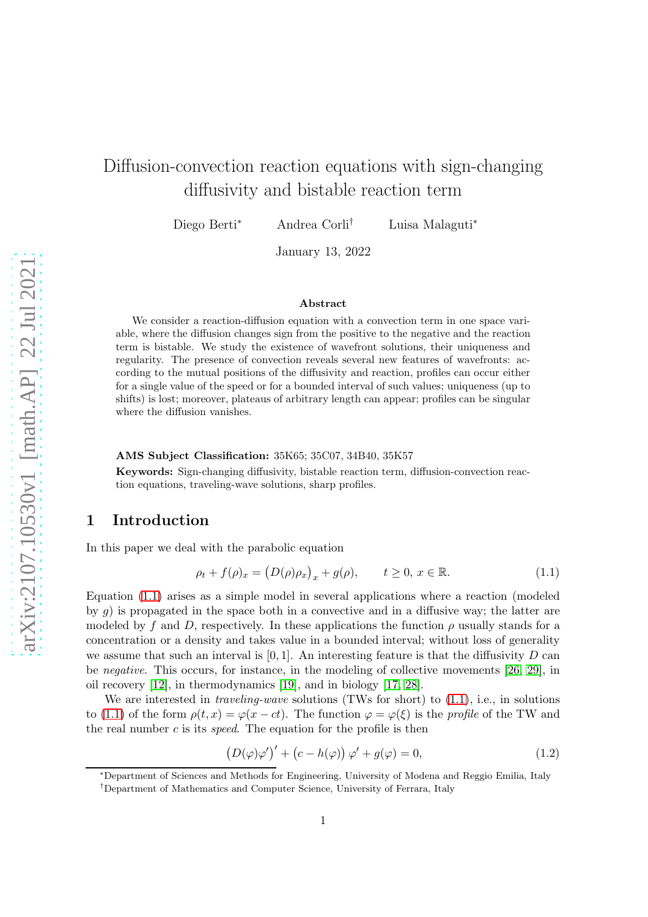# Diffusion-convection reaction equations with sign-changing diffusivity and bistable reaction term

Diego Berti[*] Andrea Corli[†] Luisa Malaguti[*]

January 13, 2022

### Abstract

We consider a reaction-diffusion equation with a convection term in one space variable, where the diffusion changes sign from the positive to the negative and the reaction term is bistable. We study the existence of wavefront solutions, their uniqueness and regularity. The presence of convection reveals several new features of wavefronts: according to the mutual positions of the diffusivity and reaction, profiles can occur either for a single value of the speed or for a bounded interval of such values; uniqueness (up to shifts) is lost; moreover, plateaus of arbitrary length can appear; profiles can be singular where the diffusion vanishes.

**AMS Subject Classification:** 35K65; 35C07, 34B40, 35K57

**Keywords:** Sign-changing diffusivity, bistable reaction term, diffusion-convection reaction equations, traveling-wave solutions, sharp profiles.

## 1 Introduction

In this paper we deal with the parabolic equation

$$\rho_t + f(\rho)_x = \big(D(\rho)\rho_x\big)_x + g(\rho), \qquad t \geq 0,\, x \in \mathbb{R}. \tag{1.1}$$

Equation (1.1) arises as a simple model in several applications where a reaction (modeled by $g$) is propagated in the space both in a convective and in a diffusive way; the latter are modeled by $f$ and $D$, respectively. In these applications the function $\rho$ usually stands for a concentration or a density and takes value in a bounded interval; without loss of generality we assume that such an interval is $[0,1]$. An interesting feature is that the diffusivity $D$ can be *negative*. This occurs, for instance, in the modeling of collective movements [26, 29], in oil recovery [12], in thermodynamics [19], and in biology [17, 28].

We are interested in *traveling-wave* solutions (TWs for short) to (1.1), i.e., in solutions to (1.1) of the form $\rho(t,x) = \varphi(x - ct)$. The function $\varphi = \varphi(\xi)$ is the *profile* of the TW and the real number $c$ is its *speed*. The equation for the profile is then

$$\big(D(\varphi)\varphi'\big)' + \big(c - h(\varphi)\big)\,\varphi' + g(\varphi) = 0, \tag{1.2}$$

[*] Department of Sciences and Methods for Engineering, University of Modena and Reggio Emilia, Italy

[†] Department of Mathematics and Computer Science, University of Ferrara, Italy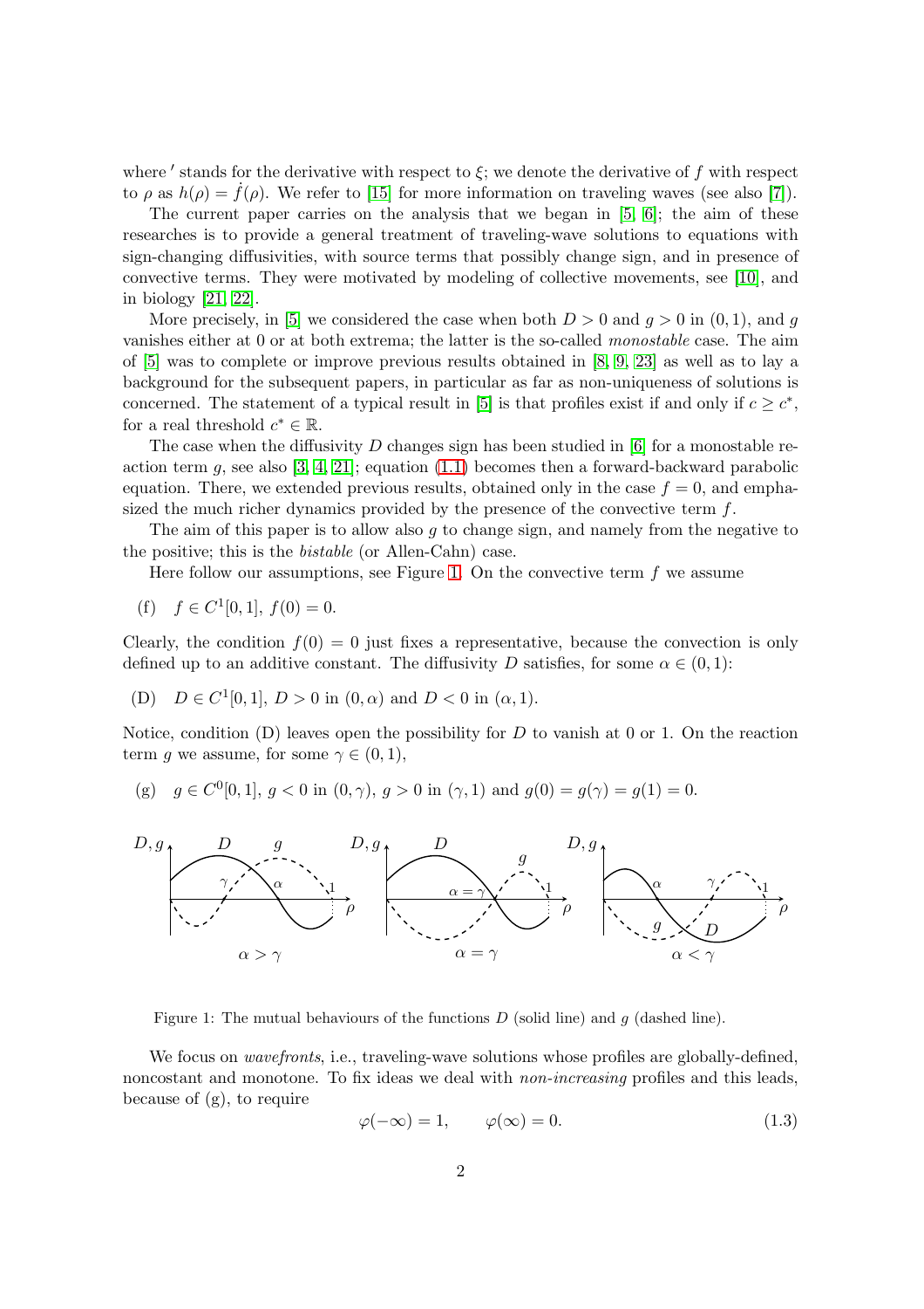where $'$ stands for the derivative with respect to $\xi$; we denote the derivative of $f$ with respect to $\rho$ as $h(\rho) = \dot{f}(\rho)$. We refer to [15] for more information on traveling waves (see also [7]).

The current paper carries on the analysis that we began in [5, 6]; the aim of these researches is to provide a general treatment of traveling-wave solutions to equations with sign-changing diffusivities, with source terms that possibly change sign, and in presence of convective terms. They were motivated by modeling of collective movements, see [10], and in biology [21, 22].

More precisely, in [5] we considered the case when both $D > 0$ and $g > 0$ in $(0, 1)$, and $g$ vanishes either at 0 or at both extrema; the latter is the so-called *monostable* case. The aim of [5] was to complete or improve previous results obtained in [8, 9, 23] as well as to lay a background for the subsequent papers, in particular as far as non-uniqueness of solutions is concerned. The statement of a typical result in [5] is that profiles exist if and only if $c \geq c^*$, for a real threshold $c^* \in \mathbb{R}$.

The case when the diffusivity $D$ changes sign has been studied in [6] for a monostable reaction term $g$, see also [3, 4, 21]; equation (1.1) becomes then a forward-backward parabolic equation. There, we extended previous results, obtained only in the case $f = 0$, and emphasized the much richer dynamics provided by the presence of the convective term $f$.

The aim of this paper is to allow also $g$ to change sign, and namely from the negative to the positive; this is the *bistable* (or Allen-Cahn) case.

Here follow our assumptions, see Figure 1. On the convective term $f$ we assume

(f) $f \in C^1[0, 1]$, $f(0) = 0$.

Clearly, the condition $f(0) = 0$ just fixes a representative, because the convection is only defined up to an additive constant. The diffusivity $D$ satisfies, for some $\alpha \in (0, 1)$:

(D) $D \in C^1[0, 1]$, $D > 0$ in $(0, \alpha)$ and $D < 0$ in $(\alpha, 1)$.

Notice, condition (D) leaves open the possibility for $D$ to vanish at 0 or 1. On the reaction term $g$ we assume, for some $\gamma \in (0, 1)$,

(g) $g \in C^0[0, 1]$, $g < 0$ in $(0, \gamma)$, $g > 0$ in $(\gamma, 1)$ and $g(0) = g(\gamma) = g(1) = 0$.

Figure 1: The mutual behaviours of the functions $D$ (solid line) and $g$ (dashed line).

We focus on *wavefronts*, i.e., traveling-wave solutions whose profiles are globally-defined, noncostant and monotone. To fix ideas we deal with *non-increasing* profiles and this leads, because of (g), to require

$$\varphi(-\infty) = 1, \qquad \varphi(\infty) = 0. \tag{1.3}$$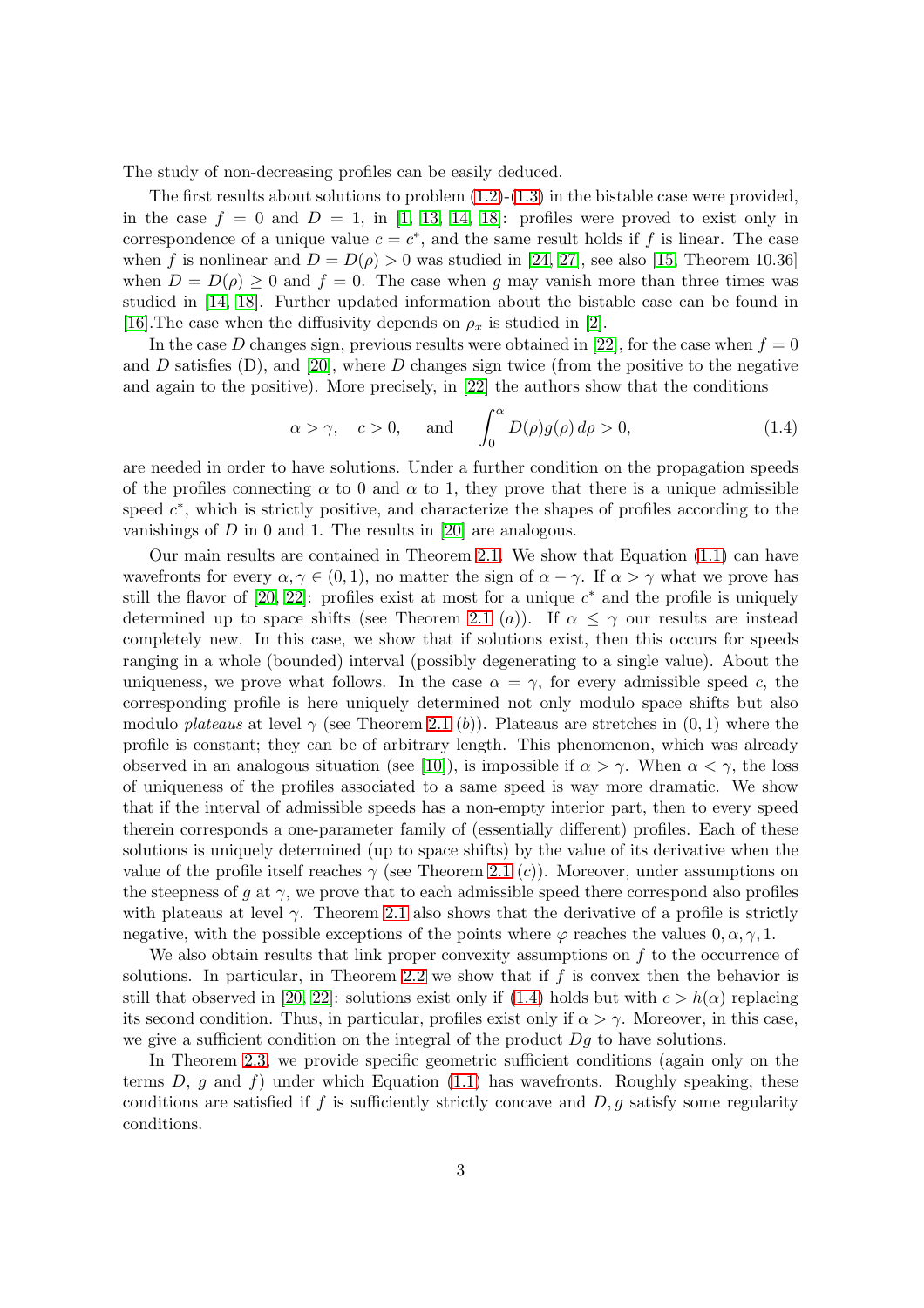The study of non-decreasing profiles can be easily deduced.

The first results about solutions to problem (1.2)-(1.3) in the bistable case were provided, in the case $f = 0$ and $D = 1$, in [1, 13, 14, 18]: profiles were proved to exist only in correspondence of a unique value $c = c^*$, and the same result holds if $f$ is linear. The case when $f$ is nonlinear and $D = D(\rho) > 0$ was studied in [24, 27], see also [15, Theorem 10.36] when $D = D(\rho) \geq 0$ and $f = 0$. The case when $g$ may vanish more than three times was studied in [14, 18]. Further updated information about the bistable case can be found in [16].The case when the diffusivity depends on $\rho_x$ is studied in [2].

In the case $D$ changes sign, previous results were obtained in [22], for the case when $f = 0$ and $D$ satisfies (D), and [20], where $D$ changes sign twice (from the positive to the negative and again to the positive). More precisely, in [22] the authors show that the conditions

$$\alpha > \gamma, \quad c > 0, \quad \text{and} \quad \int_0^\alpha D(\rho)g(\rho)\,d\rho > 0, \tag{1.4}$$

are needed in order to have solutions. Under a further condition on the propagation speeds of the profiles connecting $\alpha$ to 0 and $\alpha$ to 1, they prove that there is a unique admissible speed $c^*$, which is strictly positive, and characterize the shapes of profiles according to the vanishings of $D$ in 0 and 1. The results in [20] are analogous.

Our main results are contained in Theorem 2.1. We show that Equation (1.1) can have wavefronts for every $\alpha, \gamma \in (0, 1)$, no matter the sign of $\alpha - \gamma$. If $\alpha > \gamma$ what we prove has still the flavor of [20, 22]: profiles exist at most for a unique $c^*$ and the profile is uniquely determined up to space shifts (see Theorem 2.1 $(a)$). If $\alpha \leq \gamma$ our results are instead completely new. In this case, we show that if solutions exist, then this occurs for speeds ranging in a whole (bounded) interval (possibly degenerating to a single value). About the uniqueness, we prove what follows. In the case $\alpha = \gamma$, for every admissible speed $c$, the corresponding profile is here uniquely determined not only modulo space shifts but also modulo *plateaus* at level $\gamma$ (see Theorem 2.1 $(b)$). Plateaus are stretches in $(0, 1)$ where the profile is constant; they can be of arbitrary length. This phenomenon, which was already observed in an analogous situation (see [10]), is impossible if $\alpha > \gamma$. When $\alpha < \gamma$, the loss of uniqueness of the profiles associated to a same speed is way more dramatic. We show that if the interval of admissible speeds has a non-empty interior part, then to every speed therein corresponds a one-parameter family of (essentially different) profiles. Each of these solutions is uniquely determined (up to space shifts) by the value of its derivative when the value of the profile itself reaches $\gamma$ (see Theorem 2.1 $(c)$). Moreover, under assumptions on the steepness of $g$ at $\gamma$, we prove that to each admissible speed there correspond also profiles with plateaus at level $\gamma$. Theorem 2.1 also shows that the derivative of a profile is strictly negative, with the possible exceptions of the points where $\varphi$ reaches the values $0, \alpha, \gamma, 1$.

We also obtain results that link proper convexity assumptions on $f$ to the occurrence of solutions. In particular, in Theorem 2.2 we show that if $f$ is convex then the behavior is still that observed in [20, 22]: solutions exist only if (1.4) holds but with $c > h(\alpha)$ replacing its second condition. Thus, in particular, profiles exist only if $\alpha > \gamma$. Moreover, in this case, we give a sufficient condition on the integral of the product $Dg$ to have solutions.

In Theorem 2.3, we provide specific geometric sufficient conditions (again only on the terms $D$, $g$ and $f$) under which Equation (1.1) has wavefronts. Roughly speaking, these conditions are satisfied if $f$ is sufficiently strictly concave and $D, g$ satisfy some regularity conditions.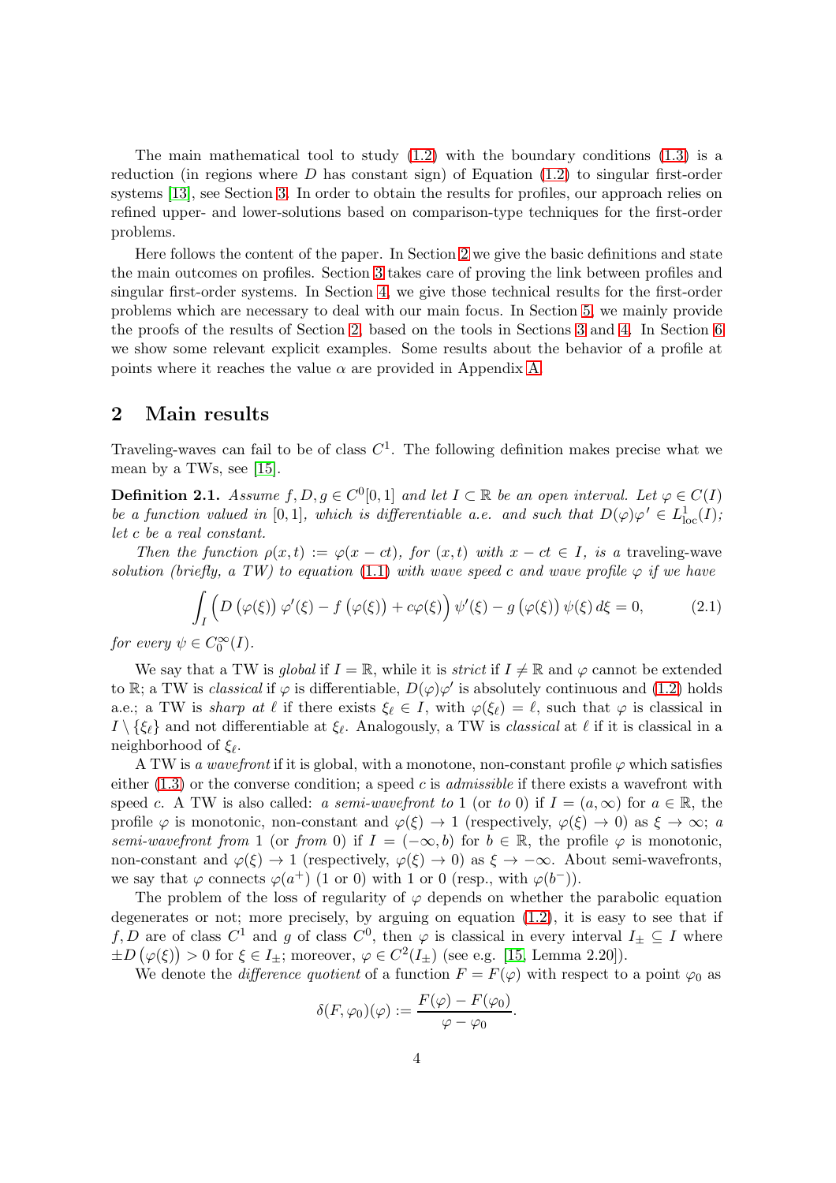The main mathematical tool to study (1.2) with the boundary conditions (1.3) is a reduction (in regions where $D$ has constant sign) of Equation (1.2) to singular first-order systems [13], see Section 3. In order to obtain the results for profiles, our approach relies on refined upper- and lower-solutions based on comparison-type techniques for the first-order problems.

Here follows the content of the paper. In Section 2 we give the basic definitions and state the main outcomes on profiles. Section 3 takes care of proving the link between profiles and singular first-order systems. In Section 4, we give those technical results for the first-order problems which are necessary to deal with our main focus. In Section 5, we mainly provide the proofs of the results of Section 2, based on the tools in Sections 3 and 4. In Section 6 we show some relevant explicit examples. Some results about the behavior of a profile at points where it reaches the value $\alpha$ are provided in Appendix A.

## 2 Main results

Traveling-waves can fail to be of class $C^1$. The following definition makes precise what we mean by a TWs, see [15].

**Definition 2.1.** *Assume $f, D, g \in C^0[0,1]$ and let $I \subset \mathbb{R}$ be an open interval. Let $\varphi \in C(I)$ be a function valued in $[0,1]$, which is differentiable a.e. and such that $D(\varphi)\varphi' \in L^1_{\mathrm{loc}}(I)$; let $c$ be a real constant.*

*Then the function $\rho(x,t) := \varphi(x - ct)$, for $(x,t)$ with $x - ct \in I$, is a* traveling-wave solution *(briefly, a TW) to equation (1.1) with wave speed $c$ and wave profile $\varphi$ if we have*

$$\int_I \Big( D\left(\varphi(\xi)\right) \varphi'(\xi) - f\left(\varphi(\xi)\right) + c\varphi(\xi) \Big) \psi'(\xi) - g\left(\varphi(\xi)\right) \psi(\xi)\, d\xi = 0, \tag{2.1}$$

*for every $\psi \in C_0^\infty(I)$.*

We say that a TW is *global* if $I = \mathbb{R}$, while it is *strict* if $I \neq \mathbb{R}$ and $\varphi$ cannot be extended to $\mathbb{R}$; a TW is *classical* if $\varphi$ is differentiable, $D(\varphi)\varphi'$ is absolutely continuous and (1.2) holds a.e.; a TW is *sharp at* $\ell$ if there exists $\xi_\ell \in I$, with $\varphi(\xi_\ell) = \ell$, such that $\varphi$ is classical in $I \setminus \{\xi_\ell\}$ and not differentiable at $\xi_\ell$. Analogously, a TW is *classical* at $\ell$ if it is classical in a neighborhood of $\xi_\ell$.

A TW is *a wavefront* if it is global, with a monotone, non-constant profile $\varphi$ which satisfies either (1.3) or the converse condition; a speed $c$ is *admissible* if there exists a wavefront with speed $c$. A TW is also called: *a semi-wavefront to* 1 (or *to* 0) if $I = (a, \infty)$ for $a \in \mathbb{R}$, the profile $\varphi$ is monotonic, non-constant and $\varphi(\xi) \to 1$ (respectively, $\varphi(\xi) \to 0$) as $\xi \to \infty$; *a semi-wavefront from* 1 (or *from* 0) if $I = (-\infty, b)$ for $b \in \mathbb{R}$, the profile $\varphi$ is monotonic, non-constant and $\varphi(\xi) \to 1$ (respectively, $\varphi(\xi) \to 0$) as $\xi \to -\infty$. About semi-wavefronts, we say that $\varphi$ connects $\varphi(a^+)$ (1 or 0) with 1 or 0 (resp., with $\varphi(b^-)$).

The problem of the loss of regularity of $\varphi$ depends on whether the parabolic equation degenerates or not; more precisely, by arguing on equation (1.2), it is easy to see that if $f, D$ are of class $C^1$ and $g$ of class $C^0$, then $\varphi$ is classical in every interval $I_\pm \subseteq I$ where $\pm D\left(\varphi(\xi)\right) > 0$ for $\xi \in I_\pm$; moreover, $\varphi \in C^2(I_\pm)$ (see e.g. [15, Lemma 2.20]).

We denote the *difference quotient* of a function $F = F(\varphi)$ with respect to a point $\varphi_0$ as

$$\delta(F, \varphi_0)(\varphi) := \frac{F(\varphi) - F(\varphi_0)}{\varphi - \varphi_0}.$$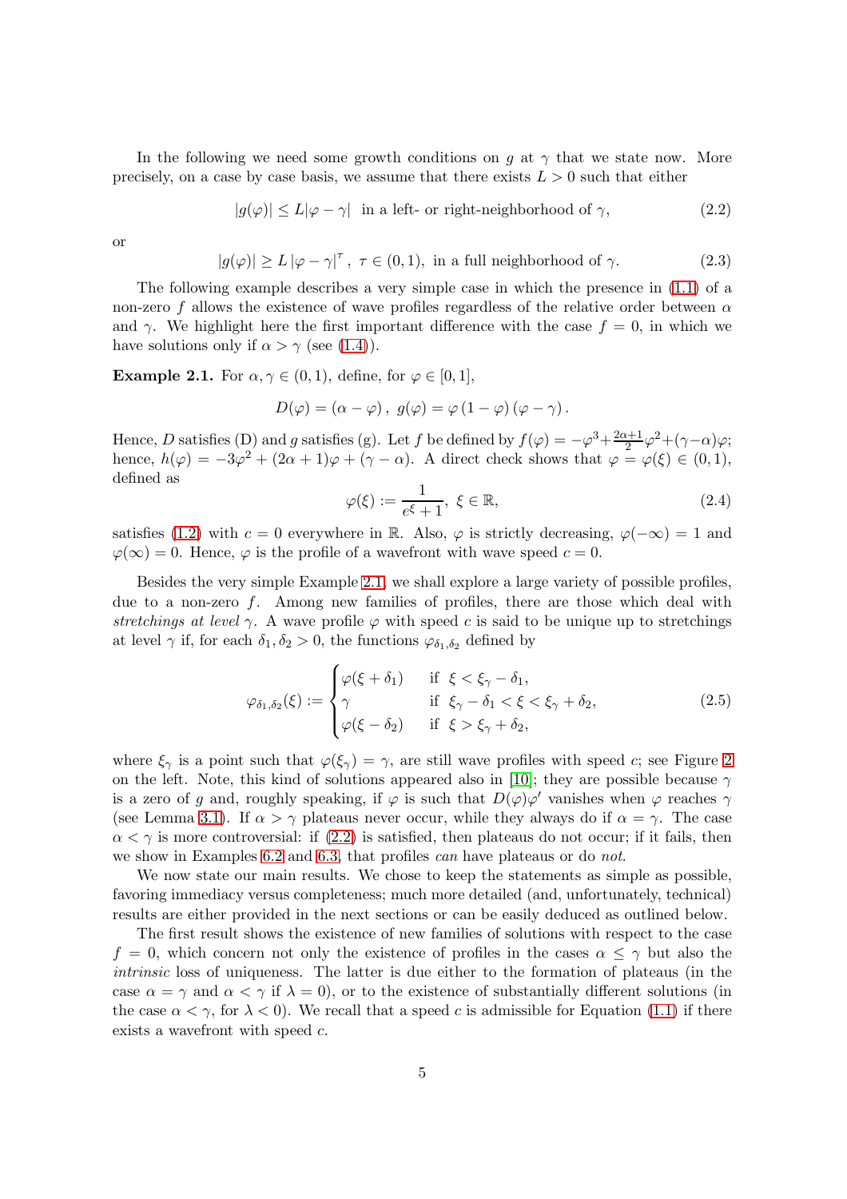In the following we need some growth conditions on $g$ at $\gamma$ that we state now. More precisely, on a case by case basis, we assume that there exists $L > 0$ such that either

$$|g(\varphi)| \le L|\varphi - \gamma| \ \text{ in a left- or right-neighborhood of } \gamma, \tag{2.2}$$

or

$$|g(\varphi)| \ge L\,|\varphi - \gamma|^{\tau}\,,\ \tau \in (0,1),\ \text{in a full neighborhood of } \gamma. \tag{2.3}$$

The following example describes a very simple case in which the presence in (1.1) of a non-zero $f$ allows the existence of wave profiles regardless of the relative order between $\alpha$ and $\gamma$. We highlight here the first important difference with the case $f = 0$, in which we have solutions only if $\alpha > \gamma$ (see (1.4)).

**Example 2.1.** For $\alpha, \gamma \in (0,1)$, define, for $\varphi \in [0,1]$,

$$D(\varphi) = (\alpha - \varphi)\,,\ g(\varphi) = \varphi\,(1-\varphi)\,(\varphi - \gamma)\,.$$

Hence, $D$ satisfies (D) and $g$ satisfies (g). Let $f$ be defined by $f(\varphi) = -\varphi^3 + \frac{2\alpha+1}{2}\varphi^2 + (\gamma-\alpha)\varphi$; hence, $h(\varphi) = -3\varphi^2 + (2\alpha+1)\varphi + (\gamma - \alpha)$. A direct check shows that $\varphi = \varphi(\xi) \in (0,1)$, defined as

$$\varphi(\xi) := \frac{1}{e^{\xi}+1},\ \xi \in \mathbb{R}, \tag{2.4}$$

satisfies (1.2) with $c = 0$ everywhere in $\mathbb{R}$. Also, $\varphi$ is strictly decreasing, $\varphi(-\infty) = 1$ and $\varphi(\infty) = 0$. Hence, $\varphi$ is the profile of a wavefront with wave speed $c = 0$.

Besides the very simple Example 2.1, we shall explore a large variety of possible profiles, due to a non-zero $f$. Among new families of profiles, there are those which deal with *stretchings at level* $\gamma$. A wave profile $\varphi$ with speed $c$ is said to be unique up to stretchings at level $\gamma$ if, for each $\delta_1, \delta_2 > 0$, the functions $\varphi_{\delta_1,\delta_2}$ defined by

$$\varphi_{\delta_1,\delta_2}(\xi) := \begin{cases} \varphi(\xi + \delta_1) & \text{if } \ \xi < \xi_\gamma - \delta_1, \\ \gamma & \text{if } \ \xi_\gamma - \delta_1 < \xi < \xi_\gamma + \delta_2, \\ \varphi(\xi - \delta_2) & \text{if } \ \xi > \xi_\gamma + \delta_2, \end{cases} \tag{2.5}$$

where $\xi_\gamma$ is a point such that $\varphi(\xi_\gamma) = \gamma$, are still wave profiles with speed $c$; see Figure 2 on the left. Note, this kind of solutions appeared also in [10]; they are possible because $\gamma$ is a zero of $g$ and, roughly speaking, if $\varphi$ is such that $D(\varphi)\varphi'$ vanishes when $\varphi$ reaches $\gamma$ (see Lemma 3.1). If $\alpha > \gamma$ plateaus never occur, while they always do if $\alpha = \gamma$. The case $\alpha < \gamma$ is more controversial: if (2.2) is satisfied, then plateaus do not occur; if it fails, then we show in Examples 6.2 and 6.3, that profiles *can* have plateaus or do *not*.

We now state our main results. We chose to keep the statements as simple as possible, favoring immediacy versus completeness; much more detailed (and, unfortunately, technical) results are either provided in the next sections or can be easily deduced as outlined below.

The first result shows the existence of new families of solutions with respect to the case $f = 0$, which concern not only the existence of profiles in the cases $\alpha \le \gamma$ but also the *intrinsic* loss of uniqueness. The latter is due either to the formation of plateaus (in the case $\alpha = \gamma$ and $\alpha < \gamma$ if $\lambda = 0$), or to the existence of substantially different solutions (in the case $\alpha < \gamma$, for $\lambda < 0$). We recall that a speed $c$ is admissible for Equation (1.1) if there exists a wavefront with speed $c$.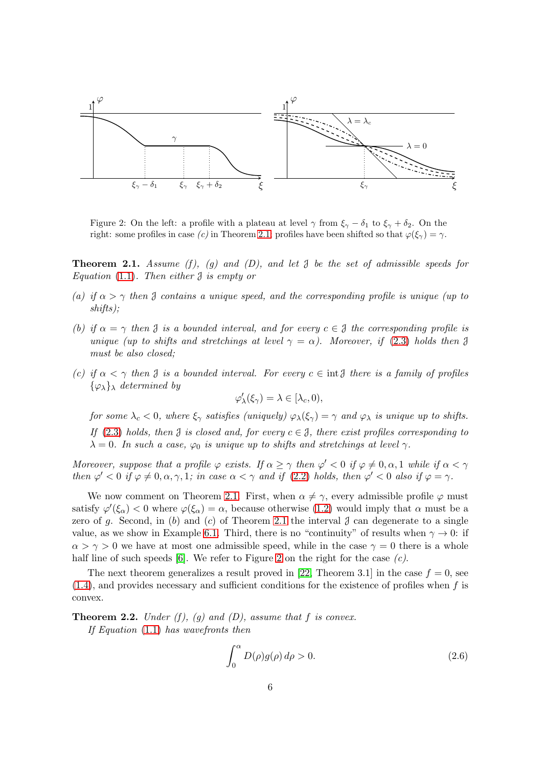Figure 2: On the left: a profile with a plateau at level $\gamma$ from $\xi_\gamma - \delta_1$ to $\xi_\gamma + \delta_2$. On the right: some profiles in case *(c)* in Theorem 2.1; profiles have been shifted so that $\varphi(\xi_\gamma) = \gamma$.

**Theorem 2.1.** *Assume (f), (g) and (D), and let $\mathcal{J}$ be the set of admissible speeds for Equation* (1.1)*. Then either $\mathcal{J}$ is empty or*

*(a) if $\alpha > \gamma$ then $\mathcal{J}$ contains a unique speed, and the corresponding profile is unique (up to shifts);*

*(b) if $\alpha = \gamma$ then $\mathcal{J}$ is a bounded interval, and for every $c \in \mathcal{J}$ the corresponding profile is unique (up to shifts and stretchings at level $\gamma = \alpha$). Moreover, if* (2.3) *holds then $\mathcal{J}$ must be also closed;*

*(c) if $\alpha < \gamma$ then $\mathcal{J}$ is a bounded interval. For every $c \in \operatorname{int} \mathcal{J}$ there is a family of profiles $\{\varphi_\lambda\}_\lambda$ determined by*

$$\varphi_\lambda'(\xi_\gamma) = \lambda \in [\lambda_c, 0),$$

*for some $\lambda_c < 0$, where $\xi_\gamma$ satisfies (uniquely) $\varphi_\lambda(\xi_\gamma) = \gamma$ and $\varphi_\lambda$ is unique up to shifts.*

*If* (2.3) *holds, then $\mathcal{J}$ is closed and, for every $c \in \mathcal{J}$, there exist profiles corresponding to $\lambda = 0$. In such a case, $\varphi_0$ is unique up to shifts and stretchings at level $\gamma$.*

*Moreover, suppose that a profile $\varphi$ exists. If $\alpha \geq \gamma$ then $\varphi' < 0$ if $\varphi \neq 0, \alpha, 1$ while if $\alpha < \gamma$ then $\varphi' < 0$ if $\varphi \neq 0, \alpha, \gamma, 1$; in case $\alpha < \gamma$ and if* (2.2) *holds, then $\varphi' < 0$ also if $\varphi = \gamma$.*

We now comment on Theorem 2.1. First, when $\alpha \neq \gamma$, every admissible profile $\varphi$ must satisfy $\varphi'(\xi_\alpha) < 0$ where $\varphi(\xi_\alpha) = \alpha$, because otherwise (1.2) would imply that $\alpha$ must be a zero of $g$. Second, in $(b)$ and $(c)$ of Theorem 2.1 the interval $\mathcal{J}$ can degenerate to a single value, as we show in Example 6.1. Third, there is no "continuity" of results when $\gamma \to 0$: if $\alpha > \gamma > 0$ we have at most one admissible speed, while in the case $\gamma = 0$ there is a whole half line of such speeds [6]. We refer to Figure 2 on the right for the case *(c)*.

The next theorem generalizes a result proved in [22, Theorem 3.1] in the case $f = 0$, see (1.4), and provides necessary and sufficient conditions for the existence of profiles when $f$ is convex.

**Theorem 2.2.** *Under (f), (g) and (D), assume that $f$ is convex.*
*If Equation* (1.1) *has wavefronts then*

$$\int_0^\alpha D(\rho) g(\rho)\, d\rho > 0. \tag{2.6}$$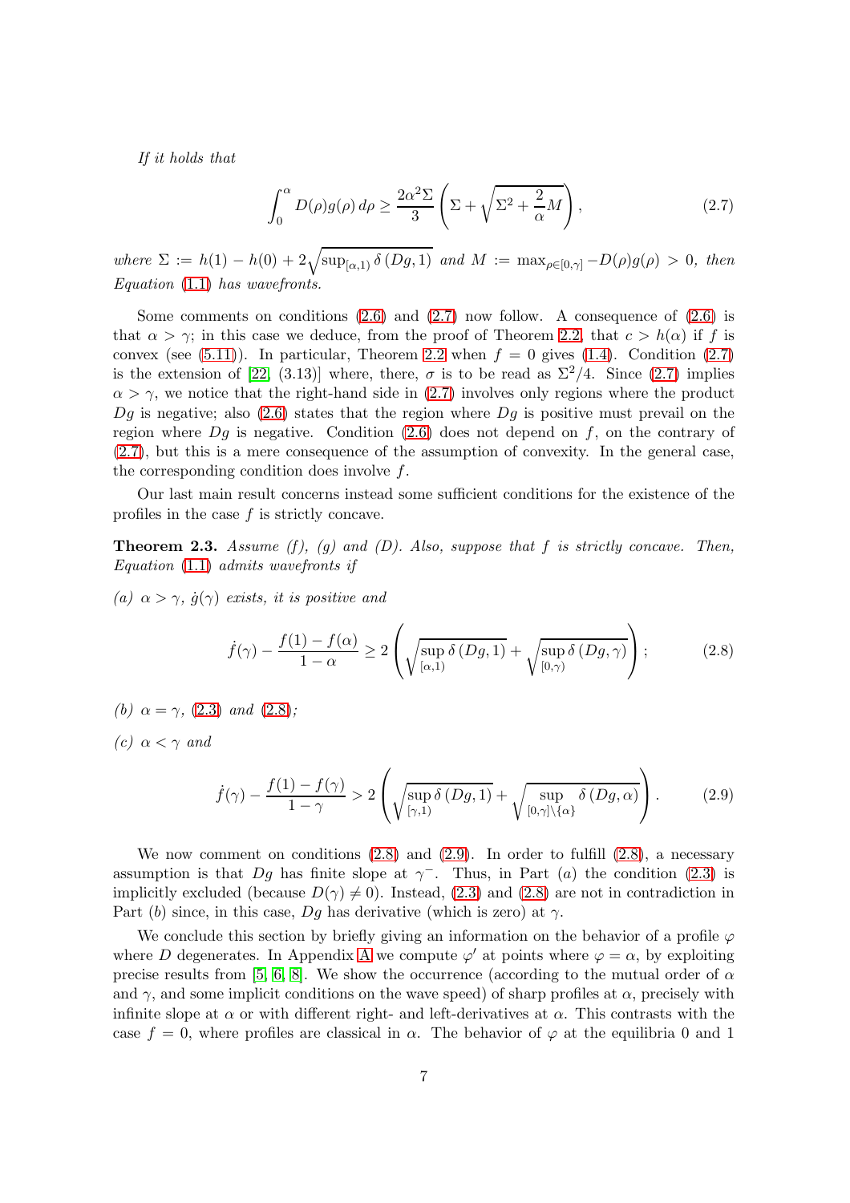*If it holds that*

$$\int_0^\alpha D(\rho)g(\rho)\,d\rho \geq \frac{2\alpha^2\Sigma}{3}\left(\Sigma+\sqrt{\Sigma^2+\frac{2}{\alpha}M}\right), \tag{2.7}$$

*where* $\Sigma := h(1)-h(0)+2\sqrt{\sup_{[\alpha,1)}\delta\left(Dg,1\right)}$ *and* $M := \max_{\rho\in[0,\gamma]} -D(\rho)g(\rho) > 0$*, then Equation* (1.1) *has wavefronts.*

Some comments on conditions (2.6) and (2.7) now follow. A consequence of (2.6) is that $\alpha > \gamma$; in this case we deduce, from the proof of Theorem 2.2, that $c > h(\alpha)$ if $f$ is convex (see (5.11)). In particular, Theorem 2.2 when $f = 0$ gives (1.4). Condition (2.7) is the extension of [22, (3.13)] where, there, $\sigma$ is to be read as $\Sigma^2/4$. Since (2.7) implies $\alpha > \gamma$, we notice that the right-hand side in (2.7) involves only regions where the product $Dg$ is negative; also (2.6) states that the region where $Dg$ is positive must prevail on the region where $Dg$ is negative. Condition (2.6) does not depend on $f$, on the contrary of (2.7), but this is a mere consequence of the assumption of convexity. In the general case, the corresponding condition does involve $f$.

Our last main result concerns instead some sufficient conditions for the existence of the profiles in the case $f$ is strictly concave.

**Theorem 2.3.** *Assume (f), (g) and (D). Also, suppose that $f$ is strictly concave. Then, Equation* (1.1) *admits wavefronts if*

*(a) $\alpha > \gamma$, $\dot{g}(\gamma)$ exists, it is positive and*

$$\dot{f}(\gamma) - \frac{f(1)-f(\alpha)}{1-\alpha} \geq 2\left(\sqrt{\sup_{[\alpha,1)}\delta\left(Dg,1\right)}+\sqrt{\sup_{[0,\gamma)}\delta\left(Dg,\gamma\right)}\right); \tag{2.8}$$

*(b) $\alpha = \gamma$,* (2.3) *and* (2.8)*;*

*(c) $\alpha < \gamma$ and*

$$\dot{f}(\gamma) - \frac{f(1)-f(\gamma)}{1-\gamma} > 2\left(\sqrt{\sup_{[\gamma,1)}\delta\left(Dg,1\right)}+\sqrt{\sup_{[0,\gamma]\setminus\{\alpha\}}\delta\left(Dg,\alpha\right)}\right). \tag{2.9}$$

We now comment on conditions (2.8) and (2.9). In order to fulfill (2.8), a necessary assumption is that $Dg$ has finite slope at $\gamma^-$. Thus, in Part $(a)$ the condition (2.3) is implicitly excluded (because $D(\gamma) \neq 0$). Instead, (2.3) and (2.8) are not in contradiction in Part $(b)$ since, in this case, $Dg$ has derivative (which is zero) at $\gamma$.

We conclude this section by briefly giving an information on the behavior of a profile $\varphi$ where $D$ degenerates. In Appendix A we compute $\varphi'$ at points where $\varphi = \alpha$, by exploiting precise results from [5, 6, 8]. We show the occurrence (according to the mutual order of $\alpha$ and $\gamma$, and some implicit conditions on the wave speed) of sharp profiles at $\alpha$, precisely with infinite slope at $\alpha$ or with different right- and left-derivatives at $\alpha$. This contrasts with the case $f = 0$, where profiles are classical in $\alpha$. The behavior of $\varphi$ at the equilibria 0 and 1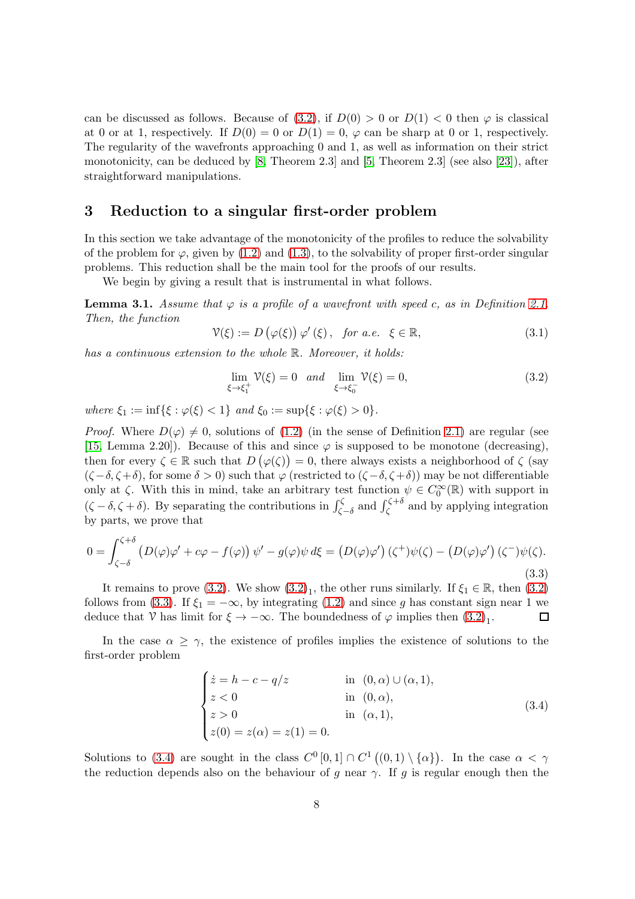can be discussed as follows. Because of (3.2), if $D(0) > 0$ or $D(1) < 0$ then $\varphi$ is classical at 0 or at 1, respectively. If $D(0) = 0$ or $D(1) = 0$, $\varphi$ can be sharp at 0 or 1, respectively. The regularity of the wavefronts approaching 0 and 1, as well as information on their strict monotonicity, can be deduced by [8, Theorem 2.3] and [5, Theorem 2.3] (see also [23]), after straightforward manipulations.

## 3 Reduction to a singular first-order problem

In this section we take advantage of the monotonicity of the profiles to reduce the solvability of the problem for $\varphi$, given by (1.2) and (1.3), to the solvability of proper first-order singular problems. This reduction shall be the main tool for the proofs of our results.

We begin by giving a result that is instrumental in what follows.

**Lemma 3.1.** *Assume that $\varphi$ is a profile of a wavefront with speed $c$, as in Definition 2.1. Then, the function*

$$\mathcal{V}(\xi) := D\left(\varphi(\xi)\right)\varphi'(\xi), \quad \text{for a.e. } \xi \in \mathbb{R}, \tag{3.1}$$

*has a continuous extension to the whole $\mathbb{R}$. Moreover, it holds:*

$$\lim_{\xi\to\xi_1^+} \mathcal{V}(\xi) = 0 \quad \text{and} \quad \lim_{\xi\to\xi_0^-} \mathcal{V}(\xi) = 0, \tag{3.2}$$

*where $\xi_1 := \inf\{\xi : \varphi(\xi) < 1\}$ and $\xi_0 := \sup\{\xi : \varphi(\xi) > 0\}$.*

*Proof.* Where $D(\varphi) \neq 0$, solutions of (1.2) (in the sense of Definition 2.1) are regular (see [15, Lemma 2.20]). Because of this and since $\varphi$ is supposed to be monotone (decreasing), then for every $\zeta \in \mathbb{R}$ such that $D\left(\varphi(\zeta)\right) = 0$, there always exists a neighborhood of $\zeta$ (say $(\zeta-\delta, \zeta+\delta)$, for some $\delta > 0$) such that $\varphi$ (restricted to $(\zeta-\delta, \zeta+\delta)$) may be not differentiable only at $\zeta$. With this in mind, take an arbitrary test function $\psi \in C_0^\infty(\mathbb{R})$ with support in $(\zeta-\delta, \zeta+\delta)$. By separating the contributions in $\int_{\zeta-\delta}^{\zeta}$ and $\int_{\zeta}^{\zeta+\delta}$ and by applying integration by parts, we prove that

$$0 = \int_{\zeta-\delta}^{\zeta+\delta} \left(D(\varphi)\varphi' + c\varphi - f(\varphi)\right)\psi' - g(\varphi)\psi\, d\xi = \left(D(\varphi)\varphi'\right)(\zeta^+)\psi(\zeta) - \left(D(\varphi)\varphi'\right)(\zeta^-)\psi(\zeta). \tag{3.3}$$

It remains to prove (3.2). We show $(3.2)_1$, the other runs similarly. If $\xi_1 \in \mathbb{R}$, then (3.2) follows from (3.3). If $\xi_1 = -\infty$, by integrating (1.2) and since $g$ has constant sign near 1 we deduce that $\mathcal{V}$ has limit for $\xi \to -\infty$. The boundedness of $\varphi$ implies then $(3.2)_1$. $\square$

In the case $\alpha \geq \gamma$, the existence of profiles implies the existence of solutions to the first-order problem

$$\begin{cases} \dot{z} = h - c - q/z & \text{in } (0,\alpha) \cup (\alpha, 1), \\ z < 0 & \text{in } (0,\alpha), \\ z > 0 & \text{in } (\alpha, 1), \\ z(0) = z(\alpha) = z(1) = 0. \end{cases} \tag{3.4}$$

Solutions to (3.4) are sought in the class $C^0[0,1] \cap C^1\left((0,1) \setminus \{\alpha\}\right)$. In the case $\alpha < \gamma$ the reduction depends also on the behaviour of $g$ near $\gamma$. If $g$ is regular enough then the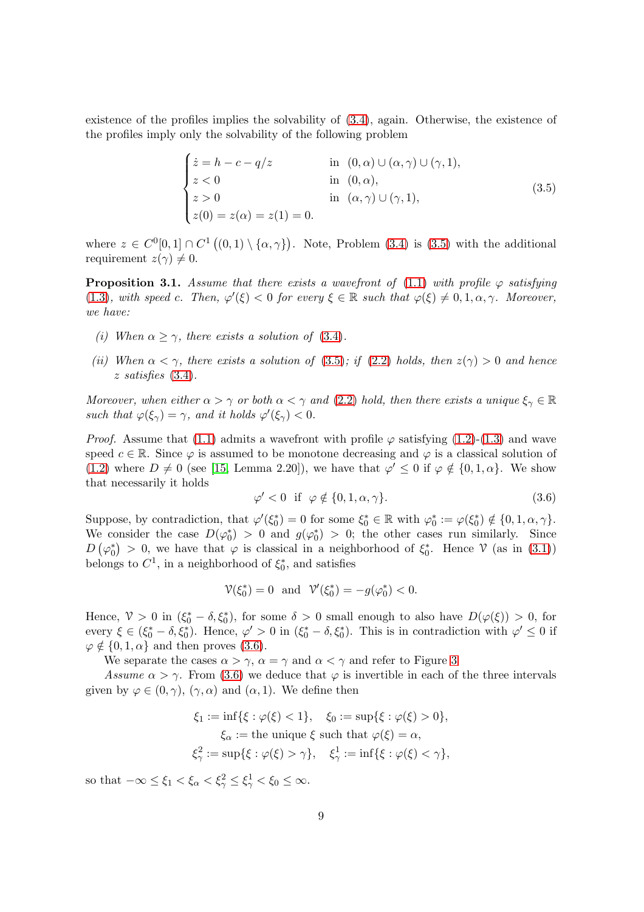existence of the profiles implies the solvability of (3.4), again. Otherwise, the existence of the profiles imply only the solvability of the following problem

$$
\begin{cases}
\dot{z} = h - c - q/z & \text{in } \ (0,\alpha) \cup (\alpha,\gamma) \cup (\gamma,1),\\
z < 0 & \text{in } \ (0,\alpha),\\
z > 0 & \text{in } \ (\alpha,\gamma) \cup (\gamma,1),\\
z(0) = z(\alpha) = z(1) = 0.
\end{cases}
\tag{3.5}
$$

where $z \in C^0[0,1] \cap C^1\left((0,1) \setminus \{\alpha,\gamma\}\right)$. Note, Problem (3.4) is (3.5) with the additional requirement $z(\gamma) \neq 0$.

**Proposition 3.1.** *Assume that there exists a wavefront of (1.1) with profile $\varphi$ satisfying (1.3), with speed $c$. Then, $\varphi'(\xi) < 0$ for every $\xi \in \mathbb{R}$ such that $\varphi(\xi) \neq 0, 1, \alpha, \gamma$. Moreover, we have:*

- *(i) When $\alpha \geq \gamma$, there exists a solution of (3.4).*
- *(ii) When $\alpha < \gamma$, there exists a solution of (3.5); if (2.2) holds, then $z(\gamma) > 0$ and hence $z$ satisfies (3.4).*

*Moreover, when either $\alpha > \gamma$ or both $\alpha < \gamma$ and (2.2) hold, then there exists a unique $\xi_\gamma \in \mathbb{R}$ such that $\varphi(\xi_\gamma) = \gamma$, and it holds $\varphi'(\xi_\gamma) < 0$.*

*Proof.* Assume that (1.1) admits a wavefront with profile $\varphi$ satisfying (1.2)-(1.3) and wave speed $c \in \mathbb{R}$. Since $\varphi$ is assumed to be monotone decreasing and $\varphi$ is a classical solution of (1.2) where $D \neq 0$ (see [15, Lemma 2.20]), we have that $\varphi' \leq 0$ if $\varphi \notin \{0, 1, \alpha\}$. We show that necessarily it holds

$$
\varphi' < 0 \ \text{ if } \ \varphi \notin \{0, 1, \alpha, \gamma\}. \tag{3.6}
$$

Suppose, by contradiction, that $\varphi'(\xi_0^*) = 0$ for some $\xi_0^* \in \mathbb{R}$ with $\varphi_0^* := \varphi(\xi_0^*) \notin \{0, 1, \alpha, \gamma\}$. We consider the case $D(\varphi_0^*) > 0$ and $g(\varphi_0^*) > 0$; the other cases run similarly. Since $D\left(\varphi_0^*\right) > 0$, we have that $\varphi$ is classical in a neighborhood of $\xi_0^*$. Hence $\mathcal{V}$ (as in (3.1)) belongs to $C^1$, in a neighborhood of $\xi_0^*$, and satisfies

$$
\mathcal{V}(\xi_0^*) = 0 \ \text{ and } \ \mathcal{V}'(\xi_0^*) = -g(\varphi_0^*) < 0.
$$

Hence, $\mathcal{V} > 0$ in $(\xi_0^* - \delta, \xi_0^*)$, for some $\delta > 0$ small enough to also have $D(\varphi(\xi)) > 0$, for every $\xi \in (\xi_0^* - \delta, \xi_0^*)$. Hence, $\varphi' > 0$ in $(\xi_0^* - \delta, \xi_0^*)$. This is in contradiction with $\varphi' \leq 0$ if $\varphi \notin \{0, 1, \alpha\}$ and then proves (3.6).

We separate the cases $\alpha > \gamma$, $\alpha = \gamma$ and $\alpha < \gamma$ and refer to Figure 3.

*Assume $\alpha > \gamma$.* From (3.6) we deduce that $\varphi$ is invertible in each of the three intervals given by $\varphi \in (0, \gamma)$, $(\gamma, \alpha)$ and $(\alpha, 1)$. We define then

$$
\begin{gathered}
\xi_1 := \inf\{\xi : \varphi(\xi) < 1\}, \quad \xi_0 := \sup\{\xi : \varphi(\xi) > 0\},\\
\xi_\alpha := \text{the unique } \xi \text{ such that } \varphi(\xi) = \alpha,\\
\xi_\gamma^2 := \sup\{\xi : \varphi(\xi) > \gamma\}, \quad \xi_\gamma^1 := \inf\{\xi : \varphi(\xi) < \gamma\},
\end{gathered}
$$

so that $-\infty \leq \xi_1 < \xi_\alpha < \xi_\gamma^2 \leq \xi_\gamma^1 < \xi_0 \leq \infty$.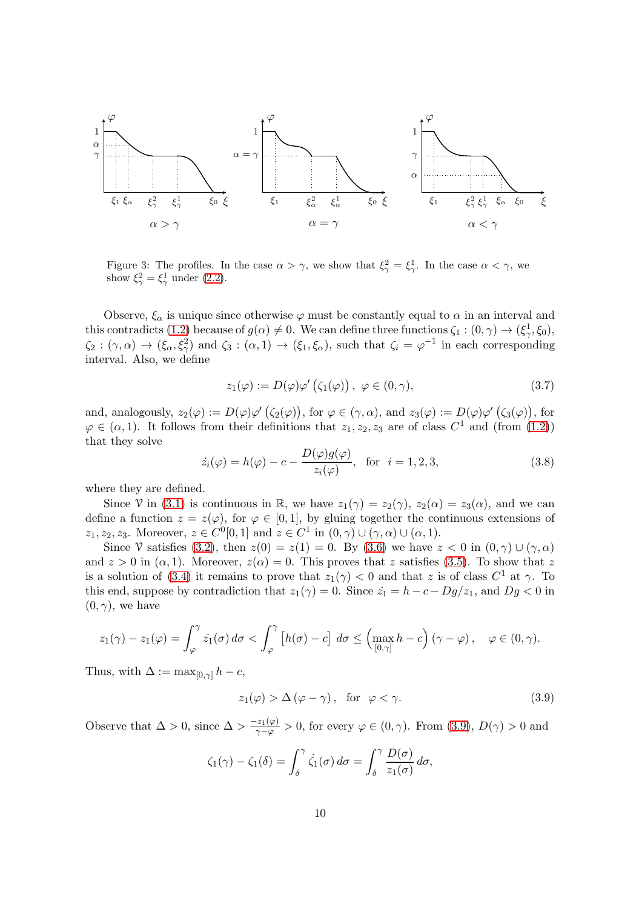Figure 3: The profiles. In the case $\alpha > \gamma$, we show that $\xi_\gamma^2 = \xi_\gamma^1$. In the case $\alpha < \gamma$, we show $\xi_\gamma^2 = \xi_\gamma^1$ under (2.2).

Observe, $\xi_\alpha$ is unique since otherwise $\varphi$ must be constantly equal to $\alpha$ in an interval and this contradicts (1.2) because of $g(\alpha) \neq 0$. We can define three functions $\zeta_1 : (0,\gamma) \to (\xi_\gamma^1, \xi_0)$, $\zeta_2 : (\gamma,\alpha) \to (\xi_\alpha, \xi_\gamma^2)$ and $\zeta_3 : (\alpha, 1) \to (\xi_1, \xi_\alpha)$, such that $\zeta_i = \varphi^{-1}$ in each corresponding interval. Also, we define

$$z_1(\varphi) := D(\varphi)\varphi'\left(\zeta_1(\varphi)\right), \ \varphi \in (0,\gamma), \tag{3.7}$$

and, analogously, $z_2(\varphi) := D(\varphi)\varphi'\left(\zeta_2(\varphi)\right)$, for $\varphi \in (\gamma,\alpha)$, and $z_3(\varphi) := D(\varphi)\varphi'\left(\zeta_3(\varphi)\right)$, for $\varphi \in (\alpha, 1)$. It follows from their definitions that $z_1, z_2, z_3$ are of class $C^1$ and (from (1.2)) that they solve

$$\dot{z}_i(\varphi) = h(\varphi) - c - \frac{D(\varphi)g(\varphi)}{z_i(\varphi)}, \quad \text{for} \quad i = 1,2,3, \tag{3.8}$$

where they are defined.

Since $\mathcal{V}$ in (3.1) is continuous in $\mathbb{R}$, we have $z_1(\gamma) = z_2(\gamma)$, $z_2(\alpha) = z_3(\alpha)$, and we can define a function $z = z(\varphi)$, for $\varphi \in [0,1]$, by gluing together the continuous extensions of $z_1, z_2, z_3$. Moreover, $z \in C^0[0,1]$ and $z \in C^1$ in $(0,\gamma) \cup (\gamma,\alpha) \cup (\alpha,1)$.

Since $\mathcal{V}$ satisfies (3.2), then $z(0) = z(1) = 0$. By (3.6) we have $z < 0$ in $(0,\gamma) \cup (\gamma,\alpha)$ and $z > 0$ in $(\alpha, 1)$. Moreover, $z(\alpha) = 0$. This proves that $z$ satisfies (3.5). To show that $z$ is a solution of (3.4) it remains to prove that $z_1(\gamma) < 0$ and that $z$ is of class $C^1$ at $\gamma$. To this end, suppose by contradiction that $z_1(\gamma) = 0$. Since $\dot{z_1} = h - c - Dg/z_1$, and $Dg < 0$ in $(0,\gamma)$, we have

$$z_1(\gamma) - z_1(\varphi) = \int_\varphi^\gamma \dot{z}_1(\sigma)\,d\sigma < \int_\varphi^\gamma \left[h(\sigma) - c\right]\,d\sigma \le \left(\max_{[0,\gamma]} h - c\right)(\gamma - \varphi), \quad \varphi \in (0,\gamma).$$

Thus, with $\Delta := \max_{[0,\gamma]} h - c$,

$$z_1(\varphi) > \Delta\,(\varphi - \gamma), \quad \text{for} \quad \varphi < \gamma. \tag{3.9}$$

Observe that $\Delta > 0$, since $\Delta > \frac{-z_1(\varphi)}{\gamma - \varphi} > 0$, for every $\varphi \in (0,\gamma)$. From (3.9), $D(\gamma) > 0$ and

$$\zeta_1(\gamma) - \zeta_1(\delta) = \int_\delta^\gamma \dot{\zeta}_1(\sigma)\,d\sigma = \int_\delta^\gamma \frac{D(\sigma)}{z_1(\sigma)}\,d\sigma,$$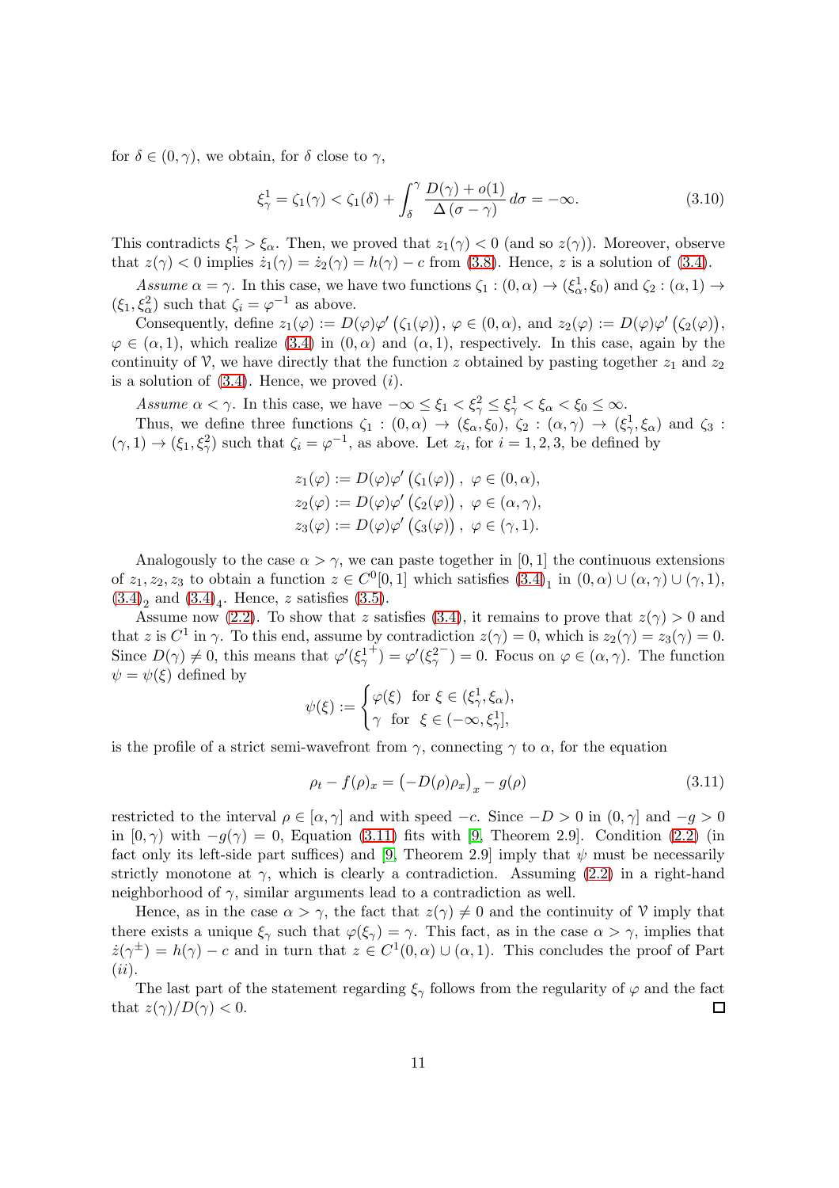for $\delta \in (0, \gamma)$, we obtain, for $\delta$ close to $\gamma$,

$$\xi^1_\gamma = \zeta_1(\gamma) < \zeta_1(\delta) + \int_\delta^\gamma \frac{D(\gamma) + o(1)}{\Delta(\sigma - \gamma)}\, d\sigma = -\infty. \tag{3.10}$$

This contradicts $\xi^1_\gamma > \xi_\alpha$. Then, we proved that $z_1(\gamma) < 0$ (and so $z(\gamma)$). Moreover, observe that $z(\gamma) < 0$ implies $\dot{z}_1(\gamma) = \dot{z}_2(\gamma) = h(\gamma) - c$ from (3.8). Hence, $z$ is a solution of (3.4).

*Assume* $\alpha = \gamma$. In this case, we have two functions $\zeta_1 : (0, \alpha) \to (\xi^1_\alpha, \xi_0)$ and $\zeta_2 : (\alpha, 1) \to (\xi_1, \xi^2_\alpha)$ such that $\zeta_i = \varphi^{-1}$ as above.

Consequently, define $z_1(\varphi) := D(\varphi)\varphi'\left(\zeta_1(\varphi)\right)$, $\varphi \in (0, \alpha)$, and $z_2(\varphi) := D(\varphi)\varphi'\left(\zeta_2(\varphi)\right)$, $\varphi \in (\alpha, 1)$, which realize (3.4) in $(0, \alpha)$ and $(\alpha, 1)$, respectively. In this case, again by the continuity of $\mathcal{V}$, we have directly that the function $z$ obtained by pasting together $z_1$ and $z_2$ is a solution of (3.4). Hence, we proved $(i)$.

*Assume* $\alpha < \gamma$. In this case, we have $-\infty \leq \xi_1 < \xi^2_\gamma \leq \xi^1_\gamma < \xi_\alpha < \xi_0 \leq \infty$.

Thus, we define three functions $\zeta_1 : (0, \alpha) \to (\xi_\alpha, \xi_0)$, $\zeta_2 : (\alpha, \gamma) \to (\xi^1_\gamma, \xi_\alpha)$ and $\zeta_3 : (\gamma, 1) \to (\xi_1, \xi^2_\gamma)$ such that $\zeta_i = \varphi^{-1}$, as above. Let $z_i$, for $i = 1, 2, 3$, be defined by

$$\begin{aligned}
z_1(\varphi) &:= D(\varphi)\varphi'\left(\zeta_1(\varphi)\right),\ \varphi \in (0, \alpha),\\
z_2(\varphi) &:= D(\varphi)\varphi'\left(\zeta_2(\varphi)\right),\ \varphi \in (\alpha, \gamma),\\
z_3(\varphi) &:= D(\varphi)\varphi'\left(\zeta_3(\varphi)\right),\ \varphi \in (\gamma, 1).
\end{aligned}$$

Analogously to the case $\alpha > \gamma$, we can paste together in $[0, 1]$ the continuous extensions of $z_1, z_2, z_3$ to obtain a function $z \in C^0[0, 1]$ which satisfies $(3.4)_1$ in $(0, \alpha) \cup (\alpha, \gamma) \cup (\gamma, 1)$, $(3.4)_2$ and $(3.4)_4$. Hence, $z$ satisfies (3.5).

Assume now (2.2). To show that $z$ satisfies (3.4), it remains to prove that $z(\gamma) > 0$ and that $z$ is $C^1$ in $\gamma$. To this end, assume by contradiction $z(\gamma) = 0$, which is $z_2(\gamma) = z_3(\gamma) = 0$. Since $D(\gamma) \neq 0$, this means that $\varphi'(\xi^{1^+}_\gamma) = \varphi'(\xi^{2^-}_\gamma) = 0$. Focus on $\varphi \in (\alpha, \gamma)$. The function $\psi = \psi(\xi)$ defined by

$$\psi(\xi) := \begin{cases} \varphi(\xi) & \text{for } \xi \in (\xi^1_\gamma, \xi_\alpha), \\ \gamma & \text{for } \xi \in (-\infty, \xi^1_\gamma], \end{cases}$$

is the profile of a strict semi-wavefront from $\gamma$, connecting $\gamma$ to $\alpha$, for the equation

$$\rho_t - f(\rho)_x = \left(-D(\rho)\rho_x\right)_x - g(\rho) \tag{3.11}$$

restricted to the interval $\rho \in [\alpha, \gamma]$ and with speed $-c$. Since $-D > 0$ in $(0, \gamma]$ and $-g > 0$ in $[0, \gamma)$ with $-g(\gamma) = 0$, Equation (3.11) fits with [9, Theorem 2.9]. Condition (2.2) (in fact only its left-side part suffices) and [9, Theorem 2.9] imply that $\psi$ must be necessarily strictly monotone at $\gamma$, which is clearly a contradiction. Assuming (2.2) in a right-hand neighborhood of $\gamma$, similar arguments lead to a contradiction as well.

Hence, as in the case $\alpha > \gamma$, the fact that $z(\gamma) \neq 0$ and the continuity of $\mathcal{V}$ imply that there exists a unique $\xi_\gamma$ such that $\varphi(\xi_\gamma) = \gamma$. This fact, as in the case $\alpha > \gamma$, implies that $\dot{z}(\gamma^\pm) = h(\gamma) - c$ and in turn that $z \in C^1(0, \alpha) \cup (\alpha, 1)$. This concludes the proof of Part $(ii)$.

The last part of the statement regarding $\xi_\gamma$ follows from the regularity of $\varphi$ and the fact that $z(\gamma)/D(\gamma) < 0$. $\square$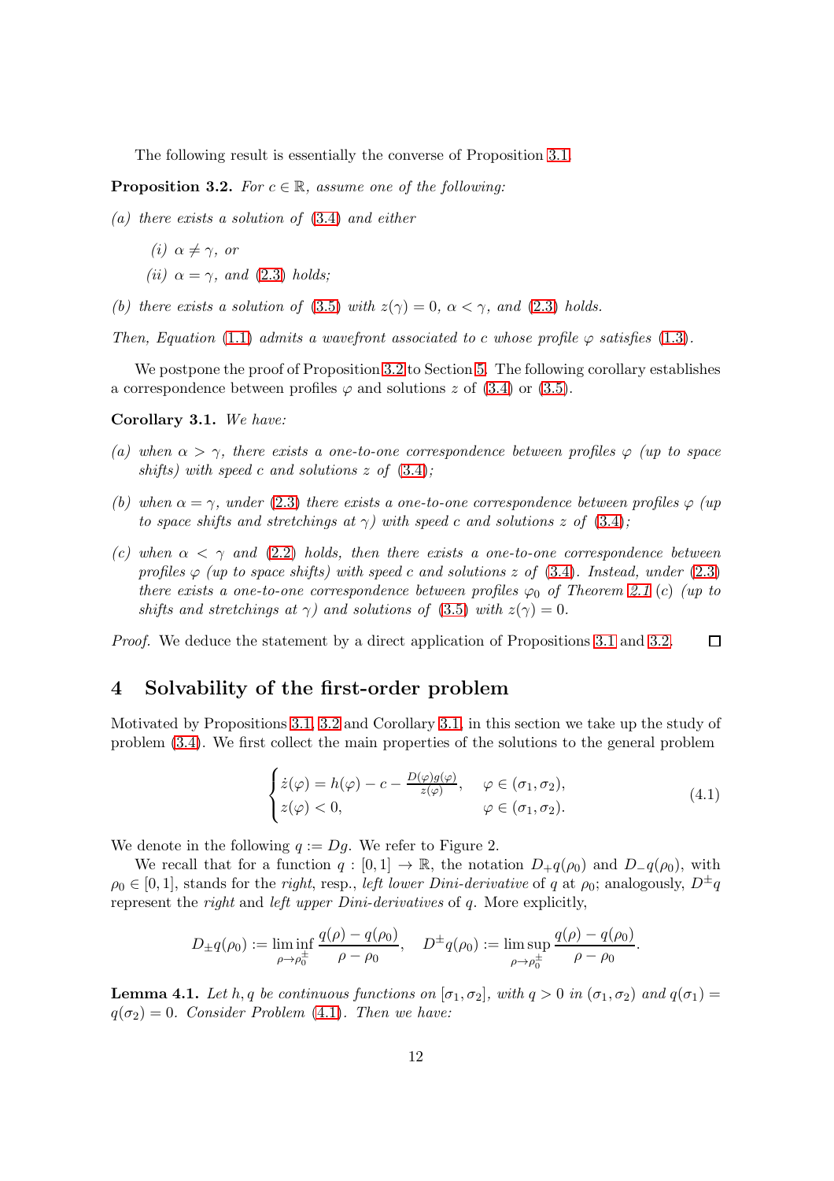The following result is essentially the converse of Proposition 3.1.

**Proposition 3.2.** *For $c \in \mathbb{R}$, assume one of the following:*

*(a) there exists a solution of (3.4) and either*

*(i) $\alpha \neq \gamma$, or*

*(ii) $\alpha = \gamma$, and (2.3) holds;*

*(b) there exists a solution of (3.5) with $z(\gamma) = 0$, $\alpha < \gamma$, and (2.3) holds.*

*Then, Equation (1.1) admits a wavefront associated to $c$ whose profile $\varphi$ satisfies (1.3).*

We postpone the proof of Proposition 3.2 to Section 5. The following corollary establishes a correspondence between profiles $\varphi$ and solutions $z$ of (3.4) or (3.5).

**Corollary 3.1.** *We have:*

*(a) when $\alpha > \gamma$, there exists a one-to-one correspondence between profiles $\varphi$ (up to space shifts) with speed $c$ and solutions $z$ of (3.4);*

*(b) when $\alpha = \gamma$, under (2.3) there exists a one-to-one correspondence between profiles $\varphi$ (up to space shifts and stretchings at $\gamma$) with speed $c$ and solutions $z$ of (3.4);*

*(c) when $\alpha < \gamma$ and (2.2) holds, then there exists a one-to-one correspondence between profiles $\varphi$ (up to space shifts) with speed $c$ and solutions $z$ of (3.4). Instead, under (2.3) there exists a one-to-one correspondence between profiles $\varphi_0$ of Theorem 2.1 (c) (up to shifts and stretchings at $\gamma$) and solutions of (3.5) with $z(\gamma) = 0$.*

*Proof.* We deduce the statement by a direct application of Propositions 3.1 and 3.2. □

## 4 Solvability of the first-order problem

Motivated by Propositions 3.1, 3.2 and Corollary 3.1, in this section we take up the study of problem (3.4). We first collect the main properties of the solutions to the general problem

$$
\begin{cases}
\dot{z}(\varphi) = h(\varphi) - c - \frac{D(\varphi)g(\varphi)}{z(\varphi)}, & \varphi \in (\sigma_1, \sigma_2), \\
z(\varphi) < 0, & \varphi \in (\sigma_1, \sigma_2).
\end{cases}
\tag{4.1}
$$

We denote in the following $q := Dg$. We refer to Figure 2.

We recall that for a function $q : [0, 1] \to \mathbb{R}$, the notation $D_+q(\rho_0)$ and $D_-q(\rho_0)$, with $\rho_0 \in [0, 1]$, stands for the *right*, resp., *left lower Dini-derivative* of $q$ at $\rho_0$; analogously, $D^{\pm}q$ represent the *right* and *left upper Dini-derivatives* of $q$. More explicitly,

$$
D_{\pm}q(\rho_0) := \liminf_{\rho \to \rho_0^{\pm}} \frac{q(\rho) - q(\rho_0)}{\rho - \rho_0}, \quad D^{\pm}q(\rho_0) := \limsup_{\rho \to \rho_0^{\pm}} \frac{q(\rho) - q(\rho_0)}{\rho - \rho_0}.
$$

**Lemma 4.1.** *Let $h, q$ be continuous functions on $[\sigma_1, \sigma_2]$, with $q > 0$ in $(\sigma_1, \sigma_2)$ and $q(\sigma_1) = q(\sigma_2) = 0$. Consider Problem (4.1). Then we have:*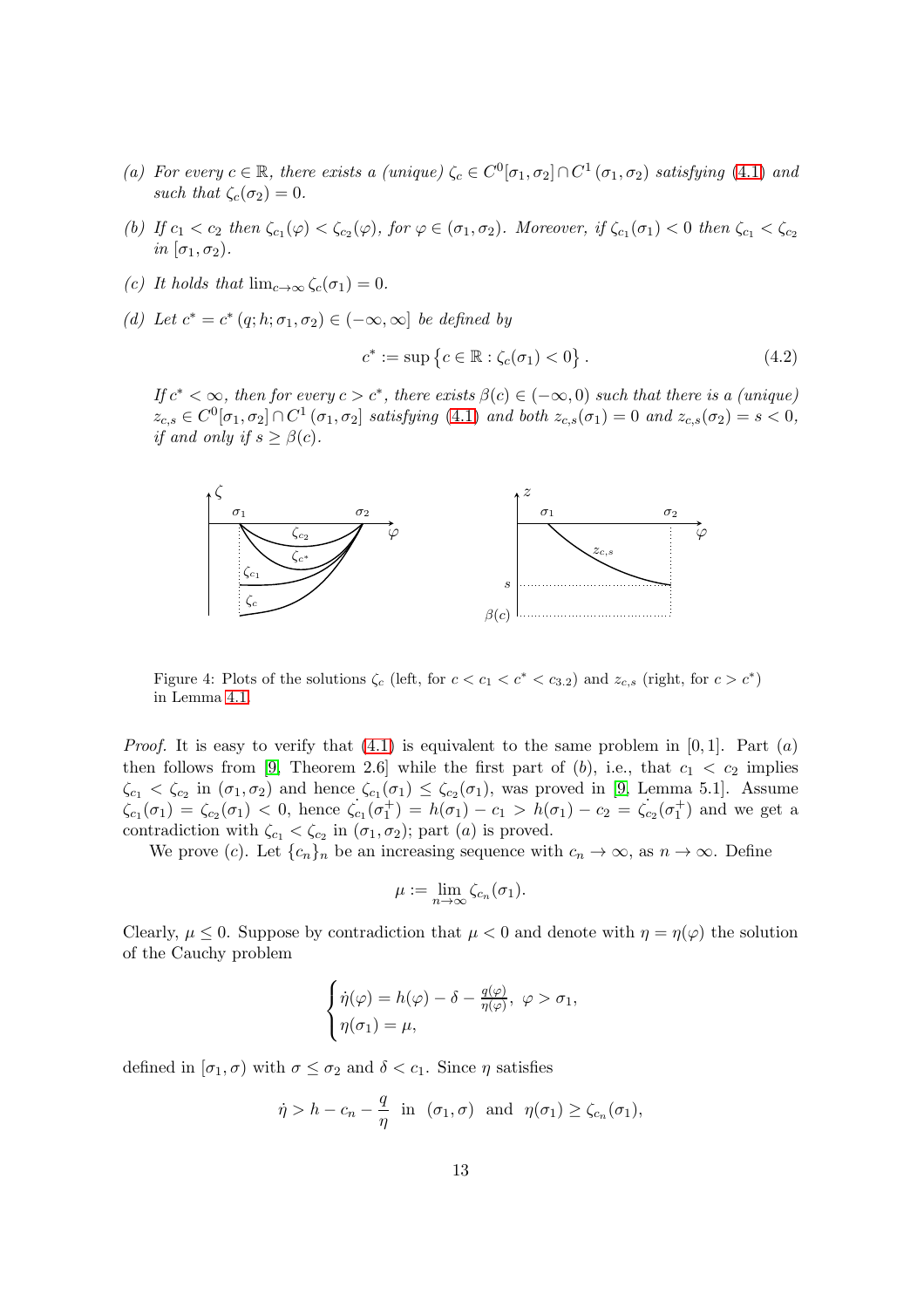*(a)* *For every $c \in \mathbb{R}$, there exists a (unique) $\zeta_c \in C^0[\sigma_1, \sigma_2] \cap C^1(\sigma_1, \sigma_2)$ satisfying (4.1) and such that $\zeta_c(\sigma_2) = 0$.*

*(b)* *If $c_1 < c_2$ then $\zeta_{c_1}(\varphi) < \zeta_{c_2}(\varphi)$, for $\varphi \in (\sigma_1, \sigma_2)$. Moreover, if $\zeta_{c_1}(\sigma_1) < 0$ then $\zeta_{c_1} < \zeta_{c_2}$ in $[\sigma_1, \sigma_2)$.*

*(c)* *It holds that $\lim_{c\to\infty} \zeta_c(\sigma_1) = 0$.*

*(d)* *Let $c^* = c^*(q; h; \sigma_1, \sigma_2) \in (-\infty, \infty]$ be defined by*

$$c^* := \sup\left\{c \in \mathbb{R} : \zeta_c(\sigma_1) < 0\right\}. \tag{4.2}$$

*If $c^* < \infty$, then for every $c > c^*$, there exists $\beta(c) \in (-\infty, 0)$ such that there is a (unique) $z_{c,s} \in C^0[\sigma_1, \sigma_2] \cap C^1(\sigma_1, \sigma_2]$ satisfying (4.1) and both $z_{c,s}(\sigma_1) = 0$ and $z_{c,s}(\sigma_2) = s < 0$, if and only if $s \geq \beta(c)$.*

Figure 4: Plots of the solutions $\zeta_c$ (left, for $c < c_1 < c^* < c_{3.2}$) and $z_{c,s}$ (right, for $c > c^*$) in Lemma 4.1.

*Proof.* It is easy to verify that (4.1) is equivalent to the same problem in $[0, 1]$. Part $(a)$ then follows from [9, Theorem 2.6] while the first part of $(b)$, i.e., that $c_1 < c_2$ implies $\zeta_{c_1} < \zeta_{c_2}$ in $(\sigma_1, \sigma_2)$ and hence $\zeta_{c_1}(\sigma_1) \leq \zeta_{c_2}(\sigma_1)$, was proved in [9, Lemma 5.1]. Assume $\zeta_{c_1}(\sigma_1) = \zeta_{c_2}(\sigma_1) < 0$, hence $\dot{\zeta}_{c_1}(\sigma_1^+) = h(\sigma_1) - c_1 > h(\sigma_1) - c_2 = \dot{\zeta}_{c_2}(\sigma_1^+)$ and we get a contradiction with $\zeta_{c_1} < \zeta_{c_2}$ in $(\sigma_1, \sigma_2)$; part $(a)$ is proved.

We prove $(c)$. Let $\{c_n\}_n$ be an increasing sequence with $c_n \to \infty$, as $n \to \infty$. Define

$$\mu := \lim_{n\to\infty} \zeta_{c_n}(\sigma_1).$$

Clearly, $\mu \leq 0$. Suppose by contradiction that $\mu < 0$ and denote with $\eta = \eta(\varphi)$ the solution of the Cauchy problem

$$\begin{cases} \dot{\eta}(\varphi) = h(\varphi) - \delta - \frac{q(\varphi)}{\eta(\varphi)}, \ \varphi > \sigma_1, \\ \eta(\sigma_1) = \mu, \end{cases}$$

defined in $[\sigma_1, \sigma)$ with $\sigma \leq \sigma_2$ and $\delta < c_1$. Since $\eta$ satisfies

$$\dot{\eta} > h - c_n - \frac{q}{\eta} \ \text{ in } \ (\sigma_1, \sigma) \ \text{ and } \ \eta(\sigma_1) \geq \zeta_{c_n}(\sigma_1),$$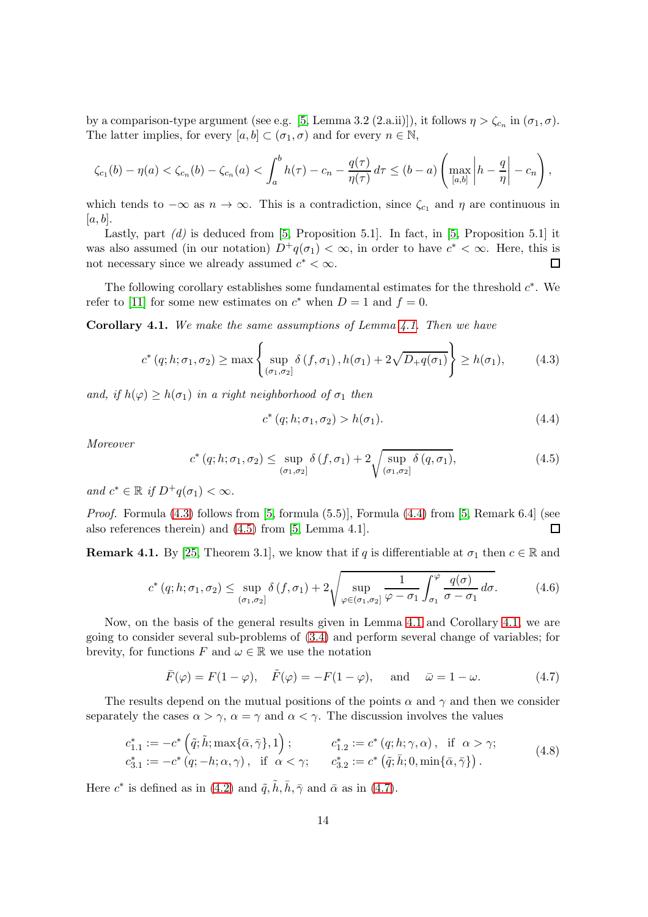by a comparison-type argument (see e.g. [5, Lemma 3.2 (2.a.ii)]), it follows $\eta > \zeta_{c_n}$ in $(\sigma_1, \sigma)$. The latter implies, for every $[a,b] \subset (\sigma_1, \sigma)$ and for every $n \in \mathbb{N}$,

$$\zeta_{c_1}(b) - \eta(a) < \zeta_{c_n}(b) - \zeta_{c_n}(a) < \int_a^b h(\tau) - c_n - \frac{q(\tau)}{\eta(\tau)}\, d\tau \le (b-a)\left(\max_{[a,b]}\left|h - \frac{q}{\eta}\right| - c_n\right),$$

which tends to $-\infty$ as $n \to \infty$. This is a contradiction, since $\zeta_{c_1}$ and $\eta$ are continuous in $[a,b]$.

Lastly, part *(d)* is deduced from [5, Proposition 5.1]. In fact, in [5, Proposition 5.1] it was also assumed (in our notation) $D^+q(\sigma_1) < \infty$, in order to have $c^* < \infty$. Here, this is not necessary since we already assumed $c^* < \infty$. ◻

The following corollary establishes some fundamental estimates for the threshold $c^*$. We refer to [11] for some new estimates on $c^*$ when $D = 1$ and $f = 0$.

**Corollary 4.1.** *We make the same assumptions of Lemma 4.1. Then we have*

$$c^*(q; h; \sigma_1, \sigma_2) \ge \max\left\{\sup_{(\sigma_1,\sigma_2]} \delta(f, \sigma_1), h(\sigma_1) + 2\sqrt{D_+q(\sigma_1)}\right\} \ge h(\sigma_1), \tag{4.3}$$

*and, if $h(\varphi) \ge h(\sigma_1)$ in a right neighborhood of $\sigma_1$ then*

$$c^*(q; h; \sigma_1, \sigma_2) > h(\sigma_1). \tag{4.4}$$

*Moreover*

$$c^*(q; h; \sigma_1, \sigma_2) \le \sup_{(\sigma_1,\sigma_2]} \delta(f, \sigma_1) + 2\sqrt{\sup_{(\sigma_1,\sigma_2]} \delta(q, \sigma_1)}, \tag{4.5}$$

*and $c^* \in \mathbb{R}$ if $D^+q(\sigma_1) < \infty$.*

*Proof.* Formula (4.3) follows from [5, formula (5.5)], Formula (4.4) from [5, Remark 6.4] (see also references therein) and (4.5) from [5, Lemma 4.1]. ◻

**Remark 4.1.** By [25, Theorem 3.1], we know that if $q$ is differentiable at $\sigma_1$ then $c \in \mathbb{R}$ and

$$c^*(q; h; \sigma_1, \sigma_2) \le \sup_{(\sigma_1,\sigma_2]} \delta(f, \sigma_1) + 2\sqrt{\sup_{\varphi \in (\sigma_1,\sigma_2]} \frac{1}{\varphi - \sigma_1}\int_{\sigma_1}^{\varphi} \frac{q(\sigma)}{\sigma - \sigma_1}\, d\sigma}. \tag{4.6}$$

Now, on the basis of the general results given in Lemma 4.1 and Corollary 4.1, we are going to consider several sub-problems of (3.4) and perform several change of variables; for brevity, for functions $F$ and $\omega \in \mathbb{R}$ we use the notation

$$\bar{F}(\varphi) = F(1-\varphi), \quad \tilde{F}(\varphi) = -F(1-\varphi), \quad \text{and} \quad \bar{\omega} = 1 - \omega. \tag{4.7}$$

The results depend on the mutual positions of the points $\alpha$ and $\gamma$ and then we consider separately the cases $\alpha > \gamma$, $\alpha = \gamma$ and $\alpha < \gamma$. The discussion involves the values

$$\begin{aligned} c^*_{1.1} &:= -c^*\left(\tilde{q}; \tilde{h}; \max\{\bar{\alpha}, \bar{\gamma}\}, 1\right); & c^*_{1.2} &:= c^*(q; h; \gamma, \alpha), \text{ if } \alpha > \gamma; \\ c^*_{3.1} &:= -c^*(q; -h; \alpha, \gamma), \text{ if } \alpha < \gamma; & c^*_{3.2} &:= c^*\left(\tilde{q}; \bar{h}; 0, \min\{\bar{\alpha}, \bar{\gamma}\}\right). \end{aligned} \tag{4.8}$$

Here $c^*$ is defined as in (4.2) and $\tilde{q}, \tilde{h}, \bar{h}, \bar{\gamma}$ and $\bar{\alpha}$ as in (4.7).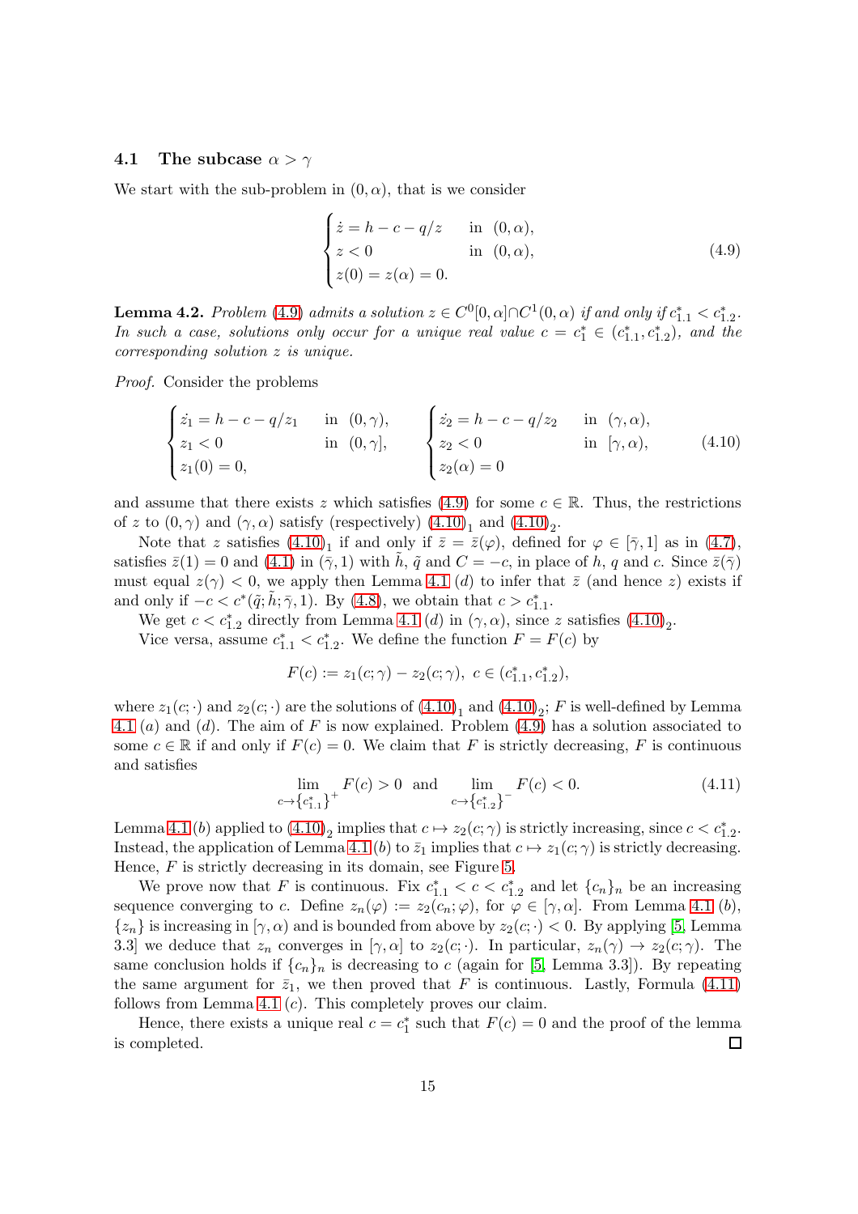### 4.1 The subcase $\alpha > \gamma$

We start with the sub-problem in $(0, \alpha)$, that is we consider

$$
\begin{cases}
\dot{z} = h - c - q/z & \text{in } (0, \alpha), \\
z < 0 & \text{in } (0, \alpha), \\
z(0) = z(\alpha) = 0.
\end{cases}
\tag{4.9}
$$

**Lemma 4.2.** *Problem (4.9) admits a solution $z \in C^0[0, \alpha] \cap C^1(0, \alpha)$ if and only if $c^*_{1.1} < c^*_{1.2}$. In such a case, solutions only occur for a unique real value $c = c^*_1 \in (c^*_{1.1}, c^*_{1.2})$, and the corresponding solution $z$ is unique.*

*Proof.* Consider the problems

$$
\begin{cases}
\dot{z_1} = h - c - q/z_1 & \text{in } (0, \gamma), \\
z_1 < 0 & \text{in } (0, \gamma], \\
z_1(0) = 0,
\end{cases}
\qquad
\begin{cases}
\dot{z_2} = h - c - q/z_2 & \text{in } (\gamma, \alpha), \\
z_2 < 0 & \text{in } [\gamma, \alpha), \\
z_2(\alpha) = 0
\end{cases}
\tag{4.10}
$$

and assume that there exists $z$ which satisfies (4.9) for some $c \in \mathbb{R}$. Thus, the restrictions of $z$ to $(0, \gamma)$ and $(\gamma, \alpha)$ satisfy (respectively) $(4.10)_1$ and $(4.10)_2$.

Note that $z$ satisfies $(4.10)_1$ if and only if $\bar{z} = \bar{z}(\varphi)$, defined for $\varphi \in [\bar{\gamma}, 1]$ as in (4.7), satisfies $\bar{z}(1) = 0$ and (4.1) in $(\bar{\gamma}, 1)$ with $\tilde{h}$, $\tilde{q}$ and $C = -c$, in place of $h$, $q$ and $c$. Since $\bar{z}(\bar{\gamma})$ must equal $z(\gamma) < 0$, we apply then Lemma 4.1 $(d)$ to infer that $\bar{z}$ (and hence $z$) exists if and only if $-c < c^*(\tilde{q}; \tilde{h}; \bar{\gamma}, 1)$. By (4.8), we obtain that $c > c^*_{1.1}$.

We get $c < c^*_{1.2}$ directly from Lemma 4.1 $(d)$ in $(\gamma, \alpha)$, since $z$ satisfies $(4.10)_2$.

Vice versa, assume $c^*_{1.1} < c^*_{1.2}$. We define the function $F = F(c)$ by

$$
F(c) := z_1(c; \gamma) - z_2(c; \gamma), \; c \in (c^*_{1.1}, c^*_{1.2}),
$$

where $z_1(c; \cdot)$ and $z_2(c; \cdot)$ are the solutions of $(4.10)_1$ and $(4.10)_2$; $F$ is well-defined by Lemma 4.1 $(a)$ and $(d)$. The aim of $F$ is now explained. Problem (4.9) has a solution associated to some $c \in \mathbb{R}$ if and only if $F(c) = 0$. We claim that $F$ is strictly decreasing, $F$ is continuous and satisfies

$$
\lim_{c \to \{c^*_{1.1}\}^+} F(c) > 0 \quad \text{and} \quad \lim_{c \to \{c^*_{1.2}\}^-} F(c) < 0.
\tag{4.11}
$$

Lemma 4.1 $(b)$ applied to $(4.10)_2$ implies that $c \mapsto z_2(c; \gamma)$ is strictly increasing, since $c < c^*_{1.2}$. Instead, the application of Lemma 4.1 $(b)$ to $\bar{z}_1$ implies that $c \mapsto z_1(c; \gamma)$ is strictly decreasing. Hence, $F$ is strictly decreasing in its domain, see Figure 5.

We prove now that $F$ is continuous. Fix $c^*_{1.1} < c < c^*_{1.2}$ and let $\{c_n\}_n$ be an increasing sequence converging to $c$. Define $z_n(\varphi) := z_2(c_n; \varphi)$, for $\varphi \in [\gamma, \alpha]$. From Lemma 4.1 $(b)$, $\{z_n\}$ is increasing in $[\gamma, \alpha)$ and is bounded from above by $z_2(c; \cdot) < 0$. By applying [5, Lemma 3.3] we deduce that $z_n$ converges in $[\gamma, \alpha]$ to $z_2(c; \cdot)$. In particular, $z_n(\gamma) \to z_2(c; \gamma)$. The same conclusion holds if $\{c_n\}_n$ is decreasing to $c$ (again for [5, Lemma 3.3]). By repeating the same argument for $\bar{z}_1$, we then proved that $F$ is continuous. Lastly, Formula (4.11) follows from Lemma 4.1 $(c)$. This completely proves our claim.

Hence, there exists a unique real $c = c^*_1$ such that $F(c) = 0$ and the proof of the lemma is completed. ☐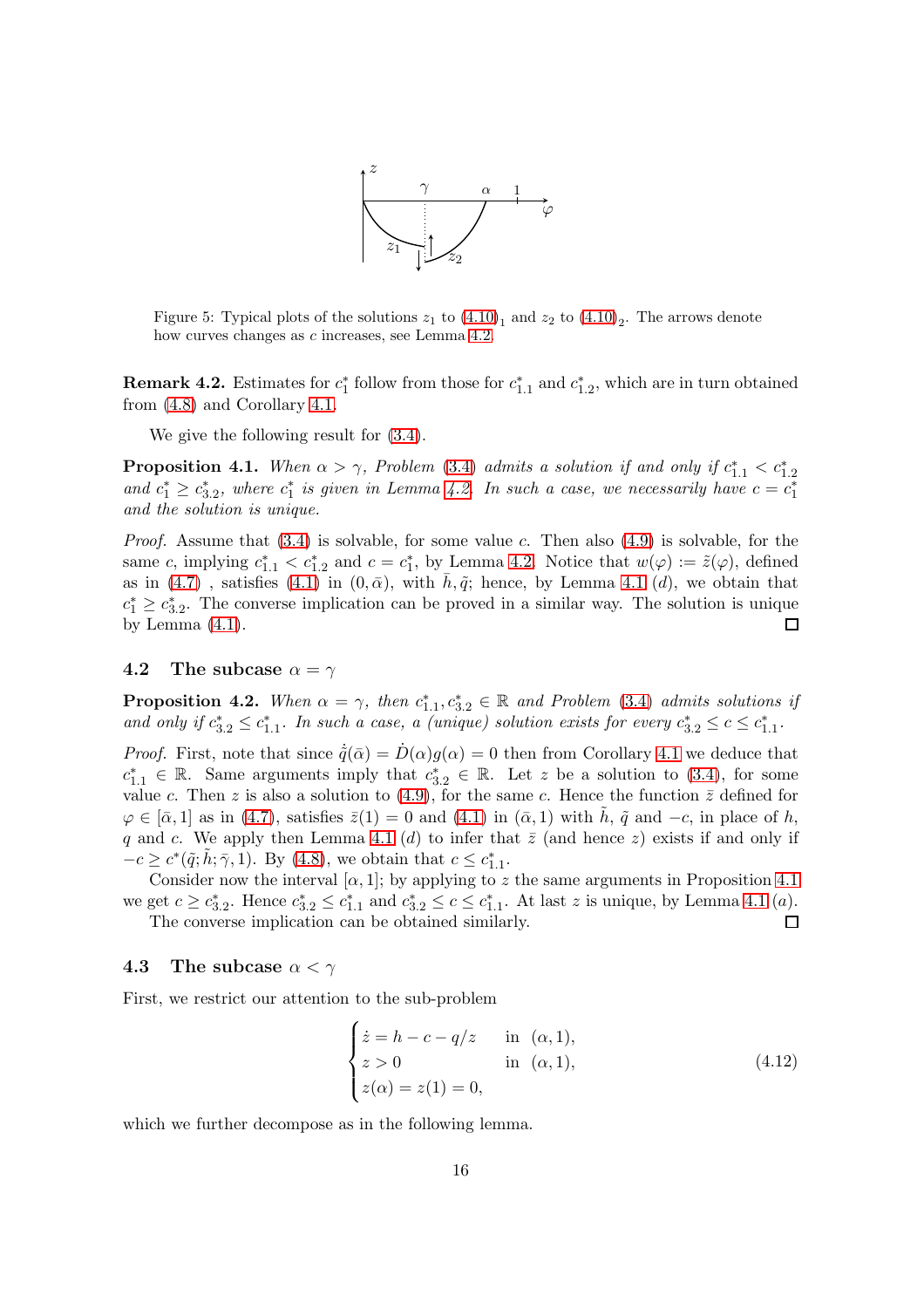Figure 5: Typical plots of the solutions $z_1$ to $(4.10)_1$ and $z_2$ to $(4.10)_2$. The arrows denote how curves changes as $c$ increases, see Lemma 4.2.

**Remark 4.2.** Estimates for $c_1^*$ follow from those for $c_{1.1}^*$ and $c_{1.2}^*$, which are in turn obtained from (4.8) and Corollary 4.1.

We give the following result for (3.4).

**Proposition 4.1.** *When $\alpha > \gamma$, Problem (3.4) admits a solution if and only if $c_{1.1}^* < c_{1.2}^*$ and $c_1^* \geq c_{3.2}^*$, where $c_1^*$ is given in Lemma 4.2. In such a case, we necessarily have $c = c_1^*$ and the solution is unique.*

*Proof.* Assume that (3.4) is solvable, for some value $c$. Then also (4.9) is solvable, for the same $c$, implying $c_{1.1}^* < c_{1.2}^*$ and $c = c_1^*$, by Lemma 4.2. Notice that $w(\varphi) := \tilde{z}(\varphi)$, defined as in (4.7) , satisfies (4.1) in $(0, \bar{\alpha})$, with $\bar{h}, \tilde{q}$; hence, by Lemma 4.1 $(d)$, we obtain that $c_1^* \geq c_{3.2}^*$. The converse implication can be proved in a similar way. The solution is unique by Lemma (4.1). □

## 4.2 The subcase $\alpha = \gamma$

**Proposition 4.2.** *When $\alpha = \gamma$, then $c_{1.1}^*, c_{3.2}^* \in \mathbb{R}$ and Problem (3.4) admits solutions if and only if $c_{3.2}^* \leq c_{1.1}^*$. In such a case, a (unique) solution exists for every $c_{3.2}^* \leq c \leq c_{1.1}^*$.*

*Proof.* First, note that since $\dot{\tilde{q}}(\bar{\alpha}) = \dot{D}(\alpha)g(\alpha) = 0$ then from Corollary 4.1 we deduce that $c_{1.1}^* \in \mathbb{R}$. Same arguments imply that $c_{3.2}^* \in \mathbb{R}$. Let $z$ be a solution to (3.4), for some value $c$. Then $z$ is also a solution to (4.9), for the same $c$. Hence the function $\bar{z}$ defined for $\varphi \in [\bar{\alpha}, 1]$ as in (4.7), satisfies $\bar{z}(1) = 0$ and (4.1) in $(\bar{\alpha}, 1)$ with $\tilde{h}$, $\tilde{q}$ and $-c$, in place of $h$, $q$ and $c$. We apply then Lemma 4.1 $(d)$ to infer that $\bar{z}$ (and hence $z$) exists if and only if $-c \geq c^*(\tilde{q}; \tilde{h}; \bar{\gamma}, 1)$. By (4.8), we obtain that $c \leq c_{1.1}^*$.

Consider now the interval $[\alpha, 1]$; by applying to $z$ the same arguments in Proposition 4.1 we get $c \geq c_{3.2}^*$. Hence $c_{3.2}^* \leq c_{1.1}^*$ and $c_{3.2}^* \leq c \leq c_{1.1}^*$. At last $z$ is unique, by Lemma 4.1 $(a)$.

The converse implication can be obtained similarly. □

## 4.3 The subcase $\alpha < \gamma$

First, we restrict our attention to the sub-problem

$$
\begin{cases}
\dot{z} = h - c - q/z & \text{in } (\alpha, 1), \\
z > 0 & \text{in } (\alpha, 1), \\
z(\alpha) = z(1) = 0,
\end{cases}
\tag{4.12}
$$

which we further decompose as in the following lemma.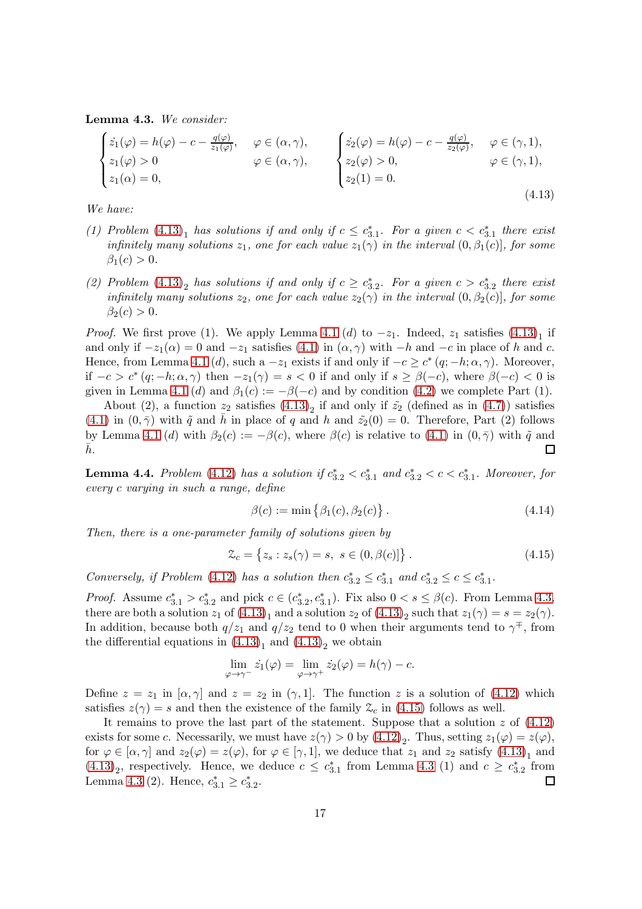**Lemma 4.3.** *We consider:*

$$
\begin{cases}
\dot{z}_1(\varphi) = h(\varphi) - c - \frac{q(\varphi)}{z_1(\varphi)}, & \varphi \in (\alpha, \gamma), \\
z_1(\varphi) > 0 & \varphi \in (\alpha, \gamma), \\
z_1(\alpha) = 0,
\end{cases}
\qquad
\begin{cases}
\dot{z}_2(\varphi) = h(\varphi) - c - \frac{q(\varphi)}{z_2(\varphi)}, & \varphi \in (\gamma, 1), \\
z_2(\varphi) > 0, & \varphi \in (\gamma, 1), \\
z_2(1) = 0.
\end{cases}
\tag{4.13}
$$

*We have:*

*(1) Problem $(4.13)_1$ has solutions if and only if $c \le c^*_{3.1}$. For a given $c < c^*_{3.1}$ there exist infinitely many solutions $z_1$, one for each value $z_1(\gamma)$ in the interval $(0, \beta_1(c)]$, for some $\beta_1(c) > 0$.*

*(2) Problem $(4.13)_2$ has solutions if and only if $c \ge c^*_{3.2}$. For a given $c > c^*_{3.2}$ there exist infinitely many solutions $z_2$, one for each value $z_2(\gamma)$ in the interval $(0, \beta_2(c)]$, for some $\beta_2(c) > 0$.*

*Proof.* We first prove (1). We apply Lemma 4.1 (*d*) to $-z_1$. Indeed, $z_1$ satisfies $(4.13)_1$ if and only if $-z_1(\alpha) = 0$ and $-z_1$ satisfies (4.1) in $(\alpha, \gamma)$ with $-h$ and $-c$ in place of $h$ and $c$. Hence, from Lemma 4.1 (*d*), such a $-z_1$ exists if and only if $-c \ge c^*(q; -h; \alpha, \gamma)$. Moreover, if $-c > c^*(q; -h; \alpha, \gamma)$ then $-z_1(\gamma) = s < 0$ if and only if $s \ge \beta(-c)$, where $\beta(-c) < 0$ is given in Lemma 4.1 (*d*) and $\beta_1(c) := -\beta(-c)$ and by condition (4.2) we complete Part (1).

About (2), a function $z_2$ satisfies $(4.13)_2$ if and only if $\tilde{z}_2$ (defined as in (4.7)) satisfies (4.1) in $(0, \bar{\gamma})$ with $\tilde{q}$ and $\bar{h}$ in place of $q$ and $h$ and $\tilde{z}_2(0) = 0$. Therefore, Part (2) follows by Lemma 4.1 (*d*) with $\beta_2(c) := -\beta(c)$, where $\beta(c)$ is relative to (4.1) in $(0, \bar{\gamma})$ with $\tilde{q}$ and $\bar{h}$. □

**Lemma 4.4.** *Problem (4.12) has a solution if $c^*_{3.2} < c^*_{3.1}$ and $c^*_{3.2} < c < c^*_{3.1}$. Moreover, for every $c$ varying in such a range, define*

$$
\beta(c) := \min\left\{\beta_1(c), \beta_2(c)\right\}. \tag{4.14}
$$

*Then, there is a one-parameter family of solutions given by*

$$
\mathcal{Z}_c = \left\{z_s : z_s(\gamma) = s,\ s \in (0, \beta(c)]\right\}. \tag{4.15}
$$

*Conversely, if Problem (4.12) has a solution then $c^*_{3.2} \le c^*_{3.1}$ and $c^*_{3.2} \le c \le c^*_{3.1}$.*

*Proof.* Assume $c^*_{3.1} > c^*_{3.2}$ and pick $c \in (c^*_{3.2}, c^*_{3.1})$. Fix also $0 < s \le \beta(c)$. From Lemma 4.3, there are both a solution $z_1$ of $(4.13)_1$ and a solution $z_2$ of $(4.13)_2$ such that $z_1(\gamma) = s = z_2(\gamma)$. In addition, because both $q/z_1$ and $q/z_2$ tend to 0 when their arguments tend to $\gamma^{\mp}$, from the differential equations in $(4.13)_1$ and $(4.13)_2$ we obtain

$$
\lim_{\varphi \to \gamma^-} \dot{z}_1(\varphi) = \lim_{\varphi \to \gamma^+} \dot{z}_2(\varphi) = h(\gamma) - c.
$$

Define $z = z_1$ in $[\alpha, \gamma]$ and $z = z_2$ in $(\gamma, 1]$. The function $z$ is a solution of (4.12) which satisfies $z(\gamma) = s$ and then the existence of the family $\mathcal{Z}_c$ in (4.15) follows as well.

It remains to prove the last part of the statement. Suppose that a solution $z$ of (4.12) exists for some $c$. Necessarily, we must have $z(\gamma) > 0$ by $(4.12)_2$. Thus, setting $z_1(\varphi) = z(\varphi)$, for $\varphi \in [\alpha, \gamma]$ and $z_2(\varphi) = z(\varphi)$, for $\varphi \in [\gamma, 1]$, we deduce that $z_1$ and $z_2$ satisfy $(4.13)_1$ and $(4.13)_2$, respectively. Hence, we deduce $c \le c^*_{3.1}$ from Lemma 4.3 (1) and $c \ge c^*_{3.2}$ from Lemma 4.3 (2). Hence, $c^*_{3.1} \ge c^*_{3.2}$. □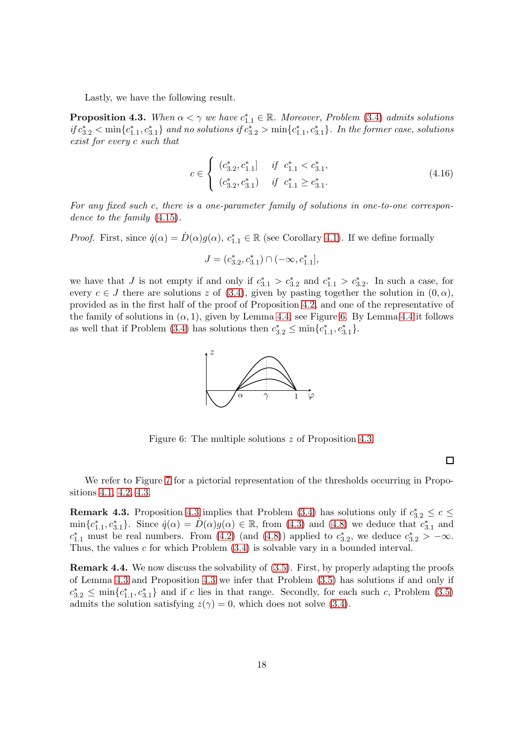Lastly, we have the following result.

**Proposition 4.3.** *When $\alpha < \gamma$ we have $c^*_{1.1} \in \mathbb{R}$. Moreover, Problem (3.4) admits solutions if $c^*_{3.2} < \min\{c^*_{1.1}, c^*_{3.1}\}$ and no solutions if $c^*_{3.2} > \min\{c^*_{1.1}, c^*_{3.1}\}$. In the former case, solutions exist for every $c$ such that*

$$c \in \begin{cases} (c^*_{3.2}, c^*_{1.1}] & \text{if } c^*_{1.1} < c^*_{3.1}, \\ (c^*_{3.2}, c^*_{3.1}) & \text{if } c^*_{1.1} \geq c^*_{3.1}. \end{cases} \tag{4.16}$$

*For any fixed such $c$, there is a one-parameter family of solutions in one-to-one correspondence to the family (4.15).*

*Proof.* First, since $\dot{q}(\alpha) = \dot{D}(\alpha)g(\alpha)$, $c^*_{1.1} \in \mathbb{R}$ (see Corollary 4.1). If we define formally

$$J = (c^*_{3.2}, c^*_{3.1}) \cap (-\infty, c^*_{1.1}],$$

we have that $J$ is not empty if and only if $c^*_{3.1} > c^*_{3.2}$ and $c^*_{1.1} > c^*_{3.2}$. In such a case, for every $c \in J$ there are solutions $z$ of (3.4), given by pasting together the solution in $(0, \alpha)$, provided as in the first half of the proof of Proposition 4.2, and one of the representative of the family of solutions in $(\alpha, 1)$, given by Lemma 4.4 see Figure 6. By Lemma 4.4 it follows as well that if Problem (3.4) has solutions then $c^*_{3.2} \leq \min\{c^*_{1.1}, c^*_{3.1}\}$.

Figure 6: The multiple solutions $z$ of Proposition 4.3.

□

We refer to Figure 7 for a pictorial representation of the thresholds occurring in Propositions 4.1, 4.2, 4.3.

**Remark 4.3.** Proposition 4.3 implies that Problem (3.4) has solutions only if $c^*_{3.2} \leq c \leq \min\{c^*_{1.1}, c^*_{3.1}\}$. Since $\dot{q}(\alpha) = \dot{D}(\alpha)g(\alpha) \in \mathbb{R}$, from (4.3) and (4.8) we deduce that $c^*_{3.1}$ and $c^*_{1.1}$ must be real numbers. From (4.2) (and (4.8)) applied to $c^*_{3.2}$, we deduce $c^*_{3.2} > -\infty$. Thus, the values $c$ for which Problem (3.4) is solvable vary in a bounded interval.

**Remark 4.4.** We now discuss the solvability of (3.5). First, by properly adapting the proofs of Lemma 4.3 and Proposition 4.3 we infer that Problem (3.5) has solutions if and only if $c^*_{3.2} \leq \min\{c^*_{1.1}, c^*_{3.1}\}$ and if $c$ lies in that range. Secondly, for each such $c$, Problem (3.5) admits the solution satisfying $z(\gamma) = 0$, which does not solve (3.4).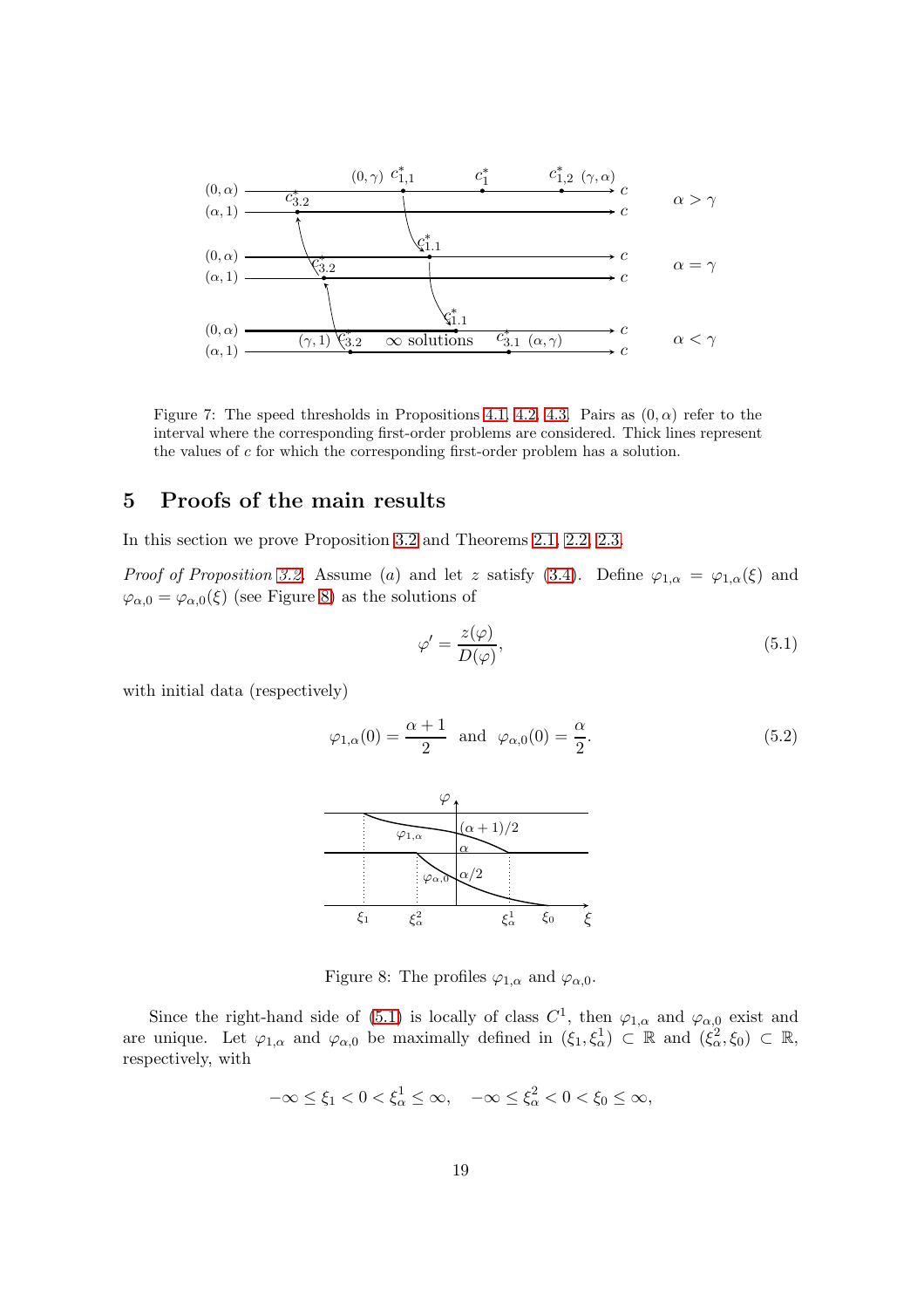Figure 7: The speed thresholds in Propositions 4.1, 4.2, 4.3. Pairs as $(0, \alpha)$ refer to the interval where the corresponding first-order problems are considered. Thick lines represent the values of $c$ for which the corresponding first-order problem has a solution.

## 5 Proofs of the main results

In this section we prove Proposition 3.2 and Theorems 2.1, 2.2, 2.3.

*Proof of Proposition 3.2.* Assume $(a)$ and let $z$ satisfy (3.4). Define $\varphi_{1,\alpha} = \varphi_{1,\alpha}(\xi)$ and $\varphi_{\alpha,0} = \varphi_{\alpha,0}(\xi)$ (see Figure 8) as the solutions of

$$\varphi' = \frac{z(\varphi)}{D(\varphi)}, \tag{5.1}$$

with initial data (respectively)

$$\varphi_{1,\alpha}(0) = \frac{\alpha + 1}{2} \quad \text{and} \quad \varphi_{\alpha,0}(0) = \frac{\alpha}{2}. \tag{5.2}$$

Figure 8: The profiles $\varphi_{1,\alpha}$ and $\varphi_{\alpha,0}$.

Since the right-hand side of (5.1) is locally of class $C^1$, then $\varphi_{1,\alpha}$ and $\varphi_{\alpha,0}$ exist and are unique. Let $\varphi_{1,\alpha}$ and $\varphi_{\alpha,0}$ be maximally defined in $(\xi_1, \xi_\alpha^1) \subset \mathbb{R}$ and $(\xi_\alpha^2, \xi_0) \subset \mathbb{R}$, respectively, with

$$-\infty \leq \xi_1 < 0 < \xi_\alpha^1 \leq \infty, \quad -\infty \leq \xi_\alpha^2 < 0 < \xi_0 \leq \infty,$$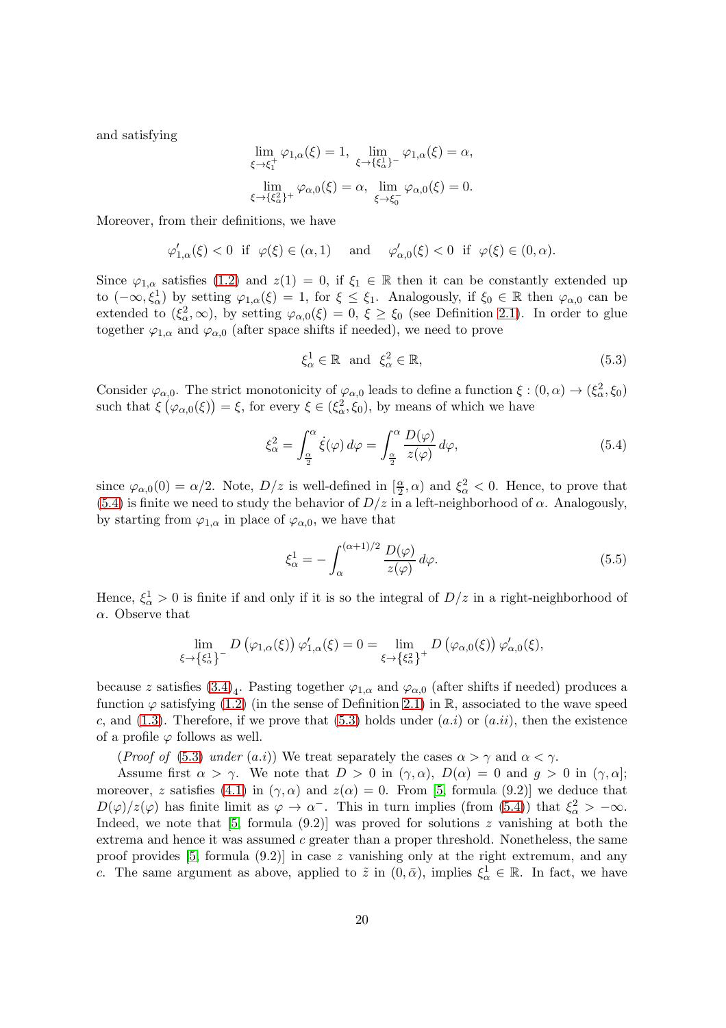and satisfying

$$\lim_{\xi\to\xi_1^+}\varphi_{1,\alpha}(\xi)=1,\ \lim_{\xi\to\{\xi_\alpha^1\}^-}\varphi_{1,\alpha}(\xi)=\alpha,$$

$$\lim_{\xi\to\{\xi_\alpha^2\}^+}\varphi_{\alpha,0}(\xi)=\alpha,\ \lim_{\xi\to\xi_0^-}\varphi_{\alpha,0}(\xi)=0.$$

Moreover, from their definitions, we have

$$\varphi_{1,\alpha}'(\xi)<0\ \text{ if }\ \varphi(\xi)\in(\alpha,1)\quad\text{ and }\quad \varphi_{\alpha,0}'(\xi)<0\ \text{ if }\ \varphi(\xi)\in(0,\alpha).$$

Since $\varphi_{1,\alpha}$ satisfies (1.2) and $z(1)=0$, if $\xi_1\in\mathbb{R}$ then it can be constantly extended up to $(-\infty,\xi_\alpha^1)$ by setting $\varphi_{1,\alpha}(\xi)=1$, for $\xi\le\xi_1$. Analogously, if $\xi_0\in\mathbb{R}$ then $\varphi_{\alpha,0}$ can be extended to $(\xi_\alpha^2,\infty)$, by setting $\varphi_{\alpha,0}(\xi)=0$, $\xi\ge\xi_0$ (see Definition 2.1). In order to glue together $\varphi_{1,\alpha}$ and $\varphi_{\alpha,0}$ (after space shifts if needed), we need to prove

$$\xi_\alpha^1\in\mathbb{R}\ \text{ and }\ \xi_\alpha^2\in\mathbb{R}, \tag{5.3}$$

Consider $\varphi_{\alpha,0}$. The strict monotonicity of $\varphi_{\alpha,0}$ leads to define a function $\xi:(0,\alpha)\to(\xi_\alpha^2,\xi_0)$ such that $\xi\left(\varphi_{\alpha,0}(\xi)\right)=\xi$, for every $\xi\in(\xi_\alpha^2,\xi_0)$, by means of which we have

$$\xi_\alpha^2=\int_{\frac{\alpha}{2}}^{\alpha}\dot{\xi}(\varphi)\,d\varphi=\int_{\frac{\alpha}{2}}^{\alpha}\frac{D(\varphi)}{z(\varphi)}\,d\varphi, \tag{5.4}$$

since $\varphi_{\alpha,0}(0)=\alpha/2$. Note, $D/z$ is well-defined in $[\frac{\alpha}{2},\alpha)$ and $\xi_\alpha^2<0$. Hence, to prove that (5.4) is finite we need to study the behavior of $D/z$ in a left-neighborhood of $\alpha$. Analogously, by starting from $\varphi_{1,\alpha}$ in place of $\varphi_{\alpha,0}$, we have that

$$\xi_\alpha^1=-\int_{\alpha}^{(\alpha+1)/2}\frac{D(\varphi)}{z(\varphi)}\,d\varphi. \tag{5.5}$$

Hence, $\xi_\alpha^1>0$ is finite if and only if it is so the integral of $D/z$ in a right-neighborhood of $\alpha$. Observe that

$$\lim_{\xi\to\{\xi_\alpha^1\}^-}D\left(\varphi_{1,\alpha}(\xi)\right)\varphi_{1,\alpha}'(\xi)=0=\lim_{\xi\to\{\xi_\alpha^2\}^+}D\left(\varphi_{\alpha,0}(\xi)\right)\varphi_{\alpha,0}'(\xi),$$

because $z$ satisfies $(3.4)_4$. Pasting together $\varphi_{1,\alpha}$ and $\varphi_{\alpha,0}$ (after shifts if needed) produces a function $\varphi$ satisfying (1.2) (in the sense of Definition 2.1) in $\mathbb{R}$, associated to the wave speed $c$, and (1.3). Therefore, if we prove that (5.3) holds under $(a.i)$ or $(a.ii)$, then the existence of a profile $\varphi$ follows as well.

(*Proof of* (5.3) *under* $(a.i)$) We treat separately the cases $\alpha>\gamma$ and $\alpha<\gamma$.

Assume first $\alpha>\gamma$. We note that $D>0$ in $(\gamma,\alpha)$, $D(\alpha)=0$ and $g>0$ in $(\gamma,\alpha]$; moreover, $z$ satisfies (4.1) in $(\gamma,\alpha)$ and $z(\alpha)=0$. From [5, formula (9.2)] we deduce that $D(\varphi)/z(\varphi)$ has finite limit as $\varphi\to\alpha^-$. This in turn implies (from (5.4)) that $\xi_\alpha^2>-\infty$. Indeed, we note that [5, formula (9.2)] was proved for solutions $z$ vanishing at both the extrema and hence it was assumed $c$ greater than a proper threshold. Nonetheless, the same proof provides [5, formula (9.2)] in case $z$ vanishing only at the right extremum, and any $c$. The same argument as above, applied to $\tilde{z}$ in $(0,\bar{\alpha})$, implies $\xi_\alpha^1\in\mathbb{R}$. In fact, we have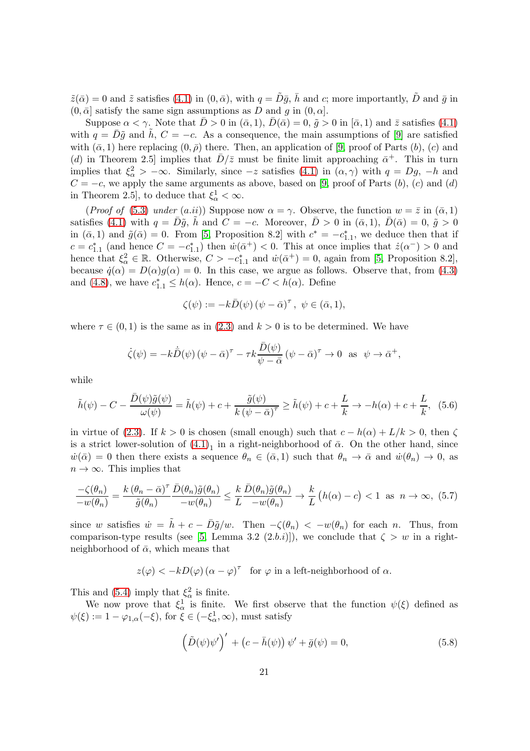$\tilde{z}(\bar{\alpha}) = 0$ and $\tilde{z}$ satisfies (4.1) in $(0, \bar{\alpha})$, with $q = \tilde{D}\bar{g}$, $\bar{h}$ and $c$; more importantly, $\tilde{D}$ and $\bar{g}$ in $(0, \bar{\alpha}]$ satisfy the same sign assumptions as $D$ and $g$ in $(0, \alpha]$.

Suppose $\alpha < \gamma$. Note that $\bar{D} > 0$ in $(\bar{\alpha}, 1)$, $\bar{D}(\bar{\alpha}) = 0$, $\tilde{g} > 0$ in $[\bar{\alpha}, 1)$ and $\bar{z}$ satisfies (4.1) with $q = \bar{D}\tilde{g}$ and $\tilde{h}$, $C = -c$. As a consequence, the main assumptions of [9] are satisfied with $(\bar{\alpha}, 1)$ here replacing $(0, \bar{\rho})$ there. Then, an application of [9, proof of Parts $(b)$, $(c)$ and $(d)$ in Theorem 2.5] implies that $\bar{D}/\bar{z}$ must be finite limit approaching $\bar{\alpha}^+$. This in turn implies that $\xi^2_\alpha > -\infty$. Similarly, since $-z$ satisfies (4.1) in $(\alpha, \gamma)$ with $q = Dg$, $-h$ and $C = -c$, we apply the same arguments as above, based on [9, proof of Parts $(b)$, $(c)$ and $(d)$ in Theorem 2.5], to deduce that $\xi^1_\alpha < \infty$.

(*Proof of* (5.3) *under* $(a.ii)$) Suppose now $\alpha = \gamma$. Observe, the function $w = \bar{z}$ in $(\bar{\alpha}, 1)$ satisfies (4.1) with $q = \bar{D}\tilde{g}$, $\tilde{h}$ and $C = -c$. Moreover, $\bar{D} > 0$ in $(\bar{\alpha}, 1)$, $\bar{D}(\bar{\alpha}) = 0$, $\tilde{g} > 0$ in $(\bar{\alpha}, 1)$ and $\tilde{g}(\bar{\alpha}) = 0$. From [5, Proposition 8.2] with $c^* = -c^*_{1.1}$, we deduce then that if $c = c^*_{1.1}$ (and hence $C = -c^*_{1.1}$) then $\dot{w}(\bar{\alpha}^+) < 0$. This at once implies that $\dot{z}(\alpha^-) > 0$ and hence that $\xi^2_\alpha \in \mathbb{R}$. Otherwise, $C > -c^*_{1.1}$ and $\dot{w}(\bar{\alpha}^+) = 0$, again from [5, Proposition 8.2], because $\dot{q}(\alpha) = D(\alpha)g(\alpha) = 0$. In this case, we argue as follows. Observe that, from (4.3) and (4.8), we have $c^*_{1.1} \le h(\alpha)$. Hence, $c = -C < h(\alpha)$. Define

$$
\zeta(\psi) := -k\bar{D}(\psi)\left(\psi - \bar{\alpha}\right)^\tau, \ \psi \in (\bar{\alpha}, 1),
$$

where $\tau \in (0,1)$ is the same as in (2.3) and $k > 0$ is to be determined. We have

$$
\dot{\zeta}(\psi) = -k\dot{\bar{D}}(\psi)\left(\psi - \bar{\alpha}\right)^\tau - \tau k \frac{\bar{D}(\psi)}{\psi - \bar{\alpha}}\left(\psi - \bar{\alpha}\right)^\tau \to 0 \ \text{ as } \ \psi \to \bar{\alpha}^+,
$$

while

$$
\tilde{h}(\psi) - C - \frac{\bar{D}(\psi)\tilde{g}(\psi)}{\omega(\psi)} = \tilde{h}(\psi) + c + \frac{\tilde{g}(\psi)}{k\left(\psi - \bar{\alpha}\right)^\tau} \ge \tilde{h}(\psi) + c + \frac{L}{k} \to -h(\alpha) + c + \frac{L}{k}, \tag{5.6}
$$

in virtue of (2.3). If $k > 0$ is chosen (small enough) such that $c - h(\alpha) + L/k > 0$, then $\zeta$ is a strict lower-solution of $(4.1)_1$ in a right-neighborhood of $\bar{\alpha}$. On the other hand, since $\dot{w}(\bar{\alpha}) = 0$ then there exists a sequence $\theta_n \in (\bar{\alpha}, 1)$ such that $\theta_n \to \bar{\alpha}$ and $\dot{w}(\theta_n) \to 0$, as $n \to \infty$. This implies that

$$
\frac{-\zeta(\theta_n)}{-w(\theta_n)} = \frac{k\left(\theta_n - \bar{\alpha}\right)^\tau}{\tilde{g}(\theta_n)} \frac{\bar{D}(\theta_n)\tilde{g}(\theta_n)}{-w(\theta_n)} \le \frac{k}{L}\frac{\bar{D}(\theta_n)\tilde{g}(\theta_n)}{-w(\theta_n)} \to \frac{k}{L}\big(h(\alpha) - c\big) < 1 \ \text{ as } \ n \to \infty, \tag{5.7}
$$

since $w$ satisfies $\dot{w} = \tilde{h} + c - \bar{D}\tilde{g}/w$. Then $-\zeta(\theta_n) < -w(\theta_n)$ for each $n$. Thus, from comparison-type results (see [5, Lemma 3.2 (2.$b.i$)]), we conclude that $\zeta > w$ in a right-neighborhood of $\bar{\alpha}$, which means that

$$
z(\varphi) < -kD(\varphi)\left(\alpha - \varphi\right)^\tau \ \text{ for } \varphi \text{ in a left-neighborhood of } \alpha.
$$

This and (5.4) imply that $\xi^2_\alpha$ is finite.

We now prove that $\xi^1_\alpha$ is finite. We first observe that the function $\psi(\xi)$ defined as $\psi(\xi) := 1 - \varphi_{1,\alpha}(-\xi)$, for $\xi \in (-\xi^1_\alpha, \infty)$, must satisfy

$$
\left(\tilde{D}(\psi)\psi'\right)' + \left(c - \bar{h}(\psi)\right)\psi' + \bar{g}(\psi) = 0, \tag{5.8}
$$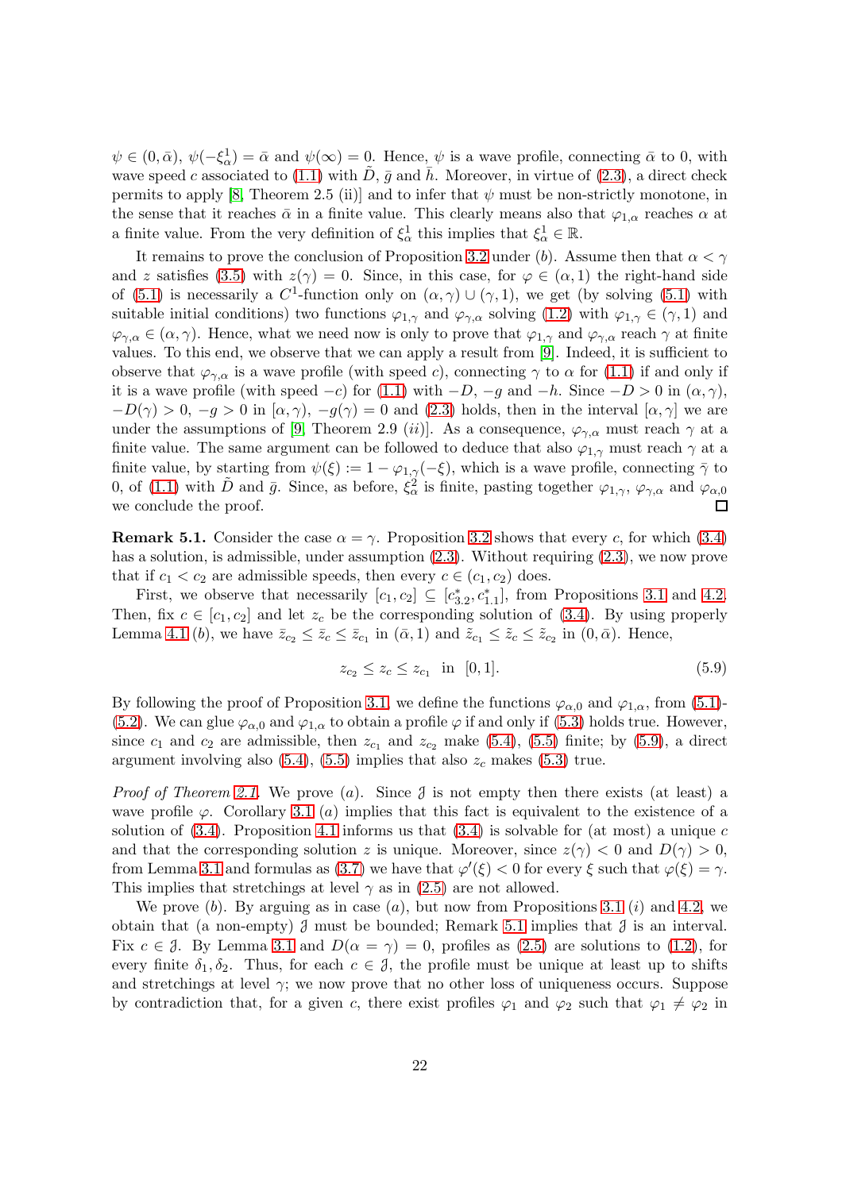$\psi \in (0, \bar{\alpha})$, $\psi(-\xi^1_\alpha) = \bar{\alpha}$ and $\psi(\infty) = 0$. Hence, $\psi$ is a wave profile, connecting $\bar{\alpha}$ to 0, with wave speed $c$ associated to (1.1) with $\tilde{D}$, $\bar{g}$ and $\bar{h}$. Moreover, in virtue of (2.3), a direct check permits to apply [8, Theorem 2.5 (ii)] and to infer that $\psi$ must be non-strictly monotone, in the sense that it reaches $\bar{\alpha}$ in a finite value. This clearly means also that $\varphi_{1,\alpha}$ reaches $\alpha$ at a finite value. From the very definition of $\xi^1_\alpha$ this implies that $\xi^1_\alpha \in \mathbb{R}$.

It remains to prove the conclusion of Proposition 3.2 under $(b)$. Assume then that $\alpha < \gamma$ and $z$ satisfies (3.5) with $z(\gamma) = 0$. Since, in this case, for $\varphi \in (\alpha, 1)$ the right-hand side of (5.1) is necessarily a $C^1$-function only on $(\alpha, \gamma) \cup (\gamma, 1)$, we get (by solving (5.1) with suitable initial conditions) two functions $\varphi_{1,\gamma}$ and $\varphi_{\gamma,\alpha}$ solving (1.2) with $\varphi_{1,\gamma} \in (\gamma, 1)$ and $\varphi_{\gamma,\alpha} \in (\alpha, \gamma)$. Hence, what we need now is only to prove that $\varphi_{1,\gamma}$ and $\varphi_{\gamma,\alpha}$ reach $\gamma$ at finite values. To this end, we observe that we can apply a result from [9]. Indeed, it is sufficient to observe that $\varphi_{\gamma,\alpha}$ is a wave profile (with speed $c$), connecting $\gamma$ to $\alpha$ for (1.1) if and only if it is a wave profile (with speed $-c$) for (1.1) with $-D$, $-g$ and $-h$. Since $-D > 0$ in $(\alpha, \gamma)$, $-D(\gamma) > 0$, $-g > 0$ in $[\alpha, \gamma)$, $-g(\gamma) = 0$ and (2.3) holds, then in the interval $[\alpha, \gamma]$ we are under the assumptions of [9, Theorem 2.9 $(ii)$]. As a consequence, $\varphi_{\gamma,\alpha}$ must reach $\gamma$ at a finite value. The same argument can be followed to deduce that also $\varphi_{1,\gamma}$ must reach $\gamma$ at a finite value, by starting from $\psi(\xi) := 1 - \varphi_{1,\gamma}(-\xi)$, which is a wave profile, connecting $\bar{\gamma}$ to 0, of (1.1) with $\tilde{D}$ and $\bar{g}$. Since, as before, $\xi^2_\alpha$ is finite, pasting together $\varphi_{1,\gamma}$, $\varphi_{\gamma,\alpha}$ and $\varphi_{\alpha,0}$ we conclude the proof. □

**Remark 5.1.** Consider the case $\alpha = \gamma$. Proposition 3.2 shows that every $c$, for which (3.4) has a solution, is admissible, under assumption (2.3). Without requiring (2.3), we now prove that if $c_1 < c_2$ are admissible speeds, then every $c \in (c_1, c_2)$ does.

First, we observe that necessarily $[c_1, c_2] \subseteq [c^*_{3.2}, c^*_{1.1}]$, from Propositions 3.1 and 4.2. Then, fix $c \in [c_1, c_2]$ and let $z_c$ be the corresponding solution of (3.4). By using properly Lemma 4.1 $(b)$, we have $\bar{z}_{c_2} \leq \bar{z}_c \leq \bar{z}_{c_1}$ in $(\bar{\alpha}, 1)$ and $\tilde{z}_{c_1} \leq \tilde{z}_c \leq \tilde{z}_{c_2}$ in $(0, \bar{\alpha})$. Hence,

$$z_{c_2} \leq z_c \leq z_{c_1} \quad \text{in} \quad [0, 1]. \tag{5.9}$$

By following the proof of Proposition 3.1, we define the functions $\varphi_{\alpha,0}$ and $\varphi_{1,\alpha}$, from (5.1)-(5.2). We can glue $\varphi_{\alpha,0}$ and $\varphi_{1,\alpha}$ to obtain a profile $\varphi$ if and only if (5.3) holds true. However, since $c_1$ and $c_2$ are admissible, then $z_{c_1}$ and $z_{c_2}$ make (5.4), (5.5) finite; by (5.9), a direct argument involving also (5.4), (5.5) implies that also $z_c$ makes (5.3) true.

*Proof of Theorem 2.1.* We prove $(a)$. Since $\mathcal{J}$ is not empty then there exists (at least) a wave profile $\varphi$. Corollary 3.1 $(a)$ implies that this fact is equivalent to the existence of a solution of (3.4). Proposition 4.1 informs us that (3.4) is solvable for (at most) a unique $c$ and that the corresponding solution $z$ is unique. Moreover, since $z(\gamma) < 0$ and $D(\gamma) > 0$, from Lemma 3.1 and formulas as (3.7) we have that $\varphi'(\xi) < 0$ for every $\xi$ such that $\varphi(\xi) = \gamma$. This implies that stretchings at level $\gamma$ as in (2.5) are not allowed.

We prove $(b)$. By arguing as in case $(a)$, but now from Propositions 3.1 $(i)$ and 4.2, we obtain that (a non-empty) $\mathcal{J}$ must be bounded; Remark 5.1 implies that $\mathcal{J}$ is an interval. Fix $c \in \mathcal{J}$. By Lemma 3.1 and $D(\alpha = \gamma) = 0$, profiles as (2.5) are solutions to (1.2), for every finite $\delta_1, \delta_2$. Thus, for each $c \in \mathcal{J}$, the profile must be unique at least up to shifts and stretchings at level $\gamma$; we now prove that no other loss of uniqueness occurs. Suppose by contradiction that, for a given $c$, there exist profiles $\varphi_1$ and $\varphi_2$ such that $\varphi_1 \neq \varphi_2$ in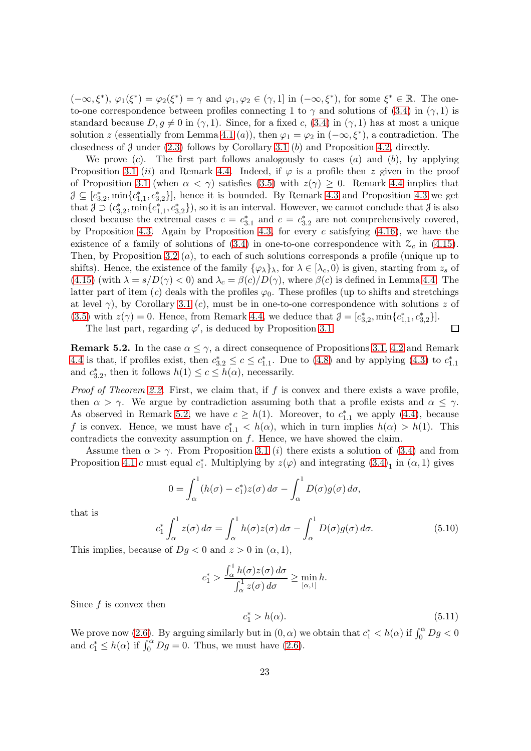$(-\infty, \xi^*)$, $\varphi_1(\xi^*) = \varphi_2(\xi^*) = \gamma$ and $\varphi_1, \varphi_2 \in (\gamma, 1]$ in $(-\infty, \xi^*)$, for some $\xi^* \in \mathbb{R}$. The one-to-one correspondence between profiles connecting 1 to $\gamma$ and solutions of (3.4) in $(\gamma, 1)$ is standard because $D, g \neq 0$ in $(\gamma, 1)$. Since, for a fixed $c$, (3.4) in $(\gamma, 1)$ has at most a unique solution $z$ (essentially from Lemma 4.1 $(a)$), then $\varphi_1 = \varphi_2$ in $(-\infty, \xi^*)$, a contradiction. The closedness of $\mathcal{J}$ under (2.3) follows by Corollary 3.1 $(b)$ and Proposition 4.2, directly.

We prove $(c)$. The first part follows analogously to cases $(a)$ and $(b)$, by applying Proposition 3.1 $(ii)$ and Remark 4.4. Indeed, if $\varphi$ is a profile then $z$ given in the proof of Proposition 3.1 (when $\alpha < \gamma$) satisfies (3.5) with $z(\gamma) \geq 0$. Remark 4.4 implies that $\mathcal{J} \subseteq [c^*_{3.2}, \min\{c^*_{1,1}, c^*_{3,2}\}]$, hence it is bounded. By Remark 4.3 and Proposition 4.3 we get that $\mathcal{J} \supset (c^*_{3,2}, \min\{c^*_{1,1}, c^*_{3,2}\})$, so it is an interval. However, we cannot conclude that $\mathcal{J}$ is also closed because the extremal cases $c = c^*_{3.1}$ and $c = c^*_{3.2}$ are not comprehensively covered, by Proposition 4.3. Again by Proposition 4.3, for every $c$ satisfying (4.16), we have the existence of a family of solutions of (3.4) in one-to-one correspondence with $\mathcal{Z}_c$ in (4.15). Then, by Proposition 3.2 $(a)$, to each of such solutions corresponds a profile (unique up to shifts). Hence, the existence of the family $\{\varphi_\lambda\}_\lambda$, for $\lambda \in [\lambda_c, 0)$ is given, starting from $z_s$ of (4.15) (with $\lambda = s/D(\gamma) < 0$) and $\lambda_c = \beta(c)/D(\gamma)$, where $\beta(c)$ is defined in Lemma 4.4. The latter part of item $(c)$ deals with the profiles $\varphi_0$. These profiles (up to shifts and stretchings at level $\gamma$), by Corollary 3.1 $(c)$, must be in one-to-one correspondence with solutions $z$ of (3.5) with $z(\gamma) = 0$. Hence, from Remark 4.4, we deduce that $\mathcal{J} = [c^*_{3,2}, \min\{c^*_{1,1}, c^*_{3,2}\}]$.

The last part, regarding $\varphi'$, is deduced by Proposition 3.1. □

**Remark 5.2.** In the case $\alpha \leq \gamma$, a direct consequence of Propositions 3.1, 4.2 and Remark 4.4 is that, if profiles exist, then $c^*_{3.2} \leq c \leq c^*_{1.1}$. Due to (4.8) and by applying (4.3) to $c^*_{1.1}$ and $c^*_{3.2}$, then it follows $h(1) \leq c \leq h(\alpha)$, necessarily.

*Proof of Theorem 2.2.* First, we claim that, if $f$ is convex and there exists a wave profile, then $\alpha > \gamma$. We argue by contradiction assuming both that a profile exists and $\alpha \leq \gamma$. As observed in Remark 5.2, we have $c \geq h(1)$. Moreover, to $c^*_{1.1}$ we apply (4.4), because $f$ is convex. Hence, we must have $c^*_{1.1} < h(\alpha)$, which in turn implies $h(\alpha) > h(1)$. This contradicts the convexity assumption on $f$. Hence, we have showed the claim.

Assume then $\alpha > \gamma$. From Proposition 3.1 $(i)$ there exists a solution of (3.4) and from Proposition 4.1 $c$ must equal $c^*_1$. Multiplying by $z(\varphi)$ and integrating $(3.4)_1$ in $(\alpha, 1)$ gives

$$0 = \int_\alpha^1 (h(\sigma) - c^*_1) z(\sigma)\, d\sigma - \int_\alpha^1 D(\sigma) g(\sigma)\, d\sigma,$$

that is

$$c^*_1 \int_\alpha^1 z(\sigma)\, d\sigma = \int_\alpha^1 h(\sigma) z(\sigma)\, d\sigma - \int_\alpha^1 D(\sigma) g(\sigma)\, d\sigma. \tag{5.10}$$

This implies, because of $Dg < 0$ and $z > 0$ in $(\alpha, 1)$,

$$c^*_1 > \frac{\int_\alpha^1 h(\sigma) z(\sigma)\, d\sigma}{\int_\alpha^1 z(\sigma)\, d\sigma} \geq \min_{[\alpha,1]} h.$$

Since $f$ is convex then

$$c^*_1 > h(\alpha). \tag{5.11}$$

We prove now (2.6). By arguing similarly but in $(0, \alpha)$ we obtain that $c^*_1 < h(\alpha)$ if $\int_0^\alpha Dg < 0$ and $c^*_1 \leq h(\alpha)$ if $\int_0^\alpha Dg = 0$. Thus, we must have (2.6).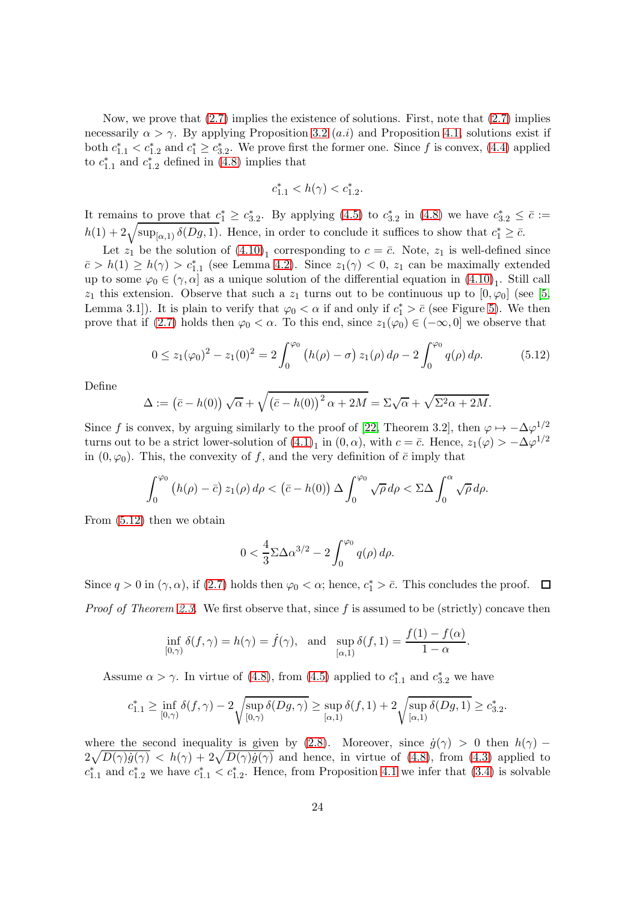Now, we prove that (2.7) implies the existence of solutions. First, note that (2.7) implies necessarily $\alpha > \gamma$. By applying Proposition 3.2 $(a.i)$ and Proposition 4.1, solutions exist if both $c^*_{1.1} < c^*_{1.2}$ and $c^*_1 \geq c^*_{3.2}$. We prove first the former one. Since $f$ is convex, (4.4) applied to $c^*_{1.1}$ and $c^*_{1.2}$ defined in (4.8) implies that

$$c^*_{1.1} < h(\gamma) < c^*_{1.2}.$$

It remains to prove that $c^*_1 \geq c^*_{3.2}$. By applying (4.5) to $c^*_{3.2}$ in (4.8) we have $c^*_{3.2} \leq \bar{c} := h(1) + 2\sqrt{\sup_{[\alpha,1)} \delta(Dg, 1)}$. Hence, in order to conclude it suffices to show that $c^*_1 \geq \bar{c}$.

Let $z_1$ be the solution of $(4.10)_1$ corresponding to $c = \bar{c}$. Note, $z_1$ is well-defined since $\bar{c} > h(1) \geq h(\gamma) > c^*_{1.1}$ (see Lemma 4.2). Since $z_1(\gamma) < 0$, $z_1$ can be maximally extended up to some $\varphi_0 \in (\gamma, \alpha]$ as a unique solution of the differential equation in $(4.10)_1$. Still call $z_1$ this extension. Observe that such a $z_1$ turns out to be continuous up to $[0, \varphi_0]$ (see [5, Lemma 3.1]). It is plain to verify that $\varphi_0 < \alpha$ if and only if $c^*_1 > \bar{c}$ (see Figure 5). We then prove that if (2.7) holds then $\varphi_0 < \alpha$. To this end, since $z_1(\varphi_0) \in (-\infty, 0]$ we observe that

$$0 \leq z_1(\varphi_0)^2 - z_1(0)^2 = 2\int_0^{\varphi_0} \big(h(\rho) - \sigma\big)\, z_1(\rho)\, d\rho - 2\int_0^{\varphi_0} q(\rho)\, d\rho. \tag{5.12}$$

Define

$$\Delta := \big(\bar{c} - h(0)\big)\sqrt{\alpha} + \sqrt{\big(\bar{c} - h(0)\big)^2 \alpha + 2M} = \Sigma\sqrt{\alpha} + \sqrt{\Sigma^2 \alpha + 2M}.$$

Since $f$ is convex, by arguing similarly to the proof of [22, Theorem 3.2], then $\varphi \mapsto -\Delta\varphi^{1/2}$ turns out to be a strict lower-solution of $(4.1)_1$ in $(0, \alpha)$, with $c = \bar{c}$. Hence, $z_1(\varphi) > -\Delta\varphi^{1/2}$ in $(0, \varphi_0)$. This, the convexity of $f$, and the very definition of $\bar{c}$ imply that

$$\int_0^{\varphi_0} \big(h(\rho) - \bar{c}\big)\, z_1(\rho)\, d\rho < \big(\bar{c} - h(0)\big)\,\Delta \int_0^{\varphi_0} \sqrt{\rho}\, d\rho < \Sigma\Delta \int_0^{\alpha} \sqrt{\rho}\, d\rho.$$

From (5.12) then we obtain

$$0 < \frac{4}{3}\Sigma\Delta\alpha^{3/2} - 2\int_0^{\varphi_0} q(\rho)\, d\rho.$$

Since $q > 0$ in $(\gamma, \alpha)$, if (2.7) holds then $\varphi_0 < \alpha$; hence, $c^*_1 > \bar{c}$. This concludes the proof. □

*Proof of Theorem 2.3.* We first observe that, since $f$ is assumed to be (strictly) concave then

$$\inf_{[0,\gamma)} \delta(f, \gamma) = h(\gamma) = \dot{f}(\gamma), \quad \text{and} \quad \sup_{[\alpha,1)} \delta(f, 1) = \frac{f(1) - f(\alpha)}{1 - \alpha}.$$

Assume $\alpha > \gamma$. In virtue of (4.8), from (4.5) applied to $c^*_{1.1}$ and $c^*_{3.2}$ we have

$$c^*_{1.1} \geq \inf_{[0,\gamma)} \delta(f, \gamma) - 2\sqrt{\sup_{[0,\gamma)} \delta(Dg, \gamma)} \geq \sup_{[\alpha,1)} \delta(f, 1) + 2\sqrt{\sup_{[\alpha,1)} \delta(Dg, 1)} \geq c^*_{3.2}.$$

where the second inequality is given by (2.8). Moreover, since $\dot{g}(\gamma) > 0$ then $h(\gamma) - 2\sqrt{D(\gamma)\dot{g}(\gamma)} < h(\gamma) + 2\sqrt{D(\gamma)\dot{g}(\gamma)}$ and hence, in virtue of (4.8), from (4.3) applied to $c^*_{1.1}$ and $c^*_{1.2}$ we have $c^*_{1.1} < c^*_{1.2}$. Hence, from Proposition 4.1 we infer that (3.4) is solvable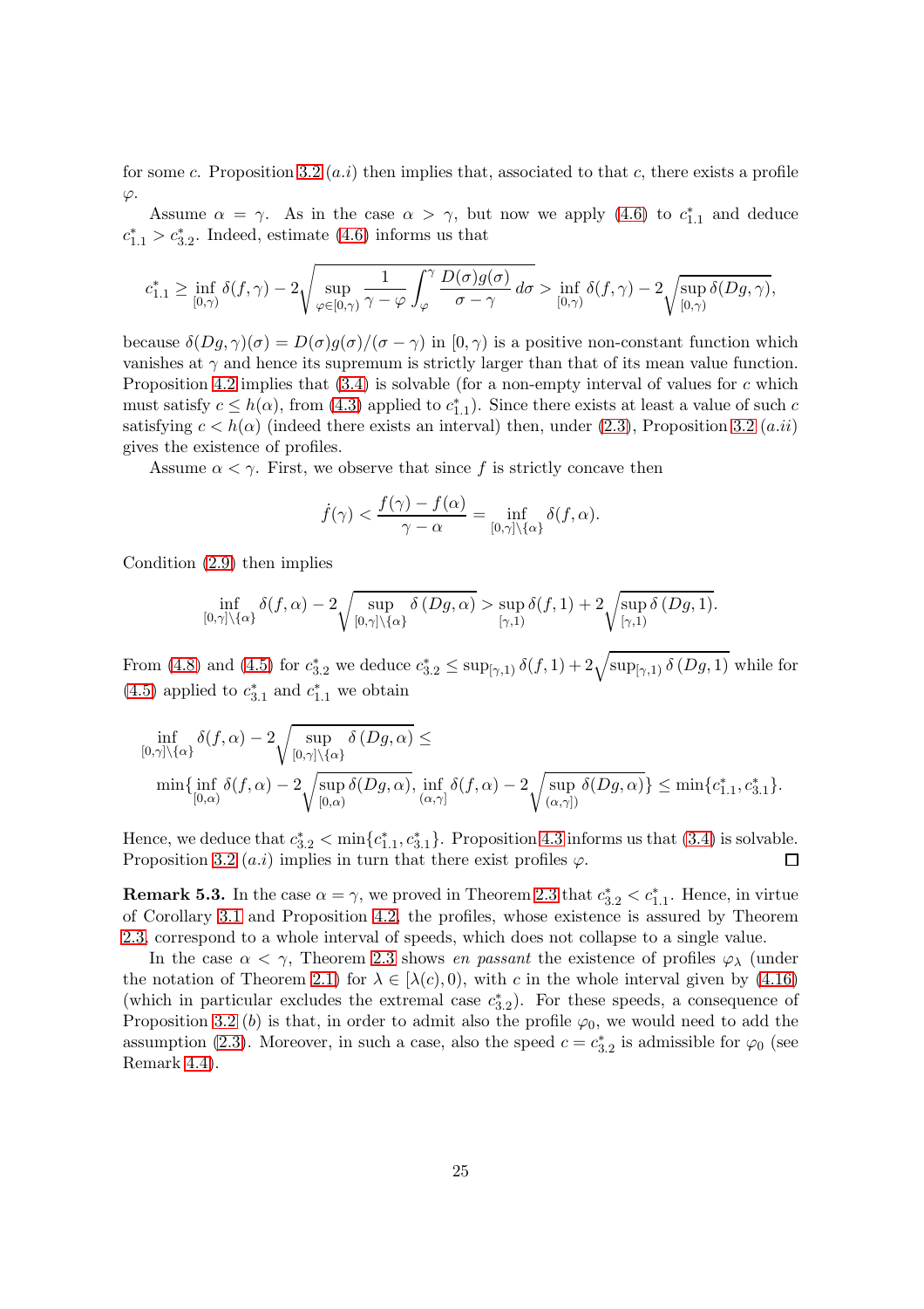for some $c$. Proposition 3.2 $(a.i)$ then implies that, associated to that $c$, there exists a profile $\varphi$.

Assume $\alpha = \gamma$. As in the case $\alpha > \gamma$, but now we apply (4.6) to $c^*_{1.1}$ and deduce $c^*_{1.1} > c^*_{3.2}$. Indeed, estimate (4.6) informs us that

$$c^*_{1.1} \geq \inf_{[0,\gamma)} \delta(f,\gamma) - 2\sqrt{\sup_{\varphi\in[0,\gamma)} \frac{1}{\gamma-\varphi}\int_{\varphi}^{\gamma} \frac{D(\sigma)g(\sigma)}{\sigma-\gamma}\,d\sigma} > \inf_{[0,\gamma)} \delta(f,\gamma) - 2\sqrt{\sup_{[0,\gamma)} \delta(Dg,\gamma)},$$

because $\delta(Dg,\gamma)(\sigma) = D(\sigma)g(\sigma)/(\sigma-\gamma)$ in $[0,\gamma)$ is a positive non-constant function which vanishes at $\gamma$ and hence its supremum is strictly larger than that of its mean value function. Proposition 4.2 implies that (3.4) is solvable (for a non-empty interval of values for $c$ which must satisfy $c \leq h(\alpha)$, from (4.3) applied to $c^*_{1.1}$). Since there exists at least a value of such $c$ satisfying $c < h(\alpha)$ (indeed there exists an interval) then, under (2.3), Proposition 3.2 $(a.ii)$ gives the existence of profiles.

Assume $\alpha < \gamma$. First, we observe that since $f$ is strictly concave then

$$\dot{f}(\gamma) < \frac{f(\gamma)-f(\alpha)}{\gamma-\alpha} = \inf_{[0,\gamma]\setminus\{\alpha\}} \delta(f,\alpha).$$

Condition (2.9) then implies

$$\inf_{[0,\gamma]\setminus\{\alpha\}} \delta(f,\alpha) - 2\sqrt{\sup_{[0,\gamma]\setminus\{\alpha\}} \delta\left(Dg,\alpha\right)} > \sup_{[\gamma,1)} \delta(f,1) + 2\sqrt{\sup_{[\gamma,1)} \delta\left(Dg,1\right)}.$$

From (4.8) and (4.5) for $c^*_{3.2}$ we deduce $c^*_{3.2} \leq \sup_{[\gamma,1)} \delta(f,1) + 2\sqrt{\sup_{[\gamma,1)} \delta\left(Dg,1\right)}$ while for (4.5) applied to $c^*_{3.1}$ and $c^*_{1.1}$ we obtain

$$\inf_{[0,\gamma]\setminus\{\alpha\}} \delta(f,\alpha) - 2\sqrt{\sup_{[0,\gamma]\setminus\{\alpha\}} \delta\left(Dg,\alpha\right)} \leq$$

$$\min\{\inf_{[0,\alpha)} \delta(f,\alpha) - 2\sqrt{\sup_{[0,\alpha)} \delta(Dg,\alpha)}, \inf_{(\alpha,\gamma]} \delta(f,\alpha) - 2\sqrt{\sup_{(\alpha,\gamma])} \delta(Dg,\alpha)}\} \leq \min\{c^*_{1.1}, c^*_{3.1}\}.$$

Hence, we deduce that $c^*_{3.2} < \min\{c^*_{1.1}, c^*_{3.1}\}$. Proposition 4.3 informs us that (3.4) is solvable. Proposition 3.2 $(a.i)$ implies in turn that there exist profiles $\varphi$. □

**Remark 5.3.** In the case $\alpha = \gamma$, we proved in Theorem 2.3 that $c^*_{3.2} < c^*_{1.1}$. Hence, in virtue of Corollary 3.1 and Proposition 4.2, the profiles, whose existence is assured by Theorem 2.3, correspond to a whole interval of speeds, which does not collapse to a single value.

In the case $\alpha < \gamma$, Theorem 2.3 shows *en passant* the existence of profiles $\varphi_\lambda$ (under the notation of Theorem 2.1) for $\lambda \in [\lambda(c), 0)$, with $c$ in the whole interval given by (4.16) (which in particular excludes the extremal case $c^*_{3.2}$). For these speeds, a consequence of Proposition 3.2 $(b)$ is that, in order to admit also the profile $\varphi_0$, we would need to add the assumption (2.3). Moreover, in such a case, also the speed $c = c^*_{3.2}$ is admissible for $\varphi_0$ (see Remark 4.4).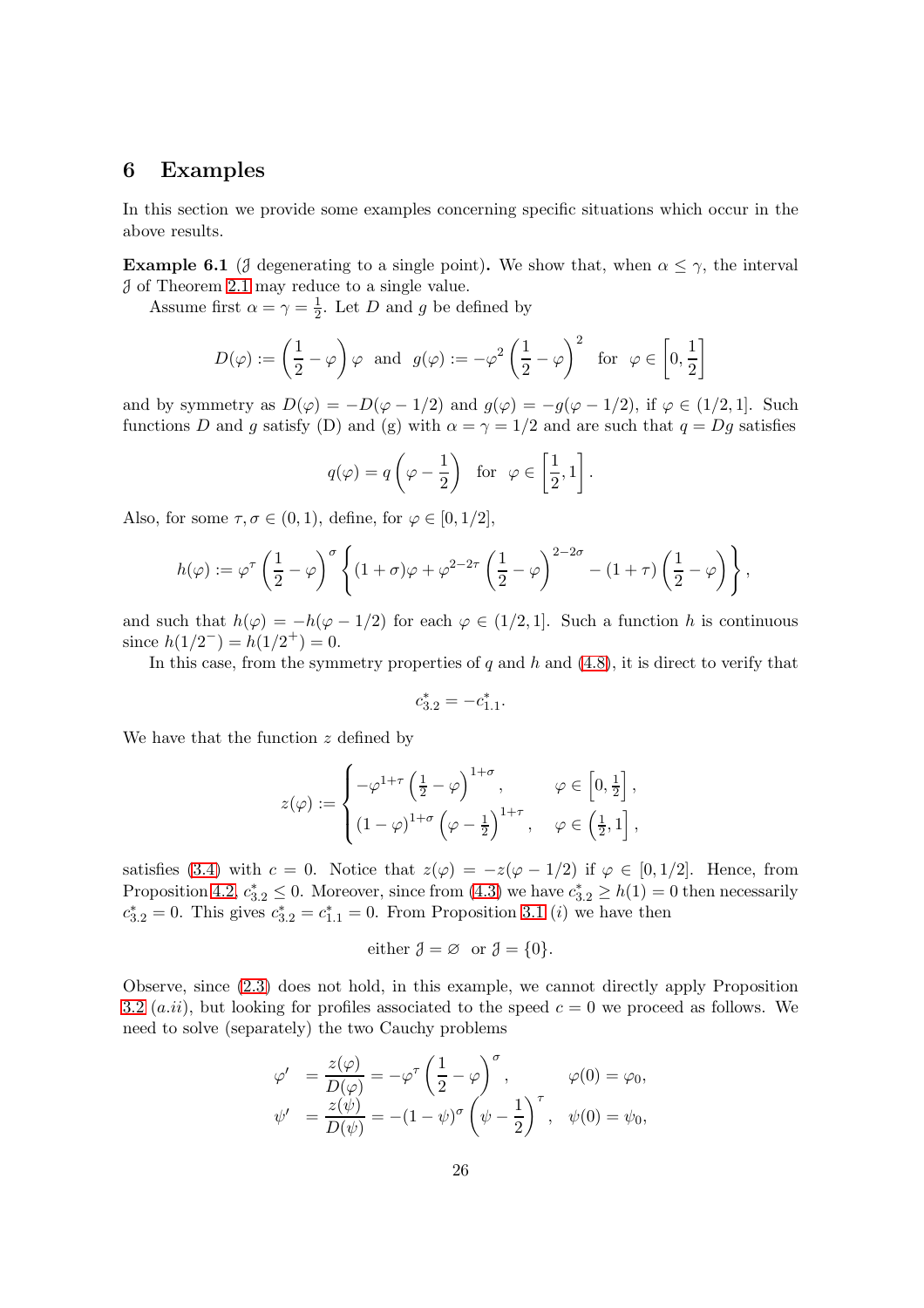## 6 Examples

In this section we provide some examples concerning specific situations which occur in the above results.

**Example 6.1** ($\mathcal{J}$ degenerating to a single point)**.** We show that, when $\alpha \le \gamma$, the interval $\mathcal{J}$ of Theorem 2.1 may reduce to a single value.

Assume first $\alpha = \gamma = \frac{1}{2}$. Let $D$ and $g$ be defined by

$$D(\varphi) := \left(\frac{1}{2} - \varphi\right)\varphi \quad \text{and} \quad g(\varphi) := -\varphi^2\left(\frac{1}{2} - \varphi\right)^2 \quad \text{for} \quad \varphi \in \left[0, \frac{1}{2}\right]$$

and by symmetry as $D(\varphi) = -D(\varphi - 1/2)$ and $g(\varphi) = -g(\varphi - 1/2)$, if $\varphi \in (1/2, 1]$. Such functions $D$ and $g$ satisfy (D) and (g) with $\alpha = \gamma = 1/2$ and are such that $q = Dg$ satisfies

$$q(\varphi) = q\left(\varphi - \frac{1}{2}\right) \quad \text{for} \quad \varphi \in \left[\frac{1}{2}, 1\right].$$

Also, for some $\tau, \sigma \in (0, 1)$, define, for $\varphi \in [0, 1/2]$,

$$h(\varphi) := \varphi^{\tau}\left(\frac{1}{2} - \varphi\right)^{\sigma}\left\{(1+\sigma)\varphi + \varphi^{2-2\tau}\left(\frac{1}{2} - \varphi\right)^{2-2\sigma} - (1+\tau)\left(\frac{1}{2} - \varphi\right)\right\},$$

and such that $h(\varphi) = -h(\varphi - 1/2)$ for each $\varphi \in (1/2, 1]$. Such a function $h$ is continuous since $h(1/2^-) = h(1/2^+) = 0$.

In this case, from the symmetry properties of $q$ and $h$ and (4.8), it is direct to verify that

$$c^*_{3.2} = -c^*_{1.1}.$$

We have that the function $z$ defined by

$$z(\varphi) := \begin{cases} -\varphi^{1+\tau}\left(\frac{1}{2} - \varphi\right)^{1+\sigma}, & \varphi \in \left[0, \frac{1}{2}\right], \\ (1-\varphi)^{1+\sigma}\left(\varphi - \frac{1}{2}\right)^{1+\tau}, & \varphi \in \left(\frac{1}{2}, 1\right], \end{cases}$$

satisfies (3.4) with $c = 0$. Notice that $z(\varphi) = -z(\varphi - 1/2)$ if $\varphi \in [0, 1/2]$. Hence, from Proposition 4.2, $c^*_{3.2} \le 0$. Moreover, since from (4.3) we have $c^*_{3.2} \ge h(1) = 0$ then necessarily $c^*_{3.2} = 0$. This gives $c^*_{3.2} = c^*_{1.1} = 0$. From Proposition 3.1 $(i)$ we have then

$$\text{either } \mathcal{J} = \varnothing \ \text{ or } \mathcal{J} = \{0\}.$$

Observe, since (2.3) does not hold, in this example, we cannot directly apply Proposition 3.2 $(a.ii)$, but looking for profiles associated to the speed $c = 0$ we proceed as follows. We need to solve (separately) the two Cauchy problems

$$\begin{aligned} \varphi' &= \frac{z(\varphi)}{D(\varphi)} = -\varphi^{\tau}\left(\frac{1}{2} - \varphi\right)^{\sigma}, & \varphi(0) = \varphi_0, \\ \psi' &= \frac{z(\psi)}{D(\psi)} = -(1-\psi)^{\sigma}\left(\psi - \frac{1}{2}\right)^{\tau}, & \psi(0) = \psi_0, \end{aligned}$$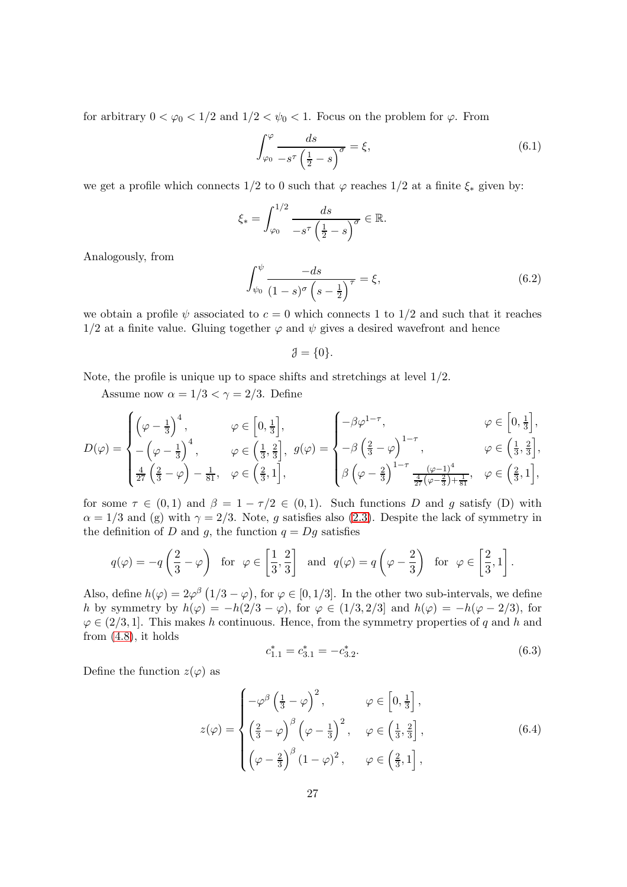for arbitrary $0 < \varphi_0 < 1/2$ and $1/2 < \psi_0 < 1$. Focus on the problem for $\varphi$. From

$$\int_{\varphi_0}^{\varphi} \frac{ds}{-s^\tau \left(\frac{1}{2} - s\right)^\sigma} = \xi, \tag{6.1}$$

we get a profile which connects $1/2$ to $0$ such that $\varphi$ reaches $1/2$ at a finite $\xi_*$ given by:

$$\xi_* = \int_{\varphi_0}^{1/2} \frac{ds}{-s^\tau \left(\frac{1}{2} - s\right)^\sigma} \in \mathbb{R}.$$

Analogously, from

$$\int_{\psi_0}^{\psi} \frac{-ds}{(1-s)^\sigma \left(s - \frac{1}{2}\right)^\tau} = \xi, \tag{6.2}$$

we obtain a profile $\psi$ associated to $c = 0$ which connects $1$ to $1/2$ and such that it reaches $1/2$ at a finite value. Gluing together $\varphi$ and $\psi$ gives a desired wavefront and hence

$$\mathcal{J} = \{0\}.$$

Note, the profile is unique up to space shifts and stretchings at level $1/2$.

Assume now $\alpha = 1/3 < \gamma = 2/3$. Define

$$D(\varphi) = \begin{cases} \left(\varphi - \frac{1}{3}\right)^4, & \varphi \in \left[0, \frac{1}{3}\right], \\ -\left(\varphi - \frac{1}{3}\right)^4, & \varphi \in \left(\frac{1}{3}, \frac{2}{3}\right], \\ \frac{4}{27}\left(\frac{2}{3} - \varphi\right) - \frac{1}{81}, & \varphi \in \left(\frac{2}{3}, 1\right], \end{cases} \quad g(\varphi) = \begin{cases} -\beta \varphi^{1-\tau}, & \varphi \in \left[0, \frac{1}{3}\right], \\ -\beta\left(\frac{2}{3} - \varphi\right)^{1-\tau}, & \varphi \in \left(\frac{1}{3}, \frac{2}{3}\right], \\ \beta\left(\varphi - \frac{2}{3}\right)^{1-\tau} \frac{(\varphi-1)^4}{\frac{4}{27}\left(\varphi - \frac{2}{3}\right) + \frac{1}{81}}, & \varphi \in \left(\frac{2}{3}, 1\right], \end{cases}$$

for some $\tau \in (0,1)$ and $\beta = 1 - \tau/2 \in (0,1)$. Such functions $D$ and $g$ satisfy (D) with $\alpha = 1/3$ and (g) with $\gamma = 2/3$. Note, $g$ satisfies also (2.3). Despite the lack of symmetry in the definition of $D$ and $g$, the function $q = Dg$ satisfies

$$q(\varphi) = -q\left(\frac{2}{3} - \varphi\right) \quad \text{for} \quad \varphi \in \left[\frac{1}{3}, \frac{2}{3}\right] \quad \text{and} \quad q(\varphi) = q\left(\varphi - \frac{2}{3}\right) \quad \text{for} \quad \varphi \in \left[\frac{2}{3}, 1\right].$$

Also, define $h(\varphi) = 2\varphi^\beta\left(1/3 - \varphi\right)$, for $\varphi \in [0, 1/3]$. In the other two sub-intervals, we define $h$ by symmetry by $h(\varphi) = -h(2/3 - \varphi)$, for $\varphi \in (1/3, 2/3]$ and $h(\varphi) = -h(\varphi - 2/3)$, for $\varphi \in (2/3, 1]$. This makes $h$ continuous. Hence, from the symmetry properties of $q$ and $h$ and from (4.8), it holds

$$c^*_{1.1} = c^*_{3.1} = -c^*_{3.2}. \tag{6.3}$$

Define the function $z(\varphi)$ as

$$z(\varphi) = \begin{cases} -\varphi^\beta\left(\frac{1}{3} - \varphi\right)^2, & \varphi \in \left[0, \frac{1}{3}\right], \\ \left(\frac{2}{3} - \varphi\right)^\beta\left(\varphi - \frac{1}{3}\right)^2, & \varphi \in \left(\frac{1}{3}, \frac{2}{3}\right], \\ \left(\varphi - \frac{2}{3}\right)^\beta(1-\varphi)^2, & \varphi \in \left(\frac{2}{3}, 1\right], \end{cases} \tag{6.4}$$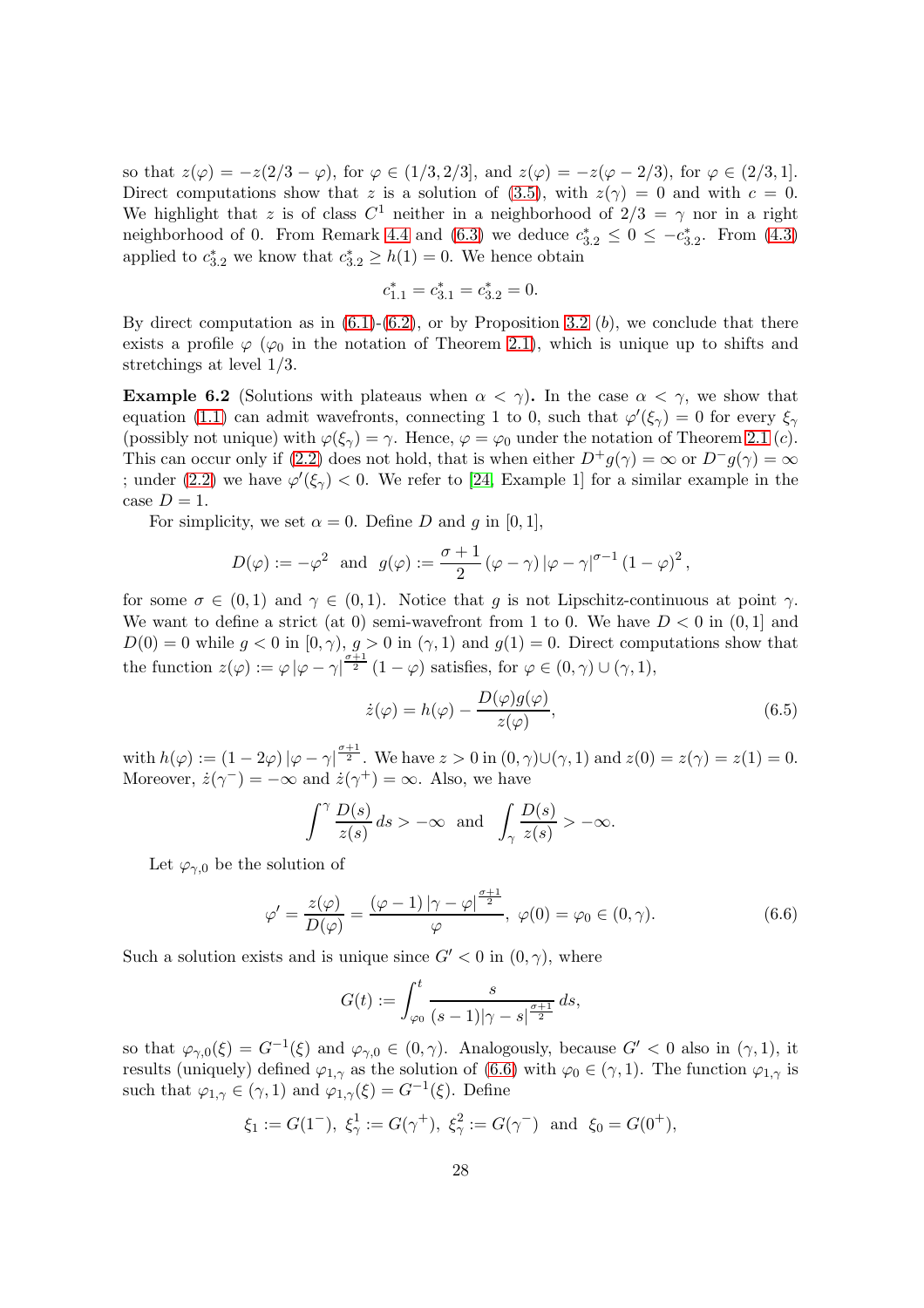so that $z(\varphi) = -z(2/3 - \varphi)$, for $\varphi \in (1/3, 2/3]$, and $z(\varphi) = -z(\varphi - 2/3)$, for $\varphi \in (2/3, 1]$. Direct computations show that $z$ is a solution of (3.5), with $z(\gamma) = 0$ and with $c = 0$. We highlight that $z$ is of class $C^1$ neither in a neighborhood of $2/3 = \gamma$ nor in a right neighborhood of 0. From Remark 4.4 and (6.3) we deduce $c^*_{3.2} \le 0 \le -c^*_{3.2}$. From (4.3) applied to $c^*_{3.2}$ we know that $c^*_{3.2} \ge h(1) = 0$. We hence obtain

$$c^*_{1.1} = c^*_{3.1} = c^*_{3.2} = 0.$$

By direct computation as in (6.1)-(6.2), or by Proposition 3.2 ($b$), we conclude that there exists a profile $\varphi$ ($\varphi_0$ in the notation of Theorem 2.1), which is unique up to shifts and stretchings at level 1/3.

**Example 6.2** (Solutions with plateaus when $\alpha < \gamma$)**.** In the case $\alpha < \gamma$, we show that equation (1.1) can admit wavefronts, connecting 1 to 0, such that $\varphi'(\xi_\gamma) = 0$ for every $\xi_\gamma$ (possibly not unique) with $\varphi(\xi_\gamma) = \gamma$. Hence, $\varphi = \varphi_0$ under the notation of Theorem 2.1 ($c$). This can occur only if (2.2) does not hold, that is when either $D^+g(\gamma) = \infty$ or $D^-g(\gamma) = \infty$ ; under (2.2) we have $\varphi'(\xi_\gamma) < 0$. We refer to [24, Example 1] for a similar example in the case $D = 1$.

For simplicity, we set $\alpha = 0$. Define $D$ and $g$ in $[0, 1]$,

$$D(\varphi) := -\varphi^2 \quad \text{and} \quad g(\varphi) := \frac{\sigma + 1}{2} (\varphi - \gamma) |\varphi - \gamma|^{\sigma - 1} (1 - \varphi)^2,$$

for some $\sigma \in (0, 1)$ and $\gamma \in (0, 1)$. Notice that $g$ is not Lipschitz-continuous at point $\gamma$. We want to define a strict (at 0) semi-wavefront from 1 to 0. We have $D < 0$ in $(0, 1]$ and $D(0) = 0$ while $g < 0$ in $[0, \gamma)$, $g > 0$ in $(\gamma, 1)$ and $g(1) = 0$. Direct computations show that the function $z(\varphi) := \varphi |\varphi - \gamma|^{\frac{\sigma+1}{2}} (1 - \varphi)$ satisfies, for $\varphi \in (0, \gamma) \cup (\gamma, 1)$,

$$\dot{z}(\varphi) = h(\varphi) - \frac{D(\varphi) g(\varphi)}{z(\varphi)}, \tag{6.5}$$

with $h(\varphi) := (1 - 2\varphi) |\varphi - \gamma|^{\frac{\sigma+1}{2}}$. We have $z > 0$ in $(0, \gamma) \cup (\gamma, 1)$ and $z(0) = z(\gamma) = z(1) = 0$. Moreover, $\dot{z}(\gamma^-) = -\infty$ and $\dot{z}(\gamma^+) = \infty$. Also, we have

$$\int^{\gamma} \frac{D(s)}{z(s)} \, ds > -\infty \quad \text{and} \quad \int_{\gamma} \frac{D(s)}{z(s)} > -\infty.$$

Let $\varphi_{\gamma,0}$ be the solution of

$$\varphi' = \frac{z(\varphi)}{D(\varphi)} = \frac{(\varphi - 1) |\gamma - \varphi|^{\frac{\sigma+1}{2}}}{\varphi}, \; \varphi(0) = \varphi_0 \in (0, \gamma). \tag{6.6}$$

Such a solution exists and is unique since $G' < 0$ in $(0, \gamma)$, where

$$G(t) := \int_{\varphi_0}^{t} \frac{s}{(s - 1) |\gamma - s|^{\frac{\sigma+1}{2}}} \, ds,$$

so that $\varphi_{\gamma,0}(\xi) = G^{-1}(\xi)$ and $\varphi_{\gamma,0} \in (0, \gamma)$. Analogously, because $G' < 0$ also in $(\gamma, 1)$, it results (uniquely) defined $\varphi_{1,\gamma}$ as the solution of (6.6) with $\varphi_0 \in (\gamma, 1)$. The function $\varphi_{1,\gamma}$ is such that $\varphi_{1,\gamma} \in (\gamma, 1)$ and $\varphi_{1,\gamma}(\xi) = G^{-1}(\xi)$. Define

$$\xi_1 := G(1^-), \; \xi^1_\gamma := G(\gamma^+), \; \xi^2_\gamma := G(\gamma^-) \; \text{ and } \; \xi_0 = G(0^+),$$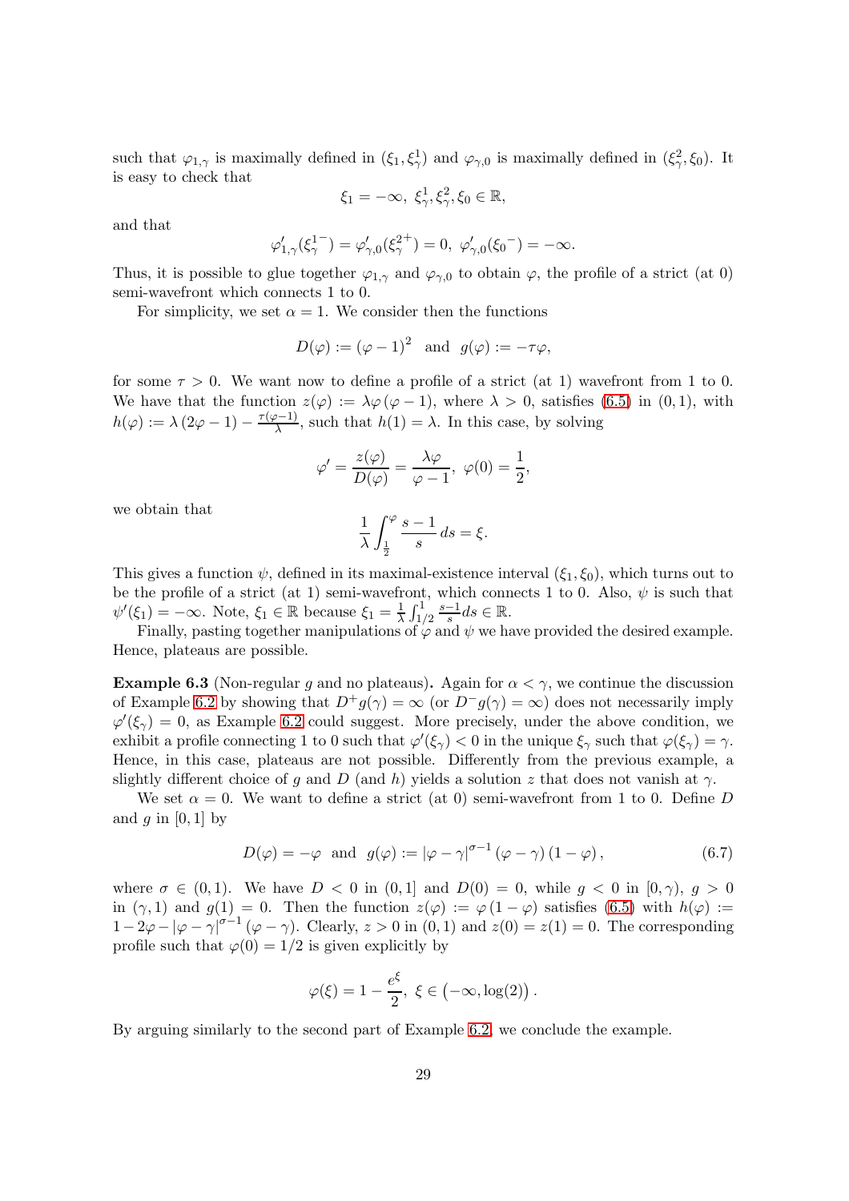such that $\varphi_{1,\gamma}$ is maximally defined in $(\xi_1, \xi_\gamma^1)$ and $\varphi_{\gamma,0}$ is maximally defined in $(\xi_\gamma^2, \xi_0)$. It is easy to check that

$$\xi_1 = -\infty,\ \xi_\gamma^1, \xi_\gamma^2, \xi_0 \in \mathbb{R},$$

and that

$$\varphi_{1,\gamma}'(\xi_\gamma^{1-}) = \varphi_{\gamma,0}'(\xi_\gamma^{2+}) = 0,\ \varphi_{\gamma,0}'(\xi_0{}^-) = -\infty.$$

Thus, it is possible to glue together $\varphi_{1,\gamma}$ and $\varphi_{\gamma,0}$ to obtain $\varphi$, the profile of a strict (at 0) semi-wavefront which connects 1 to 0.

For simplicity, we set $\alpha = 1$. We consider then the functions

$$D(\varphi) := (\varphi - 1)^2 \quad \text{and} \quad g(\varphi) := -\tau\varphi,$$

for some $\tau > 0$. We want now to define a profile of a strict (at 1) wavefront from 1 to 0. We have that the function $z(\varphi) := \lambda\varphi(\varphi - 1)$, where $\lambda > 0$, satisfies (6.5) in $(0, 1)$, with $h(\varphi) := \lambda(2\varphi - 1) - \frac{\tau(\varphi-1)}{\lambda}$, such that $h(1) = \lambda$. In this case, by solving

$$\varphi' = \frac{z(\varphi)}{D(\varphi)} = \frac{\lambda\varphi}{\varphi - 1},\ \varphi(0) = \frac{1}{2},$$

we obtain that

$$\frac{1}{\lambda}\int_{\frac{1}{2}}^{\varphi} \frac{s-1}{s}\, ds = \xi.$$

This gives a function $\psi$, defined in its maximal-existence interval $(\xi_1, \xi_0)$, which turns out to be the profile of a strict (at 1) semi-wavefront, which connects 1 to 0. Also, $\psi$ is such that $\psi'(\xi_1) = -\infty$. Note, $\xi_1 \in \mathbb{R}$ because $\xi_1 = \frac{1}{\lambda}\int_{1/2}^{1} \frac{s-1}{s} ds \in \mathbb{R}$.

Finally, pasting together manipulations of $\varphi$ and $\psi$ we have provided the desired example. Hence, plateaus are possible.

**Example 6.3** (Non-regular $g$ and no plateaus)**.** Again for $\alpha < \gamma$, we continue the discussion of Example 6.2 by showing that $D^+g(\gamma) = \infty$ (or $D^-g(\gamma) = \infty$) does not necessarily imply $\varphi'(\xi_\gamma) = 0$, as Example 6.2 could suggest. More precisely, under the above condition, we exhibit a profile connecting 1 to 0 such that $\varphi'(\xi_\gamma) < 0$ in the unique $\xi_\gamma$ such that $\varphi(\xi_\gamma) = \gamma$. Hence, in this case, plateaus are not possible. Differently from the previous example, a slightly different choice of $g$ and $D$ (and $h$) yields a solution $z$ that does not vanish at $\gamma$.

We set $\alpha = 0$. We want to define a strict (at 0) semi-wavefront from 1 to 0. Define $D$ and $g$ in $[0, 1]$ by

$$D(\varphi) = -\varphi \quad \text{and} \quad g(\varphi) := |\varphi - \gamma|^{\sigma-1}(\varphi - \gamma)(1 - \varphi), \tag{6.7}$$

where $\sigma \in (0, 1)$. We have $D < 0$ in $(0, 1]$ and $D(0) = 0$, while $g < 0$ in $[0, \gamma)$, $g > 0$ in $(\gamma, 1)$ and $g(1) = 0$. Then the function $z(\varphi) := \varphi(1 - \varphi)$ satisfies (6.5) with $h(\varphi) := 1 - 2\varphi - |\varphi - \gamma|^{\sigma-1}(\varphi - \gamma)$. Clearly, $z > 0$ in $(0, 1)$ and $z(0) = z(1) = 0$. The corresponding profile such that $\varphi(0) = 1/2$ is given explicitly by

$$\varphi(\xi) = 1 - \frac{e^\xi}{2},\ \xi \in (-\infty, \log(2)).$$

By arguing similarly to the second part of Example 6.2, we conclude the example.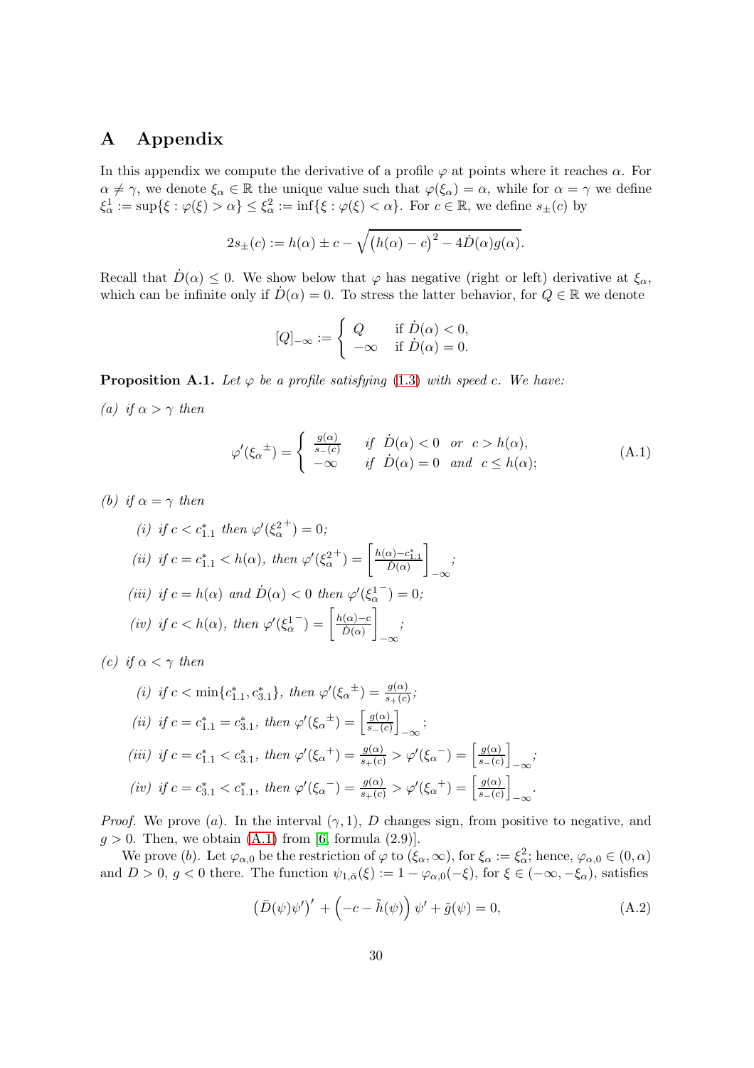# A Appendix

In this appendix we compute the derivative of a profile $\varphi$ at points where it reaches $\alpha$. For $\alpha \neq \gamma$, we denote $\xi_\alpha \in \mathbb{R}$ the unique value such that $\varphi(\xi_\alpha) = \alpha$, while for $\alpha = \gamma$ we define $\xi_\alpha^1 := \sup\{\xi : \varphi(\xi) > \alpha\} \leq \xi_\alpha^2 := \inf\{\xi : \varphi(\xi) < \alpha\}$. For $c \in \mathbb{R}$, we define $s_\pm(c)$ by

$$2s_\pm(c) := h(\alpha) \pm c - \sqrt{\big(h(\alpha) - c\big)^2 - 4\dot{D}(\alpha)g(\alpha)}.$$

Recall that $\dot{D}(\alpha) \leq 0$. We show below that $\varphi$ has negative (right or left) derivative at $\xi_\alpha$, which can be infinite only if $\dot{D}(\alpha) = 0$. To stress the latter behavior, for $Q \in \mathbb{R}$ we denote

$$[Q]_{-\infty} := \begin{cases} Q & \text{if } \dot{D}(\alpha) < 0, \\ -\infty & \text{if } \dot{D}(\alpha) = 0. \end{cases}$$

**Proposition A.1.** *Let $\varphi$ be a profile satisfying* (1.3) *with speed $c$. We have:*

*(a) if $\alpha > \gamma$ then*

$$\varphi'({\xi_\alpha}^\pm) = \begin{cases} \frac{g(\alpha)}{s_-(c)} & \text{if } \dot{D}(\alpha) < 0 \ \text{ or } \ c > h(\alpha), \\ -\infty & \text{if } \dot{D}(\alpha) = 0 \ \text{ and } \ c \leq h(\alpha); \end{cases} \tag{A.1}$$

*(b) if $\alpha = \gamma$ then*

- *(i) if $c < c^*_{1.1}$ then $\varphi'({\xi_\alpha^2}^+) = 0$;*
- *(ii) if $c = c^*_{1.1} < h(\alpha)$, then $\varphi'({\xi_\alpha^2}^+) = \left[\frac{h(\alpha) - c^*_{1.1}}{\dot{D}(\alpha)}\right]_{-\infty}$;*
- *(iii) if $c = h(\alpha)$ and $\dot{D}(\alpha) < 0$ then $\varphi'({\xi_\alpha^1}^-) = 0$;*
- *(iv) if $c < h(\alpha)$, then $\varphi'({\xi_\alpha^1}^-) = \left[\frac{h(\alpha) - c}{\dot{D}(\alpha)}\right]_{-\infty}$;*

*(c) if $\alpha < \gamma$ then*

- *(i) if $c < \min\{c^*_{1.1}, c^*_{3.1}\}$, then $\varphi'({\xi_\alpha}^\pm) = \frac{g(\alpha)}{s_+(c)}$;*
- *(ii) if $c = c^*_{1.1} = c^*_{3.1}$, then $\varphi'({\xi_\alpha}^\pm) = \left[\frac{g(\alpha)}{s_-(c)}\right]_{-\infty}$;*
- *(iii) if $c = c^*_{1.1} < c^*_{3.1}$, then $\varphi'({\xi_\alpha}^+) = \frac{g(\alpha)}{s_+(c)} > \varphi'({\xi_\alpha}^-) = \left[\frac{g(\alpha)}{s_-(c)}\right]_{-\infty}$;*
- *(iv) if $c = c^*_{3.1} < c^*_{1.1}$, then $\varphi'({\xi_\alpha}^-) = \frac{g(\alpha)}{s_+(c)} > \varphi'({\xi_\alpha}^+) = \left[\frac{g(\alpha)}{s_-(c)}\right]_{-\infty}$.*

*Proof.* We prove $(a)$. In the interval $(\gamma, 1)$, $D$ changes sign, from positive to negative, and $g > 0$. Then, we obtain (A.1) from [6, formula (2.9)].

We prove $(b)$. Let $\varphi_{\alpha,0}$ be the restriction of $\varphi$ to $(\xi_\alpha, \infty)$, for $\xi_\alpha := \xi_\alpha^2$; hence, $\varphi_{\alpha,0} \in (0, \alpha)$ and $D > 0$, $g < 0$ there. The function $\psi_{1,\bar{\alpha}}(\xi) := 1 - \varphi_{\alpha,0}(-\xi)$, for $\xi \in (-\infty, -\xi_\alpha)$, satisfies

$$\big(\bar{D}(\psi)\psi'\big)' + \Big(-c - \tilde{h}(\psi)\Big)\psi' + \tilde{g}(\psi) = 0, \tag{A.2}$$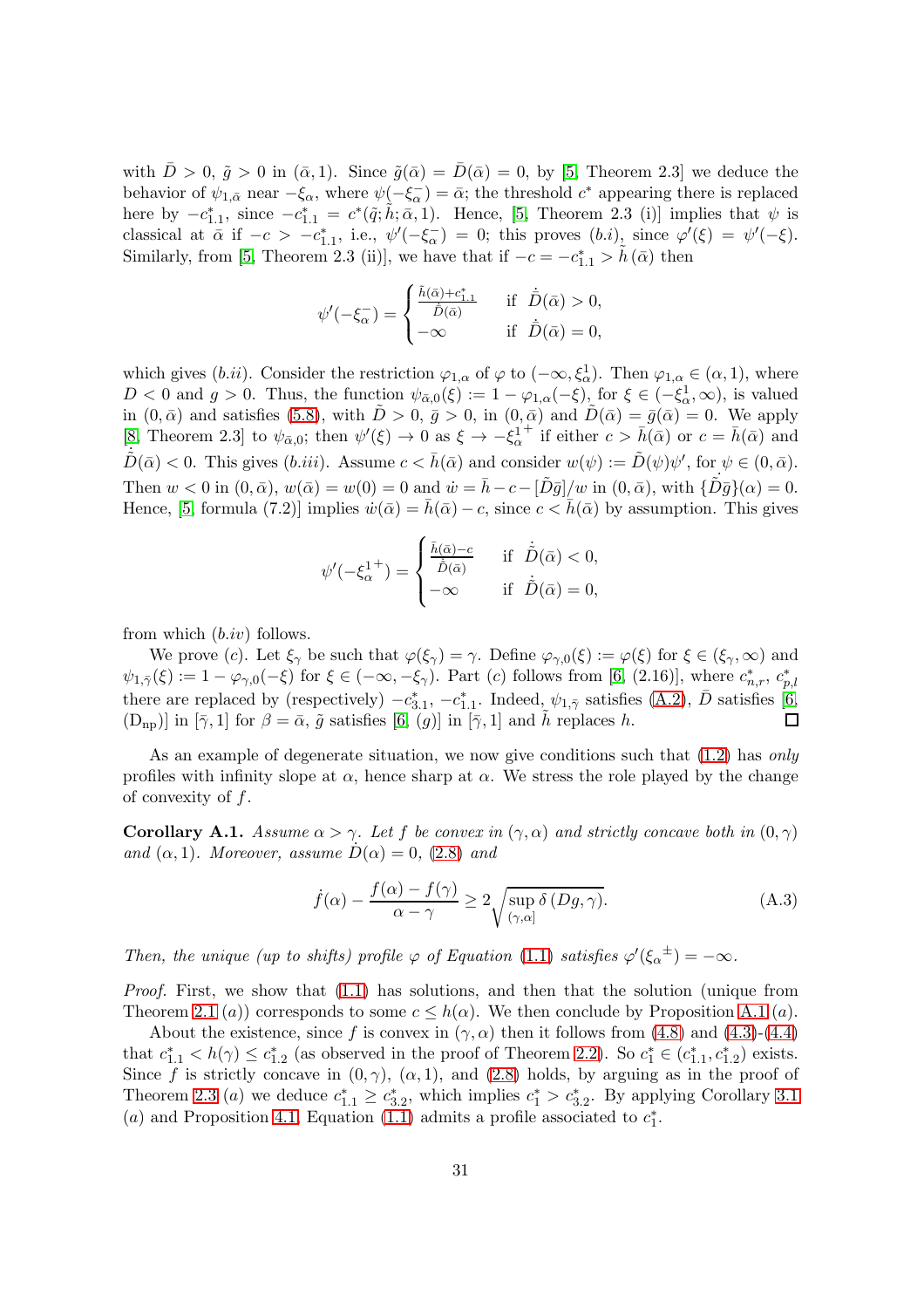with $\bar{D} > 0$, $\tilde{g} > 0$ in $(\bar{\alpha}, 1)$. Since $\tilde{g}(\bar{\alpha}) = \bar{D}(\bar{\alpha}) = 0$, by [5, Theorem 2.3] we deduce the behavior of $\psi_{1,\bar{\alpha}}$ near $-\xi_\alpha$, where $\psi(-\xi_\alpha^-) = \bar{\alpha}$; the threshold $c^*$ appearing there is replaced here by $-c^*_{1.1}$, since $-c^*_{1.1} = c^*(\tilde{q}; \tilde{h}; \bar{\alpha}, 1)$. Hence, [5, Theorem 2.3 (i)] implies that $\psi$ is classical at $\bar{\alpha}$ if $-c > -c^*_{1.1}$, i.e., $\psi'(-\xi_\alpha^-) = 0$; this proves $(b.i)$, since $\varphi'(\xi) = \psi'(-\xi)$. Similarly, from [5, Theorem 2.3 (ii)], we have that if $-c = -c^*_{1.1} > \tilde{h}(\bar{\alpha})$ then

$$
\psi'(-\xi_\alpha^-) = \begin{cases} \frac{\tilde{h}(\bar{\alpha}) + c^*_{1.1}}{\dot{\bar{D}}(\bar{\alpha})} & \text{if } \dot{\bar{D}}(\bar{\alpha}) > 0, \\ -\infty & \text{if } \dot{\bar{D}}(\bar{\alpha}) = 0, \end{cases}
$$

which gives $(b.ii)$. Consider the restriction $\varphi_{1,\alpha}$ of $\varphi$ to $(-\infty, \xi_\alpha^1)$. Then $\varphi_{1,\alpha} \in (\alpha, 1)$, where $D < 0$ and $g > 0$. Thus, the function $\psi_{\bar{\alpha},0}(\xi) := 1 - \varphi_{1,\alpha}(-\xi)$, for $\xi \in (-\xi_\alpha^1, \infty)$, is valued in $(0, \bar{\alpha})$ and satisfies (5.8), with $\tilde{D} > 0$, $\bar{g} > 0$, in $(0, \bar{\alpha})$ and $\tilde{D}(\bar{\alpha}) = \bar{g}(\bar{\alpha}) = 0$. We apply [8, Theorem 2.3] to $\psi_{\bar{\alpha},0}$; then $\psi'(\xi) \to 0$ as $\xi \to -\xi_\alpha^{1+}$ if either $c > \bar{h}(\bar{\alpha})$ or $c = \bar{h}(\bar{\alpha})$ and $\dot{\tilde{D}}(\bar{\alpha}) < 0$. This gives $(b.iii)$. Assume $c < \bar{h}(\bar{\alpha})$ and consider $w(\psi) := \tilde{D}(\psi)\psi'$, for $\psi \in (0, \bar{\alpha})$. Then $w < 0$ in $(0, \bar{\alpha})$, $w(\bar{\alpha}) = w(0) = 0$ and $\dot{w} = \bar{h} - c - [\tilde{D}\bar{g}]/w$ in $(0, \bar{\alpha})$, with $\{\dot{\tilde{D}}\bar{g}\}(\alpha) = 0$. Hence, [5, formula (7.2)] implies $\dot{w}(\bar{\alpha}) = \bar{h}(\bar{\alpha}) - c$, since $c < \bar{h}(\bar{\alpha})$ by assumption. This gives

$$
\psi'(-\xi_\alpha^{1+}) = \begin{cases} \frac{\bar{h}(\bar{\alpha}) - c}{\dot{\tilde{D}}(\bar{\alpha})} & \text{if } \dot{\tilde{D}}(\bar{\alpha}) < 0, \\ -\infty & \text{if } \dot{\tilde{D}}(\bar{\alpha}) = 0, \end{cases}
$$

from which $(b.iv)$ follows.

We prove $(c)$. Let $\xi_\gamma$ be such that $\varphi(\xi_\gamma) = \gamma$. Define $\varphi_{\gamma,0}(\xi) := \varphi(\xi)$ for $\xi \in (\xi_\gamma, \infty)$ and $\psi_{1,\bar{\gamma}}(\xi) := 1 - \varphi_{\gamma,0}(-\xi)$ for $\xi \in (-\infty, -\xi_\gamma)$. Part $(c)$ follows from [6, (2.16)], where $c^*_{n,r}$, $c^*_{p,l}$ there are replaced by (respectively) $-c^*_{3.1}$, $-c^*_{1.1}$. Indeed, $\psi_{1,\bar{\gamma}}$ satisfies (A.2), $\bar{D}$ satisfies [6, $(\text{D}_{\text{np}})$] in $[\bar{\gamma}, 1]$ for $\beta = \bar{\alpha}$, $\tilde{g}$ satisfies [6, $(g)$] in $[\bar{\gamma}, 1]$ and $\tilde{h}$ replaces $h$. □

As an example of degenerate situation, we now give conditions such that (1.2) has *only* profiles with infinity slope at $\alpha$, hence sharp at $\alpha$. We stress the role played by the change of convexity of $f$.

**Corollary A.1.** *Assume $\alpha > \gamma$. Let $f$ be convex in $(\gamma, \alpha)$ and strictly concave both in $(0, \gamma)$ and $(\alpha, 1)$. Moreover, assume $\dot{D}(\alpha) = 0$, (2.8) and*

$$
\dot{f}(\alpha) - \frac{f(\alpha) - f(\gamma)}{\alpha - \gamma} \geq 2\sqrt{\sup_{(\gamma,\alpha]} \delta\,(Dg, \gamma)}. \tag{A.3}
$$

*Then, the unique (up to shifts) profile $\varphi$ of Equation (1.1) satisfies $\varphi'(\xi_\alpha{}^\pm) = -\infty$.*

*Proof.* First, we show that (1.1) has solutions, and then that the solution (unique from Theorem 2.1 $(a)$) corresponds to some $c \leq h(\alpha)$. We then conclude by Proposition A.1 $(a)$.

About the existence, since $f$ is convex in $(\gamma, \alpha)$ then it follows from (4.8) and (4.3)-(4.4) that $c^*_{1.1} < h(\gamma) \leq c^*_{1.2}$ (as observed in the proof of Theorem 2.2). So $c^*_1 \in (c^*_{1.1}, c^*_{1.2})$ exists. Since $f$ is strictly concave in $(0, \gamma)$, $(\alpha, 1)$, and (2.8) holds, by arguing as in the proof of Theorem 2.3 $(a)$ we deduce $c^*_{1.1} \geq c^*_{3.2}$, which implies $c^*_1 > c^*_{3.2}$. By applying Corollary 3.1 $(a)$ and Proposition 4.1, Equation (1.1) admits a profile associated to $c^*_1$.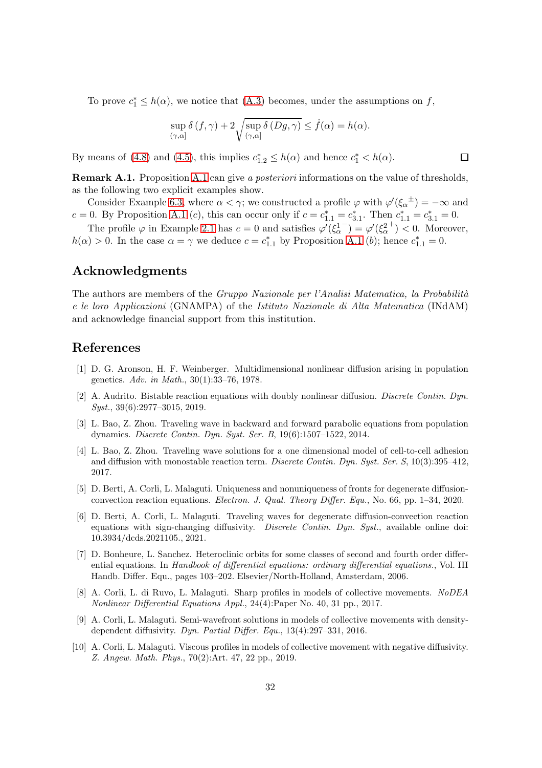To prove $c_1^* \le h(\alpha)$, we notice that (A.3) becomes, under the assumptions on $f$,

$$\sup_{(\gamma,\alpha]} \delta\,(f,\gamma) + 2\sqrt{\sup_{(\gamma,\alpha]} \delta\,(Dg,\gamma)} \le \dot{f}(\alpha) = h(\alpha).$$

By means of (4.8) and (4.5), this implies $c_{1.2}^* \le h(\alpha)$ and hence $c_1^* < h(\alpha)$. □

**Remark A.1.** Proposition A.1 can give *a posteriori* informations on the value of thresholds, as the following two explicit examples show.

Consider Example 6.3, where $\alpha < \gamma$; we constructed a profile $\varphi$ with $\varphi'(\xi_\alpha{}^{\pm}) = -\infty$ and $c = 0$. By Proposition A.1 $(c)$, this can occur only if $c = c_{1.1}^* = c_{3.1}^*$. Then $c_{1.1}^* = c_{3.1}^* = 0$.

The profile $\varphi$ in Example 2.1 has $c = 0$ and satisfies $\varphi'(\xi_\alpha^{1\,-}) = \varphi'(\xi_\alpha^{2\,+}) < 0$. Moreover, $h(\alpha) > 0$. In the case $\alpha = \gamma$ we deduce $c = c_{1.1}^*$ by Proposition A.1 $(b)$; hence $c_{1.1}^* = 0$.

## Acknowledgments

The authors are members of the *Gruppo Nazionale per l'Analisi Matematica, la Probabilità e le loro Applicazioni* (GNAMPA) of the *Istituto Nazionale di Alta Matematica* (INdAM) and acknowledge financial support from this institution.

## References

[1] D. G. Aronson, H. F. Weinberger. Multidimensional nonlinear diffusion arising in population genetics. *Adv. in Math.*, 30(1):33–76, 1978.

[2] A. Audrito. Bistable reaction equations with doubly nonlinear diffusion. *Discrete Contin. Dyn. Syst.*, 39(6):2977–3015, 2019.

[3] L. Bao, Z. Zhou. Traveling wave in backward and forward parabolic equations from population dynamics. *Discrete Contin. Dyn. Syst. Ser. B*, 19(6):1507–1522, 2014.

[4] L. Bao, Z. Zhou. Traveling wave solutions for a one dimensional model of cell-to-cell adhesion and diffusion with monostable reaction term. *Discrete Contin. Dyn. Syst. Ser. S*, 10(3):395–412, 2017.

[5] D. Berti, A. Corli, L. Malaguti. Uniqueness and nonuniqueness of fronts for degenerate diffusion-convection reaction equations. *Electron. J. Qual. Theory Differ. Equ.*, No. 66, pp. 1–34, 2020.

[6] D. Berti, A. Corli, L. Malaguti. Traveling waves for degenerate diffusion-convection reaction equations with sign-changing diffusivity. *Discrete Contin. Dyn. Syst.*, available online doi: 10.3934/dcds.2021105., 2021.

[7] D. Bonheure, L. Sanchez. Heteroclinic orbits for some classes of second and fourth order differential equations. In *Handbook of differential equations: ordinary differential equations.*, Vol. III Handb. Differ. Equ., pages 103–202. Elsevier/North-Holland, Amsterdam, 2006.

[8] A. Corli, L. di Ruvo, L. Malaguti. Sharp profiles in models of collective movements. *NoDEA Nonlinear Differential Equations Appl.*, 24(4):Paper No. 40, 31 pp., 2017.

[9] A. Corli, L. Malaguti. Semi-wavefront solutions in models of collective movements with density-dependent diffusivity. *Dyn. Partial Differ. Equ.*, 13(4):297–331, 2016.

[10] A. Corli, L. Malaguti. Viscous profiles in models of collective movement with negative diffusivity. *Z. Angew. Math. Phys.*, 70(2):Art. 47, 22 pp., 2019.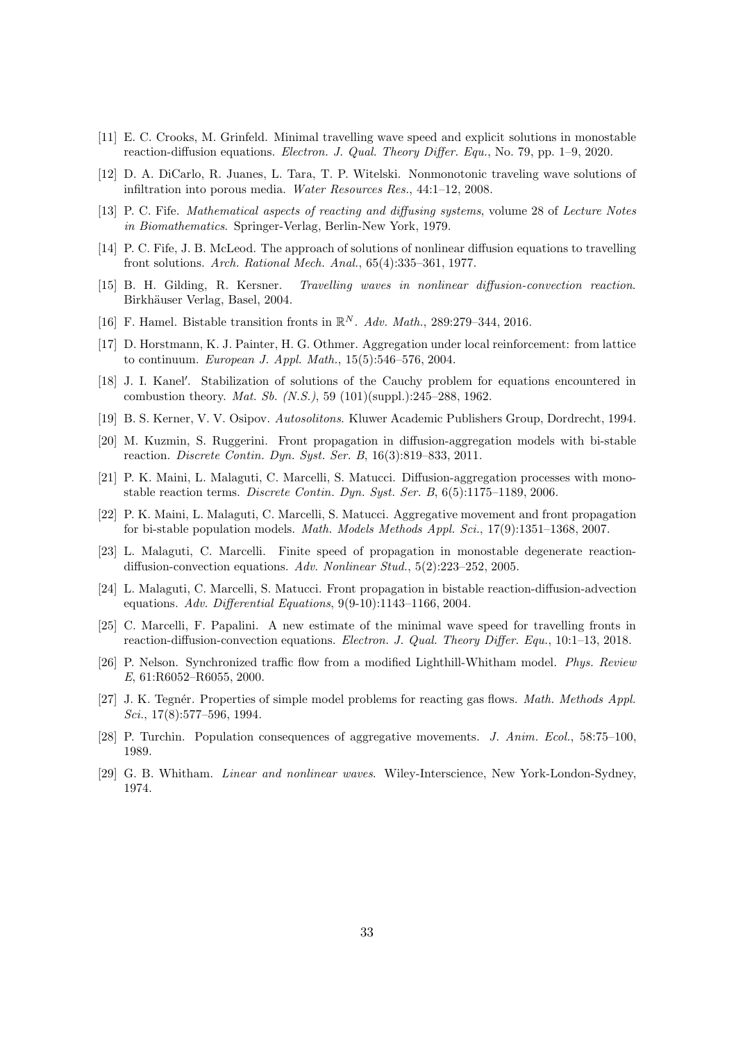[11] E. C. Crooks, M. Grinfeld. Minimal travelling wave speed and explicit solutions in monostable reaction-diffusion equations. *Electron. J. Qual. Theory Differ. Equ.*, No. 79, pp. 1–9, 2020.

[12] D. A. DiCarlo, R. Juanes, L. Tara, T. P. Witelski. Nonmonotonic traveling wave solutions of infiltration into porous media. *Water Resources Res.*, 44:1–12, 2008.

[13] P. C. Fife. *Mathematical aspects of reacting and diffusing systems*, volume 28 of *Lecture Notes in Biomathematics*. Springer-Verlag, Berlin-New York, 1979.

[14] P. C. Fife, J. B. McLeod. The approach of solutions of nonlinear diffusion equations to travelling front solutions. *Arch. Rational Mech. Anal.*, 65(4):335–361, 1977.

[15] B. H. Gilding, R. Kersner. *Travelling waves in nonlinear diffusion-convection reaction*. Birkhäuser Verlag, Basel, 2004.

[16] F. Hamel. Bistable transition fronts in $\mathbb{R}^N$. *Adv. Math.*, 289:279–344, 2016.

[17] D. Horstmann, K. J. Painter, H. G. Othmer. Aggregation under local reinforcement: from lattice to continuum. *European J. Appl. Math.*, 15(5):546–576, 2004.

[18] J. I. Kanel′. Stabilization of solutions of the Cauchy problem for equations encountered in combustion theory. *Mat. Sb. (N.S.)*, 59 (101)(suppl.):245–288, 1962.

[19] B. S. Kerner, V. V. Osipov. *Autosolitons*. Kluwer Academic Publishers Group, Dordrecht, 1994.

[20] M. Kuzmin, S. Ruggerini. Front propagation in diffusion-aggregation models with bi-stable reaction. *Discrete Contin. Dyn. Syst. Ser. B*, 16(3):819–833, 2011.

[21] P. K. Maini, L. Malaguti, C. Marcelli, S. Matucci. Diffusion-aggregation processes with mono-stable reaction terms. *Discrete Contin. Dyn. Syst. Ser. B*, 6(5):1175–1189, 2006.

[22] P. K. Maini, L. Malaguti, C. Marcelli, S. Matucci. Aggregative movement and front propagation for bi-stable population models. *Math. Models Methods Appl. Sci.*, 17(9):1351–1368, 2007.

[23] L. Malaguti, C. Marcelli. Finite speed of propagation in monostable degenerate reaction-diffusion-convection equations. *Adv. Nonlinear Stud.*, 5(2):223–252, 2005.

[24] L. Malaguti, C. Marcelli, S. Matucci. Front propagation in bistable reaction-diffusion-advection equations. *Adv. Differential Equations*, 9(9-10):1143–1166, 2004.

[25] C. Marcelli, F. Papalini. A new estimate of the minimal wave speed for travelling fronts in reaction-diffusion-convection equations. *Electron. J. Qual. Theory Differ. Equ.*, 10:1–13, 2018.

[26] P. Nelson. Synchronized traffic flow from a modified Lighthill-Whitham model. *Phys. Review E*, 61:R6052–R6055, 2000.

[27] J. K. Tegnér. Properties of simple model problems for reacting gas flows. *Math. Methods Appl. Sci.*, 17(8):577–596, 1994.

[28] P. Turchin. Population consequences of aggregative movements. *J. Anim. Ecol.*, 58:75–100, 1989.

[29] G. B. Whitham. *Linear and nonlinear waves*. Wiley-Interscience, New York-London-Sydney, 1974.